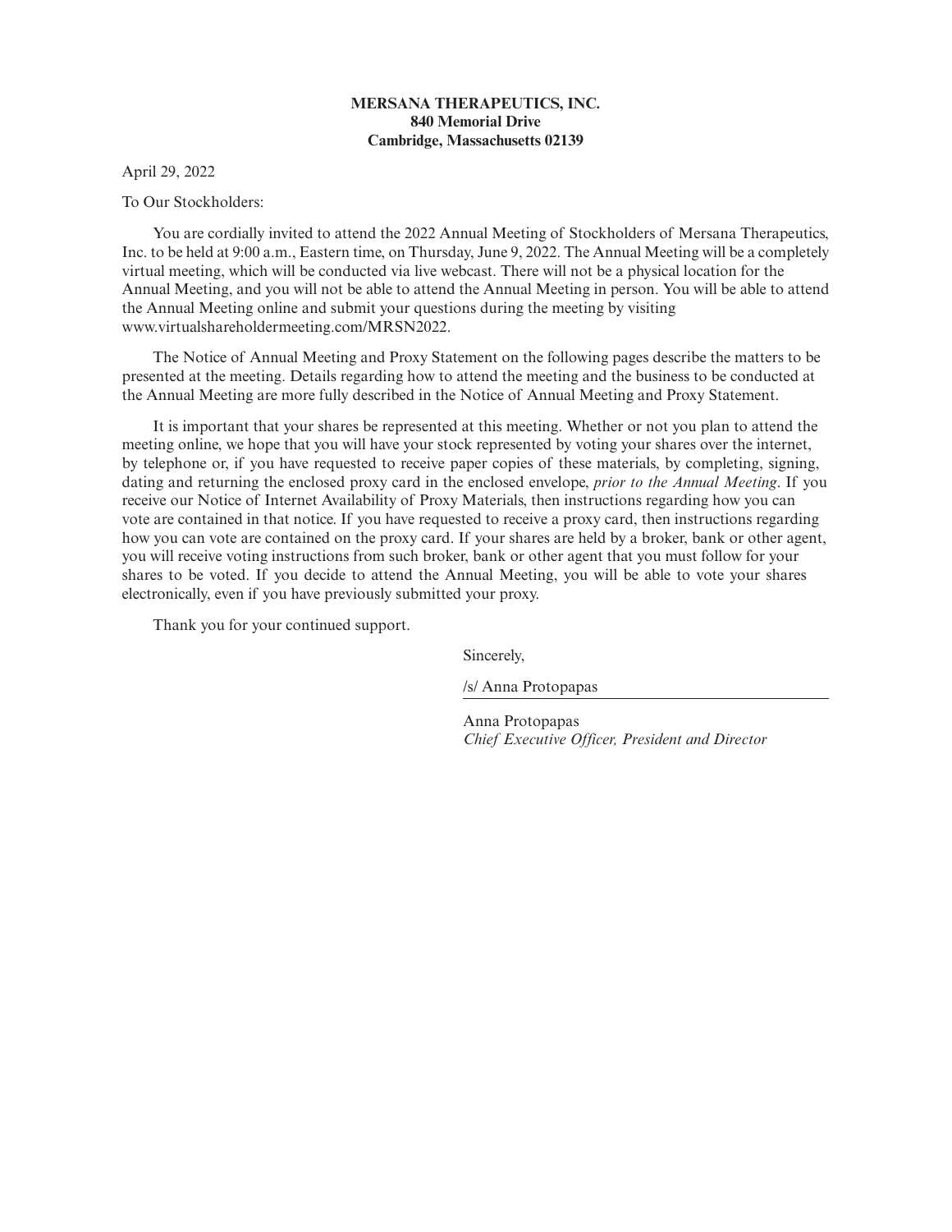**MERSANA THERAPEUTICS, INC.**
**840 Memorial Drive**
**Cambridge, Massachusetts 02139**

April 29, 2022

To Our Stockholders:

You are cordially invited to attend the 2022 Annual Meeting of Stockholders of Mersana Therapeutics, Inc. to be held at 9:00 a.m., Eastern time, on Thursday, June 9, 2022. The Annual Meeting will be a completely virtual meeting, which will be conducted via live webcast. There will not be a physical location for the Annual Meeting, and you will not be able to attend the Annual Meeting in person. You will be able to attend the Annual Meeting online and submit your questions during the meeting by visiting www.virtualshareholdermeeting.com/MRSN2022.

The Notice of Annual Meeting and Proxy Statement on the following pages describe the matters to be presented at the meeting. Details regarding how to attend the meeting and the business to be conducted at the Annual Meeting are more fully described in the Notice of Annual Meeting and Proxy Statement.

It is important that your shares be represented at this meeting. Whether or not you plan to attend the meeting online, we hope that you will have your stock represented by voting your shares over the internet, by telephone or, if you have requested to receive paper copies of these materials, by completing, signing, dating and returning the enclosed proxy card in the enclosed envelope, *prior to the Annual Meeting*. If you receive our Notice of Internet Availability of Proxy Materials, then instructions regarding how you can vote are contained in that notice. If you have requested to receive a proxy card, then instructions regarding how you can vote are contained on the proxy card. If your shares are held by a broker, bank or other agent, you will receive voting instructions from such broker, bank or other agent that you must follow for your shares to be voted. If you decide to attend the Annual Meeting, you will be able to vote your shares electronically, even if you have previously submitted your proxy.

Thank you for your continued support.

Sincerely,

/s/ Anna Protopapas

Anna Protopapas
*Chief Executive Officer, President and Director*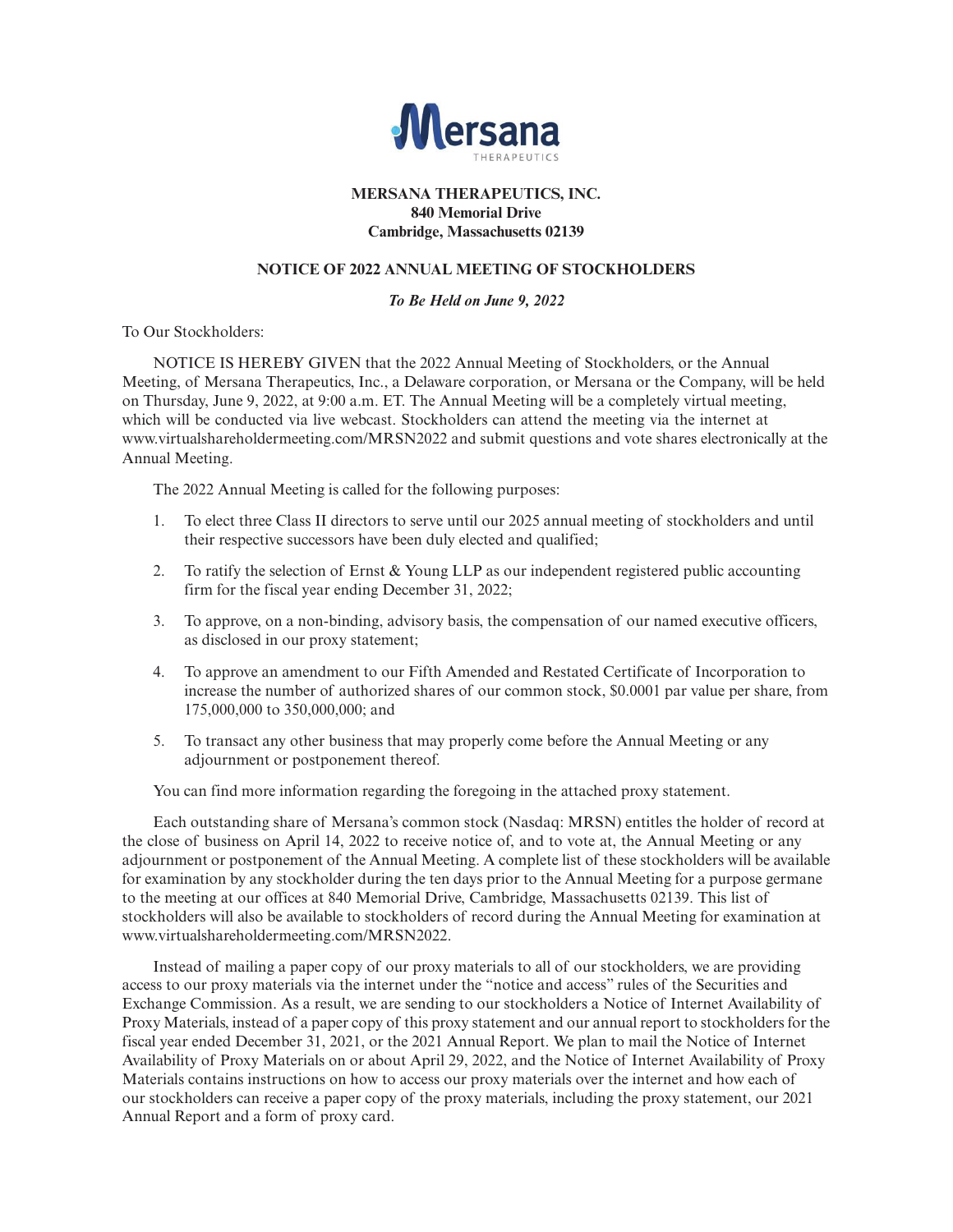**MERSANA THERAPEUTICS, INC.**
**840 Memorial Drive**
**Cambridge, Massachusetts 02139**

## NOTICE OF 2022 ANNUAL MEETING OF STOCKHOLDERS

***To Be Held on June 9, 2022***

To Our Stockholders:

NOTICE IS HEREBY GIVEN that the 2022 Annual Meeting of Stockholders, or the Annual Meeting, of Mersana Therapeutics, Inc., a Delaware corporation, or Mersana or the Company, will be held on Thursday, June 9, 2022, at 9:00 a.m. ET. The Annual Meeting will be a completely virtual meeting, which will be conducted via live webcast. Stockholders can attend the meeting via the internet at www.virtualshareholdermeeting.com/MRSN2022 and submit questions and vote shares electronically at the Annual Meeting.

The 2022 Annual Meeting is called for the following purposes:

1. To elect three Class II directors to serve until our 2025 annual meeting of stockholders and until their respective successors have been duly elected and qualified;
2. To ratify the selection of Ernst & Young LLP as our independent registered public accounting firm for the fiscal year ending December 31, 2022;
3. To approve, on a non-binding, advisory basis, the compensation of our named executive officers, as disclosed in our proxy statement;
4. To approve an amendment to our Fifth Amended and Restated Certificate of Incorporation to increase the number of authorized shares of our common stock, $0.0001 par value per share, from 175,000,000 to 350,000,000; and
5. To transact any other business that may properly come before the Annual Meeting or any adjournment or postponement thereof.

You can find more information regarding the foregoing in the attached proxy statement.

Each outstanding share of Mersana's common stock (Nasdaq: MRSN) entitles the holder of record at the close of business on April 14, 2022 to receive notice of, and to vote at, the Annual Meeting or any adjournment or postponement of the Annual Meeting. A complete list of these stockholders will be available for examination by any stockholder during the ten days prior to the Annual Meeting for a purpose germane to the meeting at our offices at 840 Memorial Drive, Cambridge, Massachusetts 02139. This list of stockholders will also be available to stockholders of record during the Annual Meeting for examination at www.virtualshareholdermeeting.com/MRSN2022.

Instead of mailing a paper copy of our proxy materials to all of our stockholders, we are providing access to our proxy materials via the internet under the "notice and access" rules of the Securities and Exchange Commission. As a result, we are sending to our stockholders a Notice of Internet Availability of Proxy Materials, instead of a paper copy of this proxy statement and our annual report to stockholders for the fiscal year ended December 31, 2021, or the 2021 Annual Report. We plan to mail the Notice of Internet Availability of Proxy Materials on or about April 29, 2022, and the Notice of Internet Availability of Proxy Materials contains instructions on how to access our proxy materials over the internet and how each of our stockholders can receive a paper copy of the proxy materials, including the proxy statement, our 2021 Annual Report and a form of proxy card.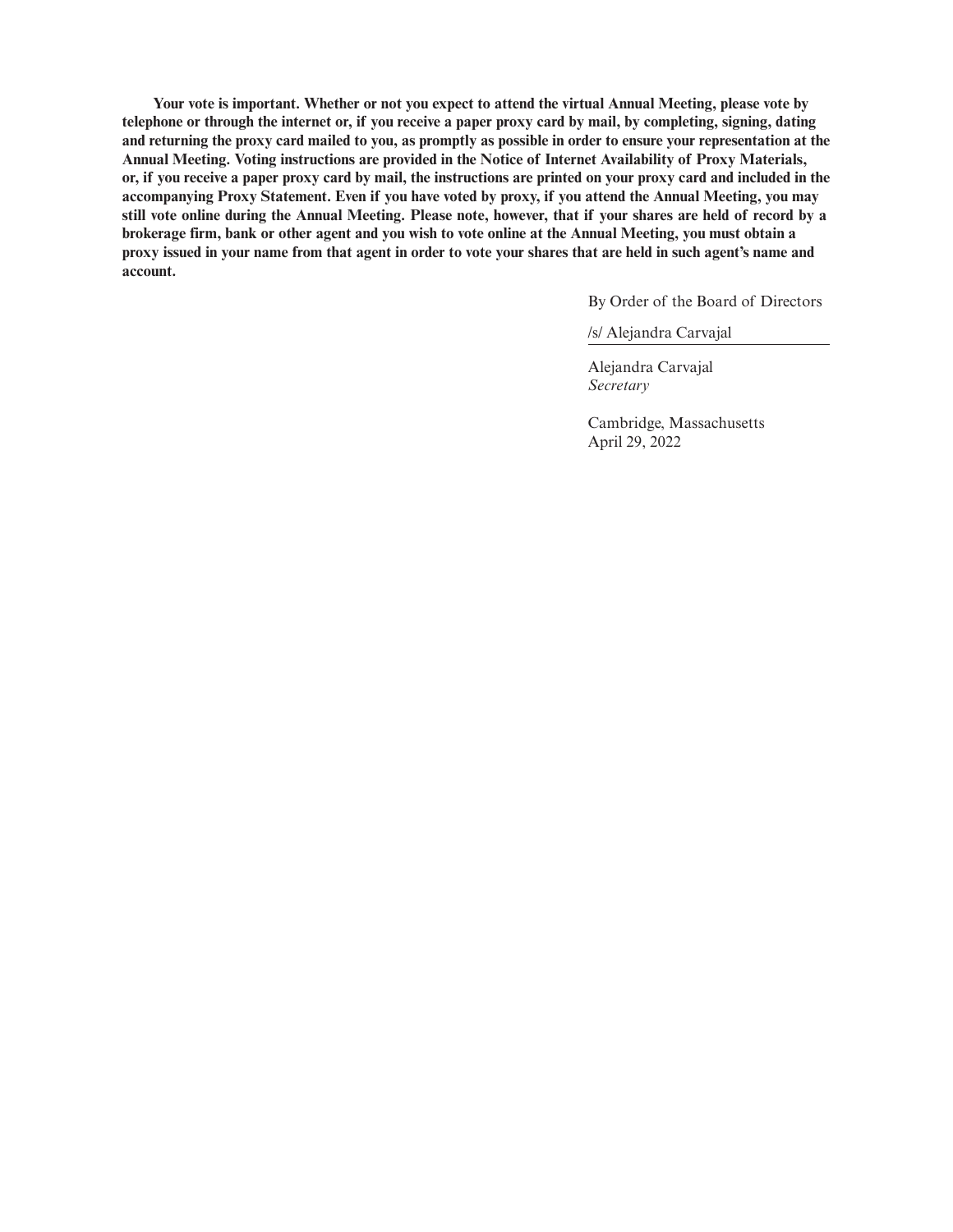**Your vote is important. Whether or not you expect to attend the virtual Annual Meeting, please vote by telephone or through the internet or, if you receive a paper proxy card by mail, by completing, signing, dating and returning the proxy card mailed to you, as promptly as possible in order to ensure your representation at the Annual Meeting. Voting instructions are provided in the Notice of Internet Availability of Proxy Materials, or, if you receive a paper proxy card by mail, the instructions are printed on your proxy card and included in the accompanying Proxy Statement. Even if you have voted by proxy, if you attend the Annual Meeting, you may still vote online during the Annual Meeting. Please note, however, that if your shares are held of record by a brokerage firm, bank or other agent and you wish to vote online at the Annual Meeting, you must obtain a proxy issued in your name from that agent in order to vote your shares that are held in such agent's name and account.**

By Order of the Board of Directors

/s/ Alejandra Carvajal

Alejandra Carvajal
*Secretary*

Cambridge, Massachusetts
April 29, 2022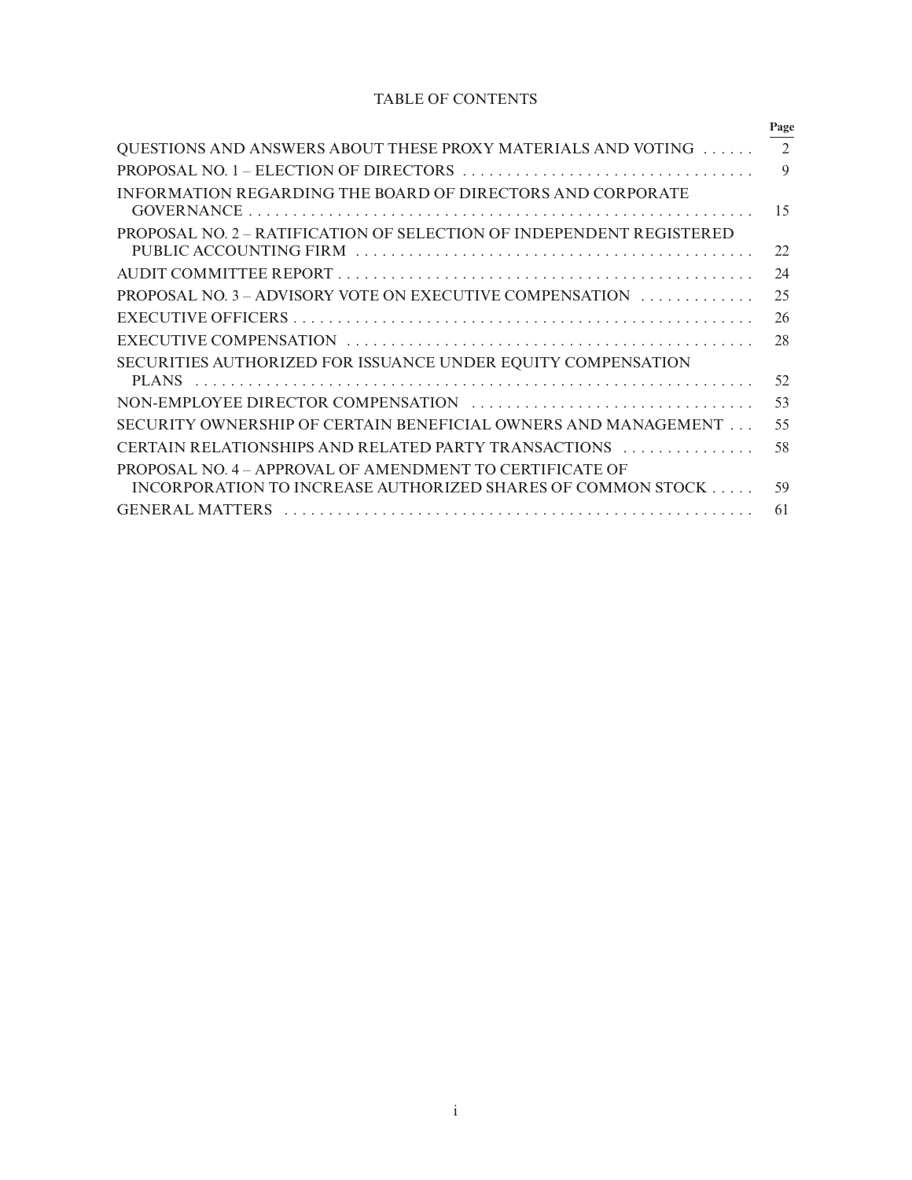# TABLE OF CONTENTS

| | Page |
|---|---|
| QUESTIONS AND ANSWERS ABOUT THESE PROXY MATERIALS AND VOTING | 2 |
| PROPOSAL NO. 1 – ELECTION OF DIRECTORS | 9 |
| INFORMATION REGARDING THE BOARD OF DIRECTORS AND CORPORATE GOVERNANCE | 15 |
| PROPOSAL NO. 2 – RATIFICATION OF SELECTION OF INDEPENDENT REGISTERED PUBLIC ACCOUNTING FIRM | 22 |
| AUDIT COMMITTEE REPORT | 24 |
| PROPOSAL NO. 3 – ADVISORY VOTE ON EXECUTIVE COMPENSATION | 25 |
| EXECUTIVE OFFICERS | 26 |
| EXECUTIVE COMPENSATION | 28 |
| SECURITIES AUTHORIZED FOR ISSUANCE UNDER EQUITY COMPENSATION PLANS | 52 |
| NON-EMPLOYEE DIRECTOR COMPENSATION | 53 |
| SECURITY OWNERSHIP OF CERTAIN BENEFICIAL OWNERS AND MANAGEMENT | 55 |
| CERTAIN RELATIONSHIPS AND RELATED PARTY TRANSACTIONS | 58 |
| PROPOSAL NO. 4 – APPROVAL OF AMENDMENT TO CERTIFICATE OF INCORPORATION TO INCREASE AUTHORIZED SHARES OF COMMON STOCK | 59 |
| GENERAL MATTERS | 61 |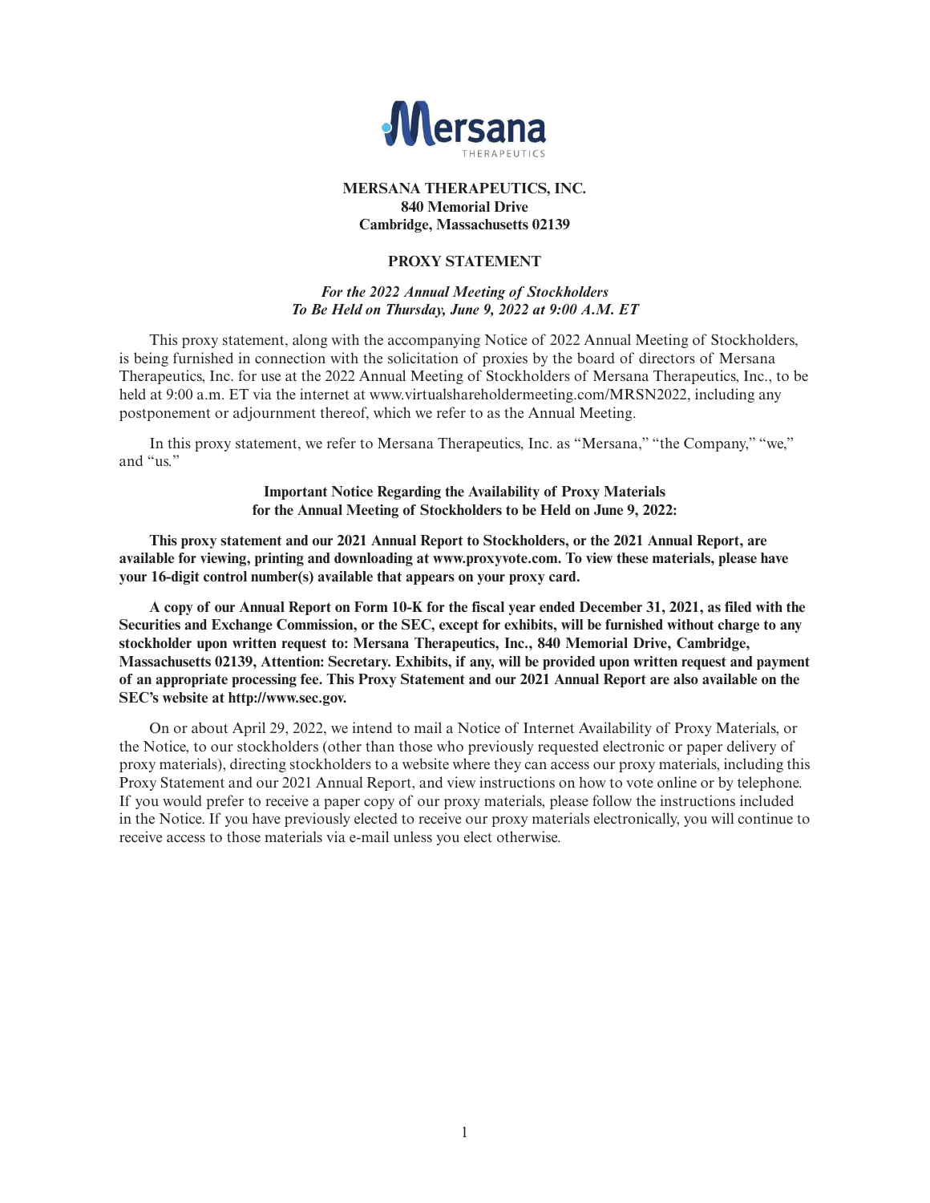**MERSANA THERAPEUTICS, INC.**
**840 Memorial Drive**
**Cambridge, Massachusetts 02139**

**PROXY STATEMENT**

***For the 2022 Annual Meeting of Stockholders***
***To Be Held on Thursday, June 9, 2022 at 9:00 A.M. ET***

This proxy statement, along with the accompanying Notice of 2022 Annual Meeting of Stockholders, is being furnished in connection with the solicitation of proxies by the board of directors of Mersana Therapeutics, Inc. for use at the 2022 Annual Meeting of Stockholders of Mersana Therapeutics, Inc., to be held at 9:00 a.m. ET via the internet at www.virtualshareholdermeeting.com/MRSN2022, including any postponement or adjournment thereof, which we refer to as the Annual Meeting.

In this proxy statement, we refer to Mersana Therapeutics, Inc. as "Mersana," "the Company," "we," and "us."

**Important Notice Regarding the Availability of Proxy Materials for the Annual Meeting of Stockholders to be Held on June 9, 2022:**

**This proxy statement and our 2021 Annual Report to Stockholders, or the 2021 Annual Report, are available for viewing, printing and downloading at www.proxyvote.com. To view these materials, please have your 16-digit control number(s) available that appears on your proxy card.**

**A copy of our Annual Report on Form 10-K for the fiscal year ended December 31, 2021, as filed with the Securities and Exchange Commission, or the SEC, except for exhibits, will be furnished without charge to any stockholder upon written request to: Mersana Therapeutics, Inc., 840 Memorial Drive, Cambridge, Massachusetts 02139, Attention: Secretary. Exhibits, if any, will be provided upon written request and payment of an appropriate processing fee. This Proxy Statement and our 2021 Annual Report are also available on the SEC's website at http://www.sec.gov.**

On or about April 29, 2022, we intend to mail a Notice of Internet Availability of Proxy Materials, or the Notice, to our stockholders (other than those who previously requested electronic or paper delivery of proxy materials), directing stockholders to a website where they can access our proxy materials, including this Proxy Statement and our 2021 Annual Report, and view instructions on how to vote online or by telephone. If you would prefer to receive a paper copy of our proxy materials, please follow the instructions included in the Notice. If you have previously elected to receive our proxy materials electronically, you will continue to receive access to those materials via e-mail unless you elect otherwise.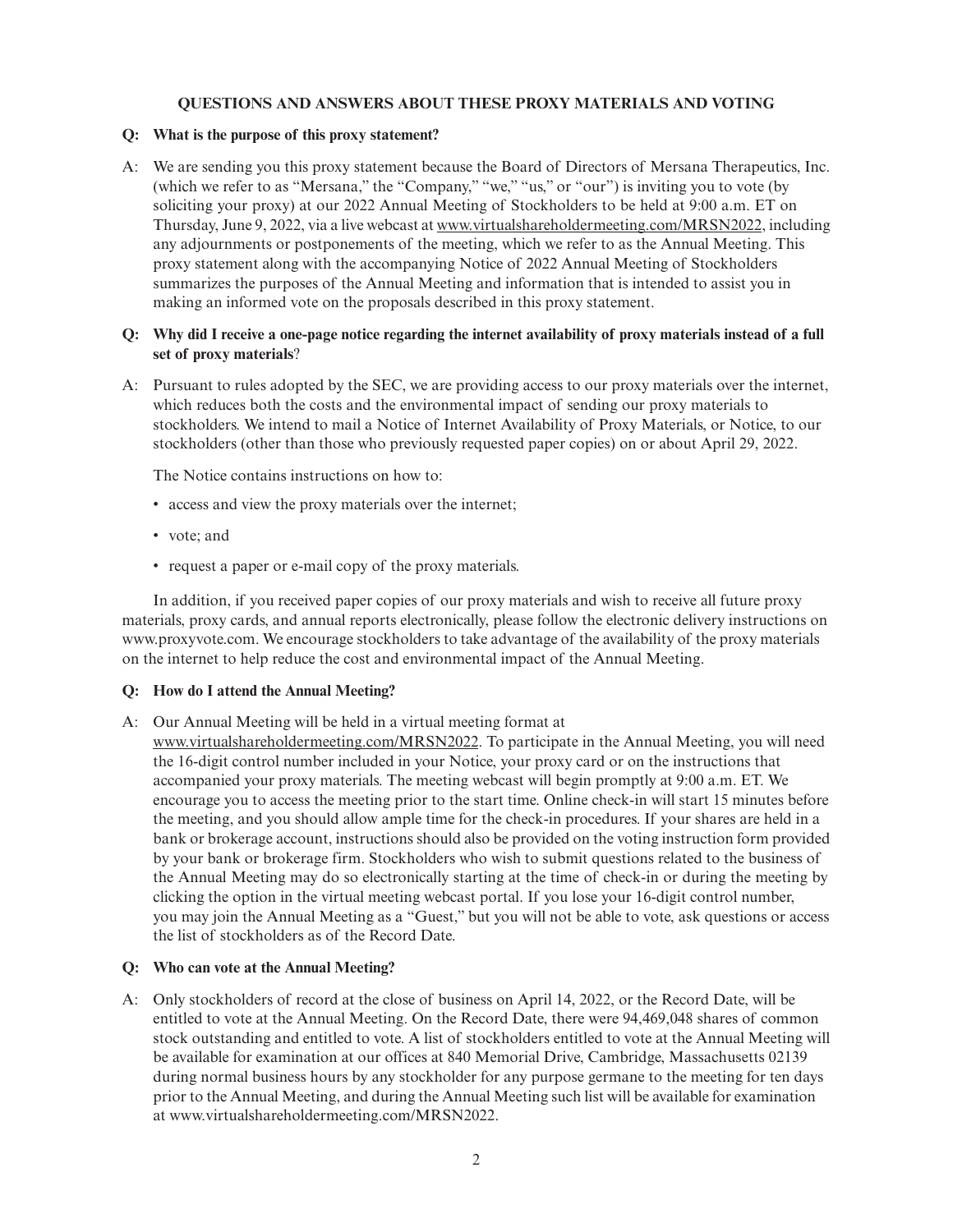## QUESTIONS AND ANSWERS ABOUT THESE PROXY MATERIALS AND VOTING

**Q: What is the purpose of this proxy statement?**

A: We are sending you this proxy statement because the Board of Directors of Mersana Therapeutics, Inc. (which we refer to as "Mersana," the "Company," "we," "us," or "our") is inviting you to vote (by soliciting your proxy) at our 2022 Annual Meeting of Stockholders to be held at 9:00 a.m. ET on Thursday, June 9, 2022, via a live webcast at www.virtualshareholdermeeting.com/MRSN2022, including any adjournments or postponements of the meeting, which we refer to as the Annual Meeting. This proxy statement along with the accompanying Notice of 2022 Annual Meeting of Stockholders summarizes the purposes of the Annual Meeting and information that is intended to assist you in making an informed vote on the proposals described in this proxy statement.

**Q: Why did I receive a one-page notice regarding the internet availability of proxy materials instead of a full set of proxy materials?**

A: Pursuant to rules adopted by the SEC, we are providing access to our proxy materials over the internet, which reduces both the costs and the environmental impact of sending our proxy materials to stockholders. We intend to mail a Notice of Internet Availability of Proxy Materials, or Notice, to our stockholders (other than those who previously requested paper copies) on or about April 29, 2022.

The Notice contains instructions on how to:

- access and view the proxy materials over the internet;
- vote; and
- request a paper or e-mail copy of the proxy materials.

In addition, if you received paper copies of our proxy materials and wish to receive all future proxy materials, proxy cards, and annual reports electronically, please follow the electronic delivery instructions on www.proxyvote.com. We encourage stockholders to take advantage of the availability of the proxy materials on the internet to help reduce the cost and environmental impact of the Annual Meeting.

**Q: How do I attend the Annual Meeting?**

A: Our Annual Meeting will be held in a virtual meeting format at www.virtualshareholdermeeting.com/MRSN2022. To participate in the Annual Meeting, you will need the 16-digit control number included in your Notice, your proxy card or on the instructions that accompanied your proxy materials. The meeting webcast will begin promptly at 9:00 a.m. ET. We encourage you to access the meeting prior to the start time. Online check-in will start 15 minutes before the meeting, and you should allow ample time for the check-in procedures. If your shares are held in a bank or brokerage account, instructions should also be provided on the voting instruction form provided by your bank or brokerage firm. Stockholders who wish to submit questions related to the business of the Annual Meeting may do so electronically starting at the time of check-in or during the meeting by clicking the option in the virtual meeting webcast portal. If you lose your 16-digit control number, you may join the Annual Meeting as a "Guest," but you will not be able to vote, ask questions or access the list of stockholders as of the Record Date.

**Q: Who can vote at the Annual Meeting?**

A: Only stockholders of record at the close of business on April 14, 2022, or the Record Date, will be entitled to vote at the Annual Meeting. On the Record Date, there were 94,469,048 shares of common stock outstanding and entitled to vote. A list of stockholders entitled to vote at the Annual Meeting will be available for examination at our offices at 840 Memorial Drive, Cambridge, Massachusetts 02139 during normal business hours by any stockholder for any purpose germane to the meeting for ten days prior to the Annual Meeting, and during the Annual Meeting such list will be available for examination at www.virtualshareholdermeeting.com/MRSN2022.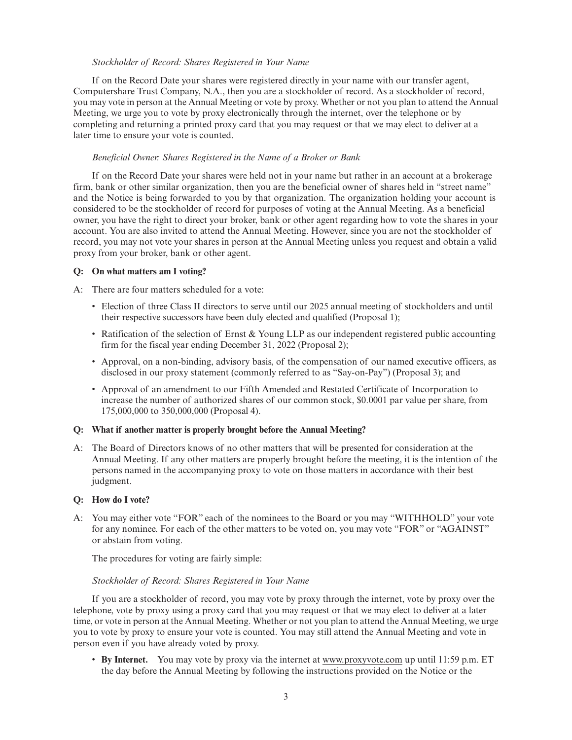*Stockholder of Record: Shares Registered in Your Name*

If on the Record Date your shares were registered directly in your name with our transfer agent, Computershare Trust Company, N.A., then you are a stockholder of record. As a stockholder of record, you may vote in person at the Annual Meeting or vote by proxy. Whether or not you plan to attend the Annual Meeting, we urge you to vote by proxy electronically through the internet, over the telephone or by completing and returning a printed proxy card that you may request or that we may elect to deliver at a later time to ensure your vote is counted.

*Beneficial Owner: Shares Registered in the Name of a Broker or Bank*

If on the Record Date your shares were held not in your name but rather in an account at a brokerage firm, bank or other similar organization, then you are the beneficial owner of shares held in "street name" and the Notice is being forwarded to you by that organization. The organization holding your account is considered to be the stockholder of record for purposes of voting at the Annual Meeting. As a beneficial owner, you have the right to direct your broker, bank or other agent regarding how to vote the shares in your account. You are also invited to attend the Annual Meeting. However, since you are not the stockholder of record, you may not vote your shares in person at the Annual Meeting unless you request and obtain a valid proxy from your broker, bank or other agent.

**Q: On what matters am I voting?**

A: There are four matters scheduled for a vote:

- Election of three Class II directors to serve until our 2025 annual meeting of stockholders and until their respective successors have been duly elected and qualified (Proposal 1);
- Ratification of the selection of Ernst & Young LLP as our independent registered public accounting firm for the fiscal year ending December 31, 2022 (Proposal 2);
- Approval, on a non-binding, advisory basis, of the compensation of our named executive officers, as disclosed in our proxy statement (commonly referred to as "Say-on-Pay") (Proposal 3); and
- Approval of an amendment to our Fifth Amended and Restated Certificate of Incorporation to increase the number of authorized shares of our common stock, $0.0001 par value per share, from 175,000,000 to 350,000,000 (Proposal 4).

**Q: What if another matter is properly brought before the Annual Meeting?**

A: The Board of Directors knows of no other matters that will be presented for consideration at the Annual Meeting. If any other matters are properly brought before the meeting, it is the intention of the persons named in the accompanying proxy to vote on those matters in accordance with their best judgment.

**Q: How do I vote?**

A: You may either vote "FOR" each of the nominees to the Board or you may "WITHHOLD" your vote for any nominee. For each of the other matters to be voted on, you may vote "FOR" or "AGAINST" or abstain from voting.

The procedures for voting are fairly simple:

*Stockholder of Record: Shares Registered in Your Name*

If you are a stockholder of record, you may vote by proxy through the internet, vote by proxy over the telephone, vote by proxy using a proxy card that you may request or that we may elect to deliver at a later time, or vote in person at the Annual Meeting. Whether or not you plan to attend the Annual Meeting, we urge you to vote by proxy to ensure your vote is counted. You may still attend the Annual Meeting and vote in person even if you have already voted by proxy.

- **By Internet.** You may vote by proxy via the internet at www.proxyvote.com up until 11:59 p.m. ET the day before the Annual Meeting by following the instructions provided on the Notice or the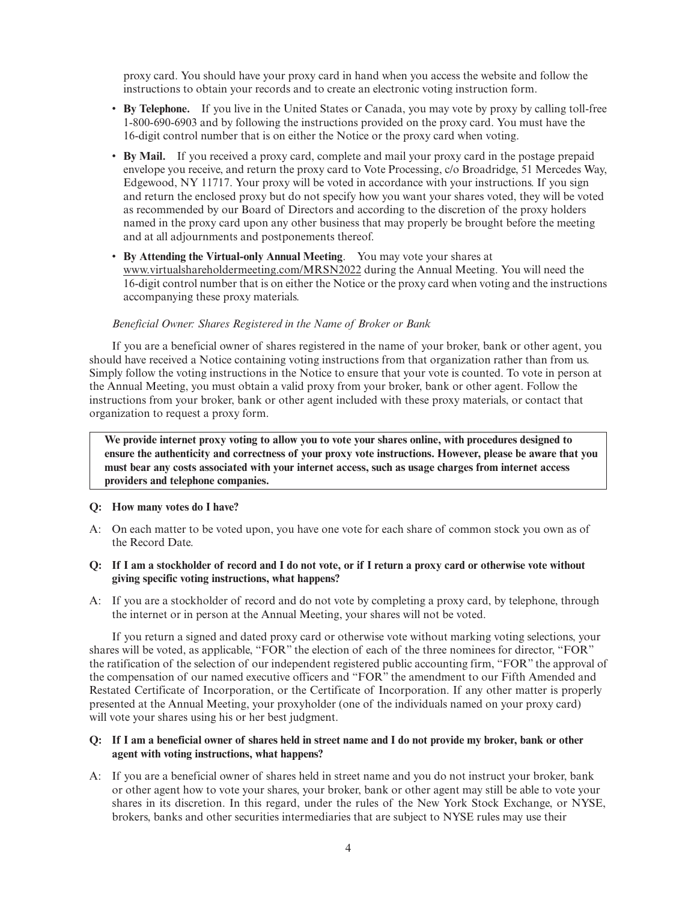proxy card. You should have your proxy card in hand when you access the website and follow the instructions to obtain your records and to create an electronic voting instruction form.

- **By Telephone.** If you live in the United States or Canada, you may vote by proxy by calling toll-free 1-800-690-6903 and by following the instructions provided on the proxy card. You must have the 16-digit control number that is on either the Notice or the proxy card when voting.
- **By Mail.** If you received a proxy card, complete and mail your proxy card in the postage prepaid envelope you receive, and return the proxy card to Vote Processing, c/o Broadridge, 51 Mercedes Way, Edgewood, NY 11717. Your proxy will be voted in accordance with your instructions. If you sign and return the enclosed proxy but do not specify how you want your shares voted, they will be voted as recommended by our Board of Directors and according to the discretion of the proxy holders named in the proxy card upon any other business that may properly be brought before the meeting and at all adjournments and postponements thereof.
- **By Attending the Virtual-only Annual Meeting**. You may vote your shares at www.virtualshareholdermeeting.com/MRSN2022 during the Annual Meeting. You will need the 16-digit control number that is on either the Notice or the proxy card when voting and the instructions accompanying these proxy materials.

*Beneficial Owner: Shares Registered in the Name of Broker or Bank*

If you are a beneficial owner of shares registered in the name of your broker, bank or other agent, you should have received a Notice containing voting instructions from that organization rather than from us. Simply follow the voting instructions in the Notice to ensure that your vote is counted. To vote in person at the Annual Meeting, you must obtain a valid proxy from your broker, bank or other agent. Follow the instructions from your broker, bank or other agent included with these proxy materials, or contact that organization to request a proxy form.

**We provide internet proxy voting to allow you to vote your shares online, with procedures designed to ensure the authenticity and correctness of your proxy vote instructions. However, please be aware that you must bear any costs associated with your internet access, such as usage charges from internet access providers and telephone companies.**

**Q: How many votes do I have?**

A: On each matter to be voted upon, you have one vote for each share of common stock you own as of the Record Date.

**Q: If I am a stockholder of record and I do not vote, or if I return a proxy card or otherwise vote without giving specific voting instructions, what happens?**

A: If you are a stockholder of record and do not vote by completing a proxy card, by telephone, through the internet or in person at the Annual Meeting, your shares will not be voted.

If you return a signed and dated proxy card or otherwise vote without marking voting selections, your shares will be voted, as applicable, "FOR" the election of each of the three nominees for director, "FOR" the ratification of the selection of our independent registered public accounting firm, "FOR" the approval of the compensation of our named executive officers and "FOR" the amendment to our Fifth Amended and Restated Certificate of Incorporation, or the Certificate of Incorporation. If any other matter is properly presented at the Annual Meeting, your proxyholder (one of the individuals named on your proxy card) will vote your shares using his or her best judgment.

**Q: If I am a beneficial owner of shares held in street name and I do not provide my broker, bank or other agent with voting instructions, what happens?**

A: If you are a beneficial owner of shares held in street name and you do not instruct your broker, bank or other agent how to vote your shares, your broker, bank or other agent may still be able to vote your shares in its discretion. In this regard, under the rules of the New York Stock Exchange, or NYSE, brokers, banks and other securities intermediaries that are subject to NYSE rules may use their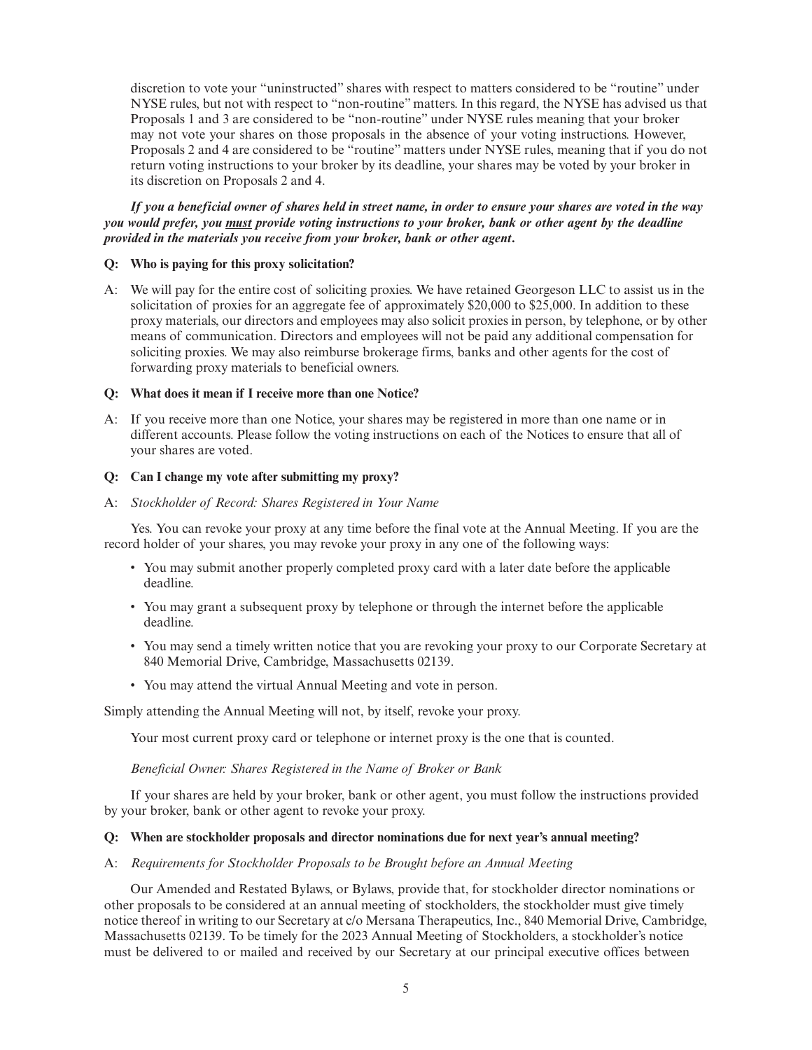discretion to vote your "uninstructed" shares with respect to matters considered to be "routine" under NYSE rules, but not with respect to "non-routine" matters. In this regard, the NYSE has advised us that Proposals 1 and 3 are considered to be "non-routine" under NYSE rules meaning that your broker may not vote your shares on those proposals in the absence of your voting instructions. However, Proposals 2 and 4 are considered to be "routine" matters under NYSE rules, meaning that if you do not return voting instructions to your broker by its deadline, your shares may be voted by your broker in its discretion on Proposals 2 and 4.

***If you a beneficial owner of shares held in street name, in order to ensure your shares are voted in the way you would prefer, you must provide voting instructions to your broker, bank or other agent by the deadline provided in the materials you receive from your broker, bank or other agent.***

**Q: Who is paying for this proxy solicitation?**

A: We will pay for the entire cost of soliciting proxies. We have retained Georgeson LLC to assist us in the solicitation of proxies for an aggregate fee of approximately $20,000 to $25,000. In addition to these proxy materials, our directors and employees may also solicit proxies in person, by telephone, or by other means of communication. Directors and employees will not be paid any additional compensation for soliciting proxies. We may also reimburse brokerage firms, banks and other agents for the cost of forwarding proxy materials to beneficial owners.

**Q: What does it mean if I receive more than one Notice?**

A: If you receive more than one Notice, your shares may be registered in more than one name or in different accounts. Please follow the voting instructions on each of the Notices to ensure that all of your shares are voted.

**Q: Can I change my vote after submitting my proxy?**

A: *Stockholder of Record: Shares Registered in Your Name*

Yes. You can revoke your proxy at any time before the final vote at the Annual Meeting. If you are the record holder of your shares, you may revoke your proxy in any one of the following ways:

- You may submit another properly completed proxy card with a later date before the applicable deadline.
- You may grant a subsequent proxy by telephone or through the internet before the applicable deadline.
- You may send a timely written notice that you are revoking your proxy to our Corporate Secretary at 840 Memorial Drive, Cambridge, Massachusetts 02139.
- You may attend the virtual Annual Meeting and vote in person.

Simply attending the Annual Meeting will not, by itself, revoke your proxy.

Your most current proxy card or telephone or internet proxy is the one that is counted.

*Beneficial Owner: Shares Registered in the Name of Broker or Bank*

If your shares are held by your broker, bank or other agent, you must follow the instructions provided by your broker, bank or other agent to revoke your proxy.

**Q: When are stockholder proposals and director nominations due for next year's annual meeting?**

A: *Requirements for Stockholder Proposals to be Brought before an Annual Meeting*

Our Amended and Restated Bylaws, or Bylaws, provide that, for stockholder director nominations or other proposals to be considered at an annual meeting of stockholders, the stockholder must give timely notice thereof in writing to our Secretary at c/o Mersana Therapeutics, Inc., 840 Memorial Drive, Cambridge, Massachusetts 02139. To be timely for the 2023 Annual Meeting of Stockholders, a stockholder's notice must be delivered to or mailed and received by our Secretary at our principal executive offices between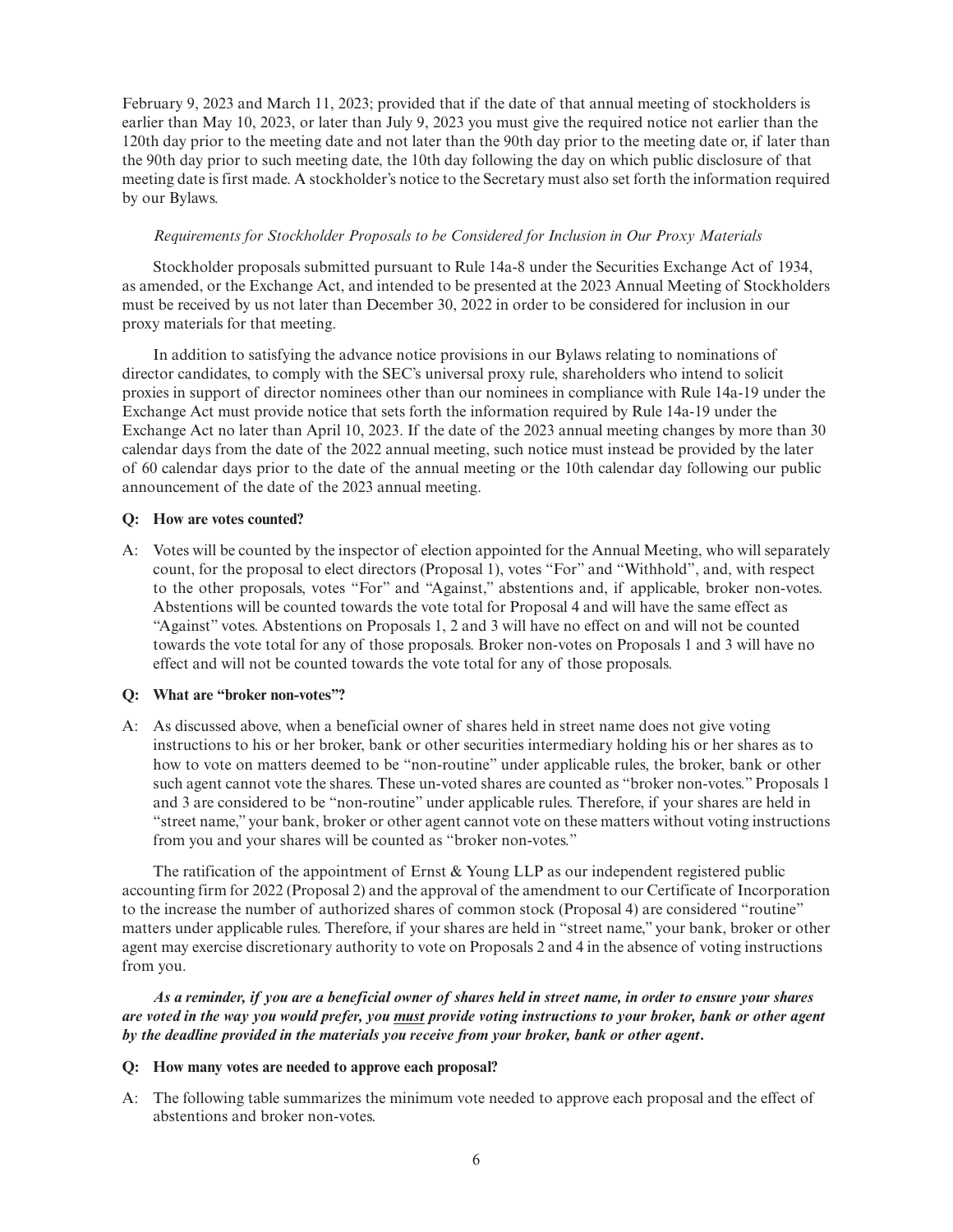February 9, 2023 and March 11, 2023; provided that if the date of that annual meeting of stockholders is earlier than May 10, 2023, or later than July 9, 2023 you must give the required notice not earlier than the 120th day prior to the meeting date and not later than the 90th day prior to the meeting date or, if later than the 90th day prior to such meeting date, the 10th day following the day on which public disclosure of that meeting date is first made. A stockholder's notice to the Secretary must also set forth the information required by our Bylaws.

*Requirements for Stockholder Proposals to be Considered for Inclusion in Our Proxy Materials*

Stockholder proposals submitted pursuant to Rule 14a-8 under the Securities Exchange Act of 1934, as amended, or the Exchange Act, and intended to be presented at the 2023 Annual Meeting of Stockholders must be received by us not later than December 30, 2022 in order to be considered for inclusion in our proxy materials for that meeting.

In addition to satisfying the advance notice provisions in our Bylaws relating to nominations of director candidates, to comply with the SEC's universal proxy rule, shareholders who intend to solicit proxies in support of director nominees other than our nominees in compliance with Rule 14a-19 under the Exchange Act must provide notice that sets forth the information required by Rule 14a-19 under the Exchange Act no later than April 10, 2023. If the date of the 2023 annual meeting changes by more than 30 calendar days from the date of the 2022 annual meeting, such notice must instead be provided by the later of 60 calendar days prior to the date of the annual meeting or the 10th calendar day following our public announcement of the date of the 2023 annual meeting.

**Q: How are votes counted?**

A: Votes will be counted by the inspector of election appointed for the Annual Meeting, who will separately count, for the proposal to elect directors (Proposal 1), votes "For" and "Withhold", and, with respect to the other proposals, votes "For" and "Against," abstentions and, if applicable, broker non-votes. Abstentions will be counted towards the vote total for Proposal 4 and will have the same effect as "Against" votes. Abstentions on Proposals 1, 2 and 3 will have no effect on and will not be counted towards the vote total for any of those proposals. Broker non-votes on Proposals 1 and 3 will have no effect and will not be counted towards the vote total for any of those proposals.

**Q: What are "broker non-votes"?**

A: As discussed above, when a beneficial owner of shares held in street name does not give voting instructions to his or her broker, bank or other securities intermediary holding his or her shares as to how to vote on matters deemed to be "non-routine" under applicable rules, the broker, bank or other such agent cannot vote the shares. These un-voted shares are counted as "broker non-votes." Proposals 1 and 3 are considered to be "non-routine" under applicable rules. Therefore, if your shares are held in "street name," your bank, broker or other agent cannot vote on these matters without voting instructions from you and your shares will be counted as "broker non-votes."

The ratification of the appointment of Ernst & Young LLP as our independent registered public accounting firm for 2022 (Proposal 2) and the approval of the amendment to our Certificate of Incorporation to the increase the number of authorized shares of common stock (Proposal 4) are considered "routine" matters under applicable rules. Therefore, if your shares are held in "street name," your bank, broker or other agent may exercise discretionary authority to vote on Proposals 2 and 4 in the absence of voting instructions from you.

***As a reminder, if you are a beneficial owner of shares held in street name, in order to ensure your shares are voted in the way you would prefer, you must provide voting instructions to your broker, bank or other agent by the deadline provided in the materials you receive from your broker, bank or other agent.***

**Q: How many votes are needed to approve each proposal?**

A: The following table summarizes the minimum vote needed to approve each proposal and the effect of abstentions and broker non-votes.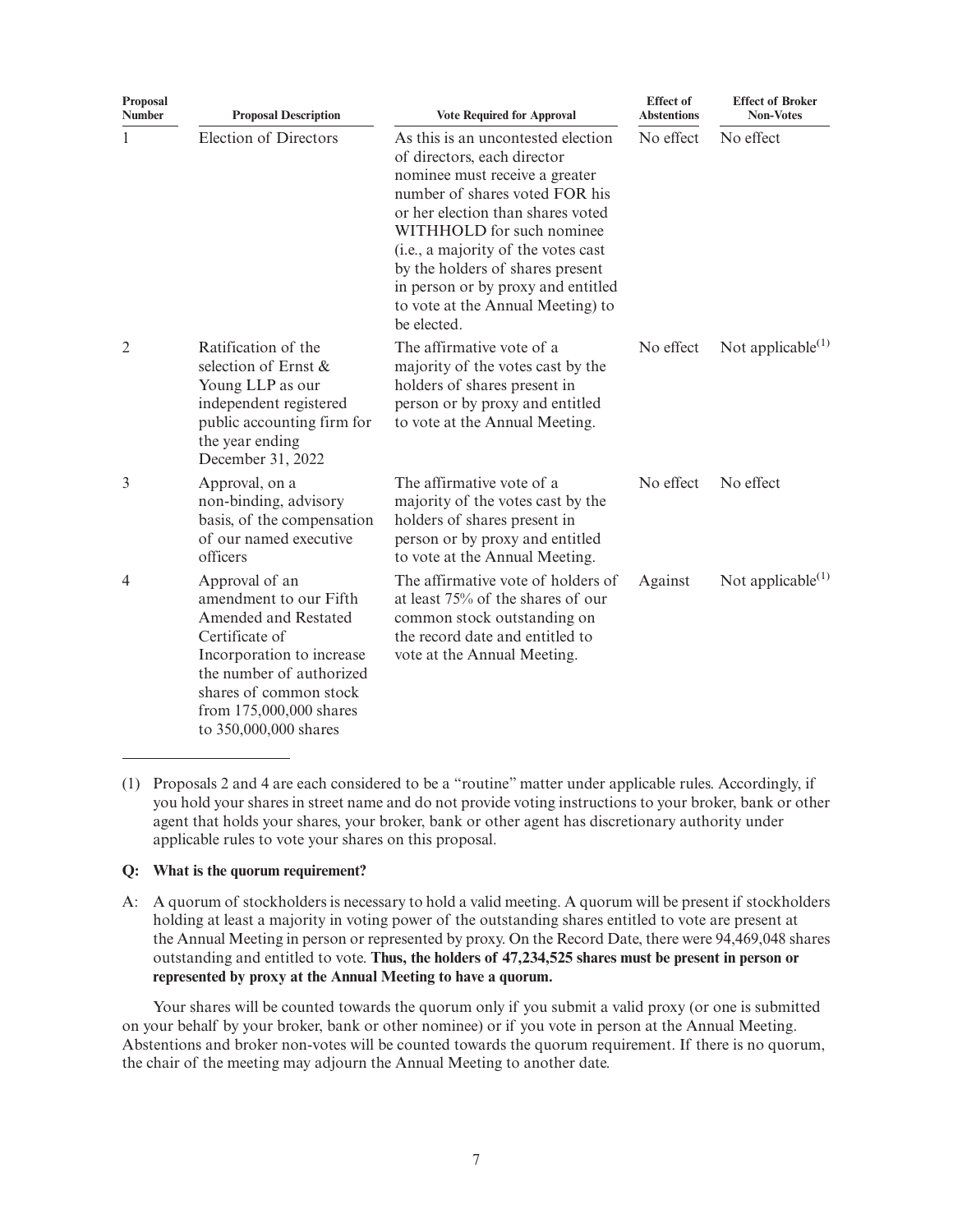| Proposal Number | Proposal Description | Vote Required for Approval | Effect of Abstentions | Effect of Broker Non-Votes |
|---|---|---|---|---|
| 1 | Election of Directors | As this is an uncontested election of directors, each director nominee must receive a greater number of shares voted FOR his or her election than shares voted WITHHOLD for such nominee (i.e., a majority of the votes cast by the holders of shares present in person or by proxy and entitled to vote at the Annual Meeting) to be elected. | No effect | No effect |
| 2 | Ratification of the selection of Ernst & Young LLP as our independent registered public accounting firm for the year ending December 31, 2022 | The affirmative vote of a majority of the votes cast by the holders of shares present in person or by proxy and entitled to vote at the Annual Meeting. | No effect | Not applicable[(1)] |
| 3 | Approval, on a non-binding, advisory basis, of the compensation of our named executive officers | The affirmative vote of a majority of the votes cast by the holders of shares present in person or by proxy and entitled to vote at the Annual Meeting. | No effect | No effect |
| 4 | Approval of an amendment to our Fifth Amended and Restated Certificate of Incorporation to increase the number of authorized shares of common stock from 175,000,000 shares to 350,000,000 shares | The affirmative vote of holders of at least 75% of the shares of our common stock outstanding on the record date and entitled to vote at the Annual Meeting. | Against | Not applicable[(1)] |

(1) Proposals 2 and 4 are each considered to be a "routine" matter under applicable rules. Accordingly, if you hold your shares in street name and do not provide voting instructions to your broker, bank or other agent that holds your shares, your broker, bank or other agent has discretionary authority under applicable rules to vote your shares on this proposal.

**Q: What is the quorum requirement?**

A: A quorum of stockholders is necessary to hold a valid meeting. A quorum will be present if stockholders holding at least a majority in voting power of the outstanding shares entitled to vote are present at the Annual Meeting in person or represented by proxy. On the Record Date, there were 94,469,048 shares outstanding and entitled to vote. **Thus, the holders of 47,234,525 shares must be present in person or represented by proxy at the Annual Meeting to have a quorum.**

Your shares will be counted towards the quorum only if you submit a valid proxy (or one is submitted on your behalf by your broker, bank or other nominee) or if you vote in person at the Annual Meeting. Abstentions and broker non-votes will be counted towards the quorum requirement. If there is no quorum, the chair of the meeting may adjourn the Annual Meeting to another date.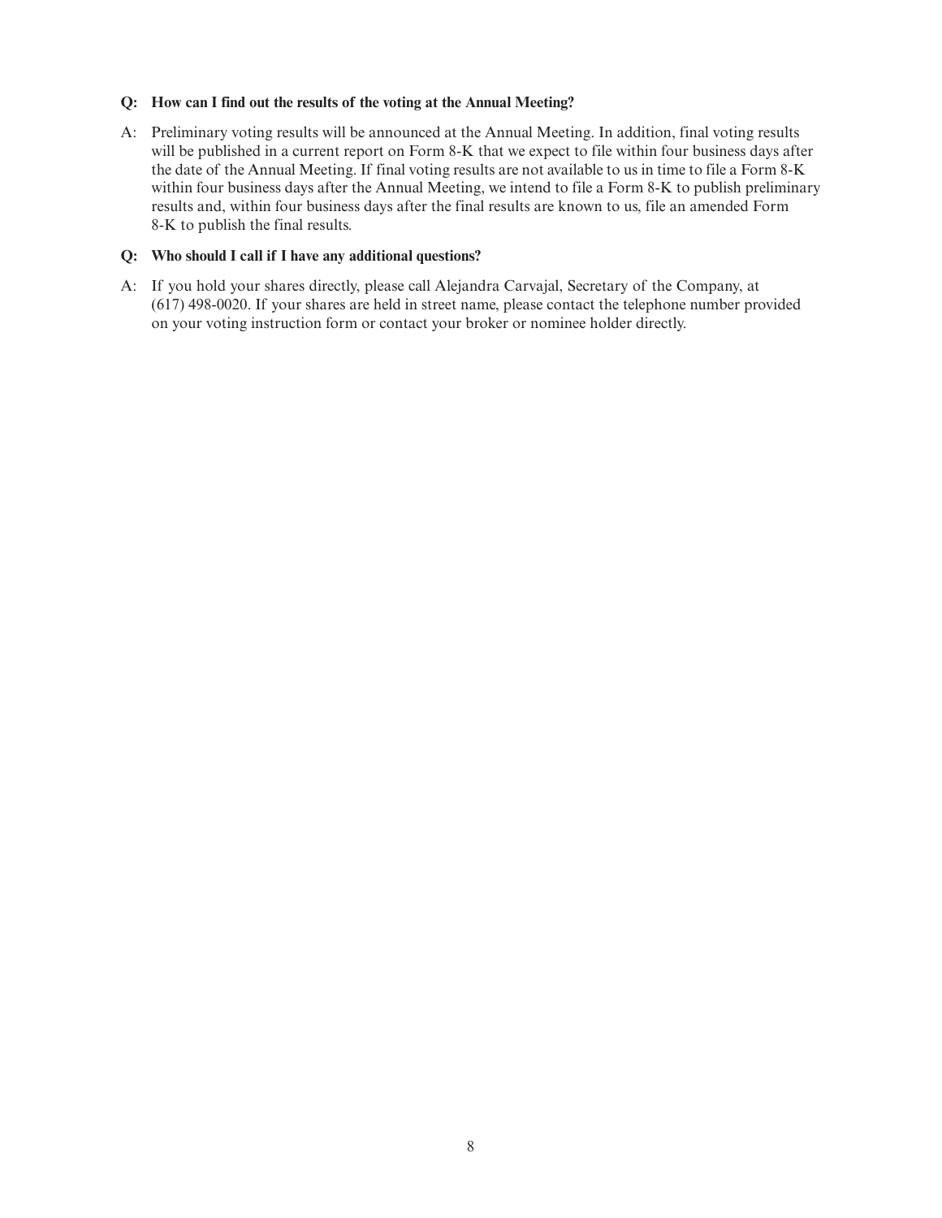**Q: How can I find out the results of the voting at the Annual Meeting?**

A: Preliminary voting results will be announced at the Annual Meeting. In addition, final voting results will be published in a current report on Form 8-K that we expect to file within four business days after the date of the Annual Meeting. If final voting results are not available to us in time to file a Form 8-K within four business days after the Annual Meeting, we intend to file a Form 8-K to publish preliminary results and, within four business days after the final results are known to us, file an amended Form 8-K to publish the final results.

**Q: Who should I call if I have any additional questions?**

A: If you hold your shares directly, please call Alejandra Carvajal, Secretary of the Company, at (617) 498-0020. If your shares are held in street name, please contact the telephone number provided on your voting instruction form or contact your broker or nominee holder directly.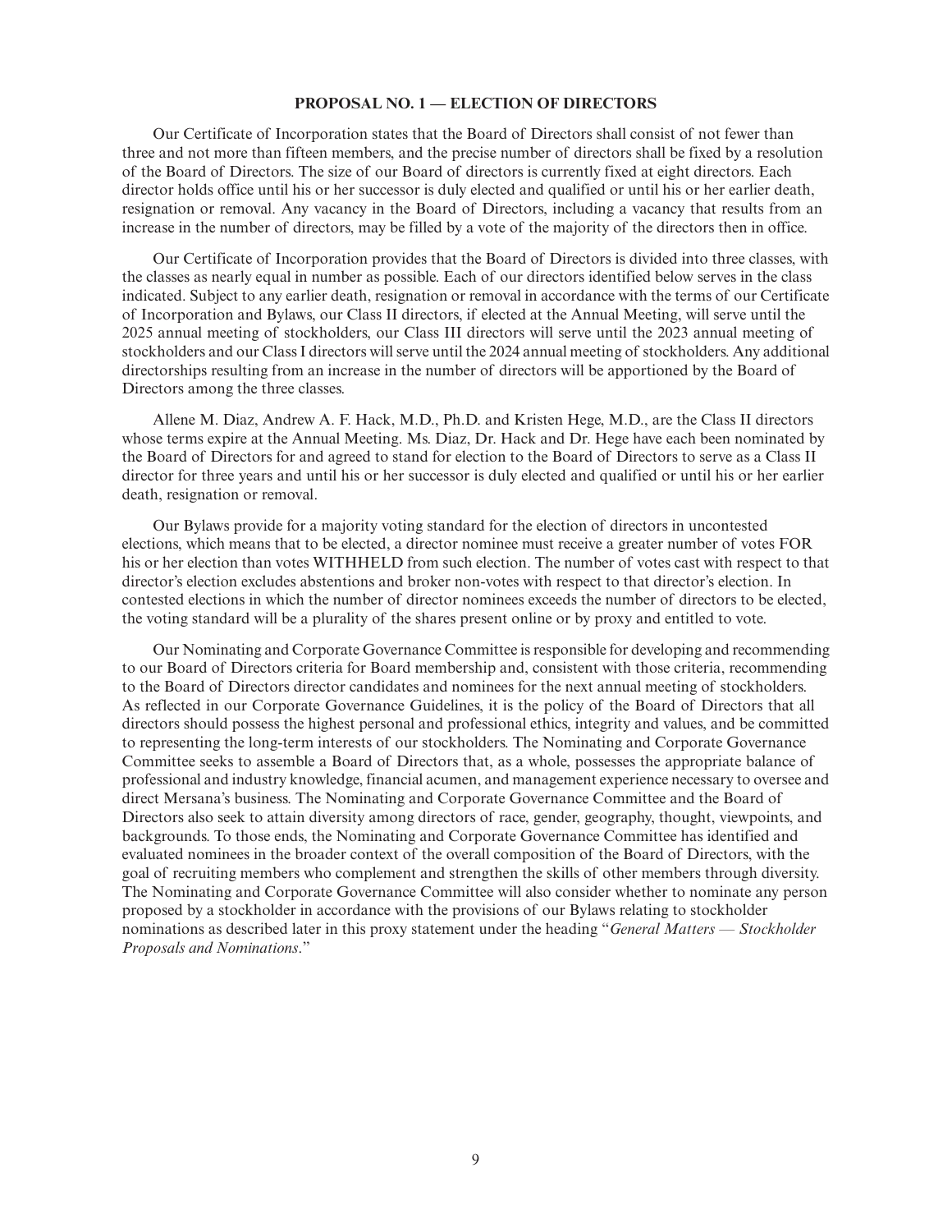## PROPOSAL NO. 1 — ELECTION OF DIRECTORS

Our Certificate of Incorporation states that the Board of Directors shall consist of not fewer than three and not more than fifteen members, and the precise number of directors shall be fixed by a resolution of the Board of Directors. The size of our Board of directors is currently fixed at eight directors. Each director holds office until his or her successor is duly elected and qualified or until his or her earlier death, resignation or removal. Any vacancy in the Board of Directors, including a vacancy that results from an increase in the number of directors, may be filled by a vote of the majority of the directors then in office.

Our Certificate of Incorporation provides that the Board of Directors is divided into three classes, with the classes as nearly equal in number as possible. Each of our directors identified below serves in the class indicated. Subject to any earlier death, resignation or removal in accordance with the terms of our Certificate of Incorporation and Bylaws, our Class II directors, if elected at the Annual Meeting, will serve until the 2025 annual meeting of stockholders, our Class III directors will serve until the 2023 annual meeting of stockholders and our Class I directors will serve until the 2024 annual meeting of stockholders. Any additional directorships resulting from an increase in the number of directors will be apportioned by the Board of Directors among the three classes.

Allene M. Diaz, Andrew A. F. Hack, M.D., Ph.D. and Kristen Hege, M.D., are the Class II directors whose terms expire at the Annual Meeting. Ms. Diaz, Dr. Hack and Dr. Hege have each been nominated by the Board of Directors for and agreed to stand for election to the Board of Directors to serve as a Class II director for three years and until his or her successor is duly elected and qualified or until his or her earlier death, resignation or removal.

Our Bylaws provide for a majority voting standard for the election of directors in uncontested elections, which means that to be elected, a director nominee must receive a greater number of votes FOR his or her election than votes WITHHELD from such election. The number of votes cast with respect to that director's election excludes abstentions and broker non-votes with respect to that director's election. In contested elections in which the number of director nominees exceeds the number of directors to be elected, the voting standard will be a plurality of the shares present online or by proxy and entitled to vote.

Our Nominating and Corporate Governance Committee is responsible for developing and recommending to our Board of Directors criteria for Board membership and, consistent with those criteria, recommending to the Board of Directors director candidates and nominees for the next annual meeting of stockholders. As reflected in our Corporate Governance Guidelines, it is the policy of the Board of Directors that all directors should possess the highest personal and professional ethics, integrity and values, and be committed to representing the long-term interests of our stockholders. The Nominating and Corporate Governance Committee seeks to assemble a Board of Directors that, as a whole, possesses the appropriate balance of professional and industry knowledge, financial acumen, and management experience necessary to oversee and direct Mersana's business. The Nominating and Corporate Governance Committee and the Board of Directors also seek to attain diversity among directors of race, gender, geography, thought, viewpoints, and backgrounds. To those ends, the Nominating and Corporate Governance Committee has identified and evaluated nominees in the broader context of the overall composition of the Board of Directors, with the goal of recruiting members who complement and strengthen the skills of other members through diversity. The Nominating and Corporate Governance Committee will also consider whether to nominate any person proposed by a stockholder in accordance with the provisions of our Bylaws relating to stockholder nominations as described later in this proxy statement under the heading "*General Matters — Stockholder Proposals and Nominations*."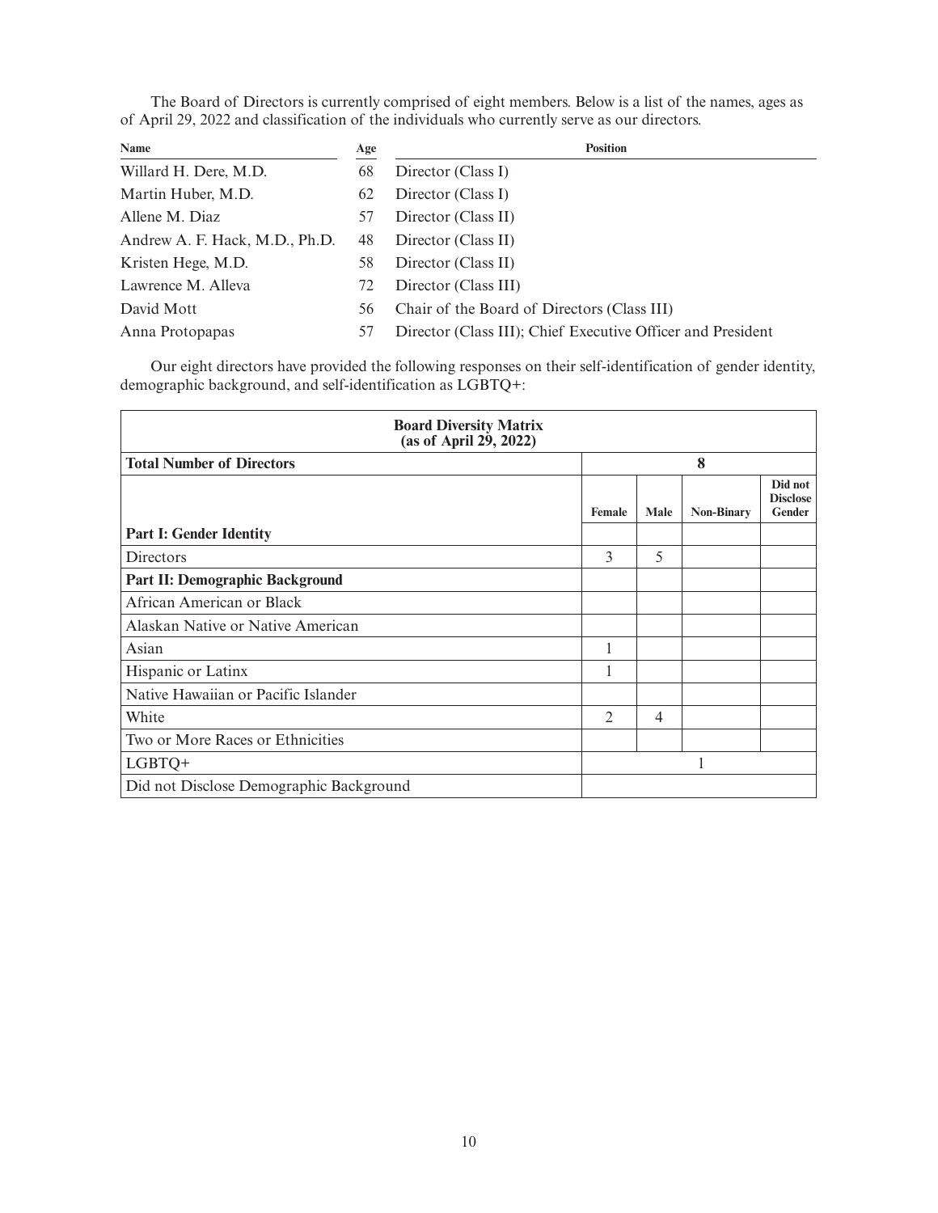The Board of Directors is currently comprised of eight members. Below is a list of the names, ages as of April 29, 2022 and classification of the individuals who currently serve as our directors.

| Name | Age | Position |
|---|---|---|
| Willard H. Dere, M.D. | 68 | Director (Class I) |
| Martin Huber, M.D. | 62 | Director (Class I) |
| Allene M. Diaz | 57 | Director (Class II) |
| Andrew A. F. Hack, M.D., Ph.D. | 48 | Director (Class II) |
| Kristen Hege, M.D. | 58 | Director (Class II) |
| Lawrence M. Alleva | 72 | Director (Class III) |
| David Mott | 56 | Chair of the Board of Directors (Class III) |
| Anna Protopapas | 57 | Director (Class III); Chief Executive Officer and President |

Our eight directors have provided the following responses on their self-identification of gender identity, demographic background, and self-identification as LGBTQ+:

| **Board Diversity Matrix (as of April 29, 2022)** | | | | |
|---|---|---|---|---|
| **Total Number of Directors** | **8** | | | |
| | **Female** | **Male** | **Non-Binary** | **Did not Disclose Gender** |
| **Part I: Gender Identity** | | | | |
| Directors | 3 | 5 | | |
| **Part II: Demographic Background** | | | | |
| African American or Black | | | | |
| Alaskan Native or Native American | | | | |
| Asian | 1 | | | |
| Hispanic or Latinx | 1 | | | |
| Native Hawaiian or Pacific Islander | | | | |
| White | 2 | 4 | | |
| Two or More Races or Ethnicities | | | | |
| LGBTQ+ | 1 | | | |
| Did not Disclose Demographic Background | | | | |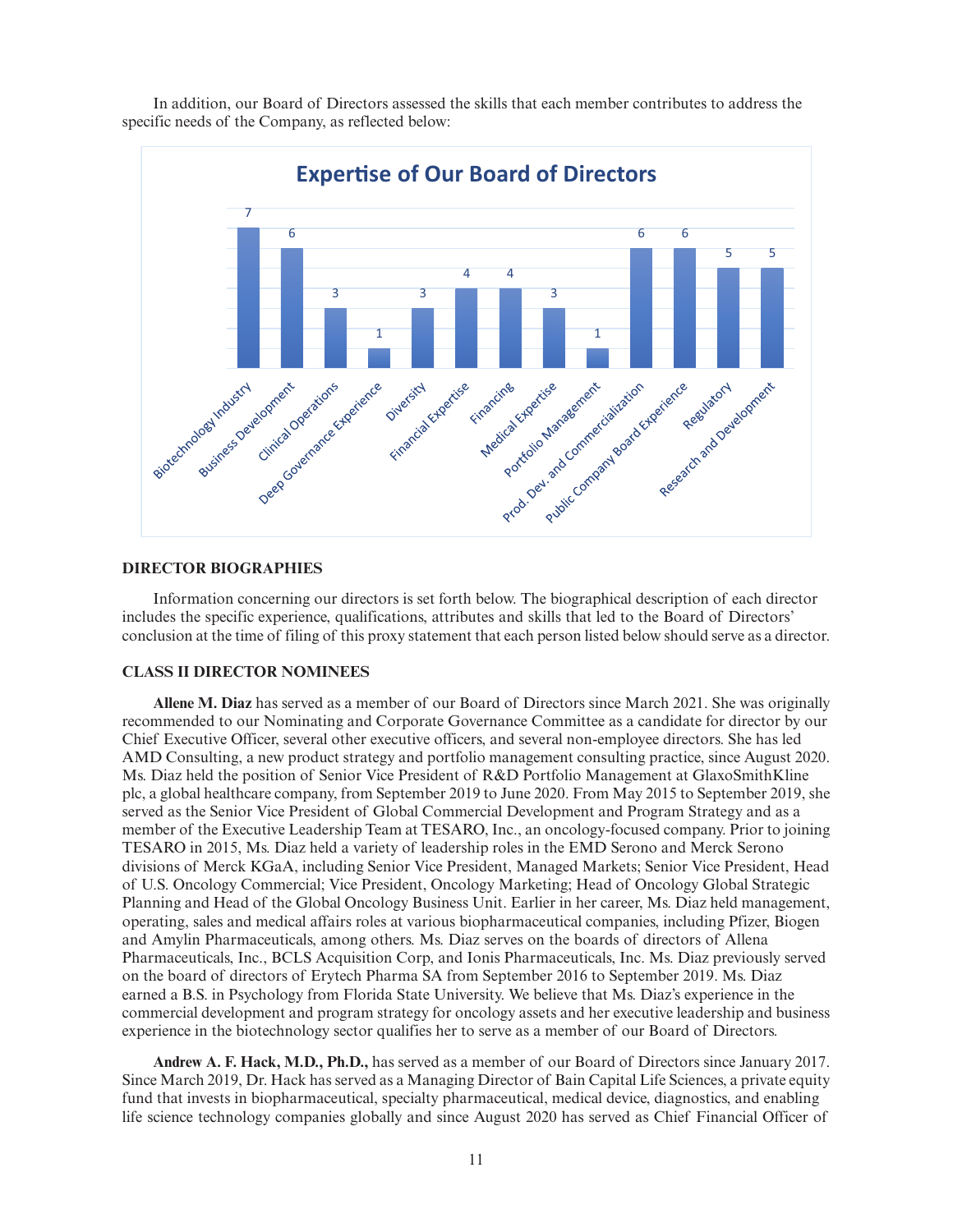In addition, our Board of Directors assessed the skills that each member contributes to address the specific needs of the Company, as reflected below:

**Expertise of Our Board of Directors**

| Expertise | Number of Directors |
|---|---|
| Biotechnology Industry | 7 |
| Business Development | 6 |
| Clinical Operations | 3 |
| Deep Governance Experience | 1 |
| Diversity | 3 |
| Financial Expertise | 4 |
| Financing | 4 |
| Medical Expertise | 3 |
| Portfolio Management | 1 |
| Prod. Dev. and Commercialization | 6 |
| Public Company Board Experience | 6 |
| Regulatory | 5 |
| Research and Development | 5 |

## DIRECTOR BIOGRAPHIES

Information concerning our directors is set forth below. The biographical description of each director includes the specific experience, qualifications, attributes and skills that led to the Board of Directors' conclusion at the time of filing of this proxy statement that each person listed below should serve as a director.

### CLASS II DIRECTOR NOMINEES

**Allene M. Diaz** has served as a member of our Board of Directors since March 2021. She was originally recommended to our Nominating and Corporate Governance Committee as a candidate for director by our Chief Executive Officer, several other executive officers, and several non-employee directors. She has led AMD Consulting, a new product strategy and portfolio management consulting practice, since August 2020. Ms. Diaz held the position of Senior Vice President of R&D Portfolio Management at GlaxoSmithKline plc, a global healthcare company, from September 2019 to June 2020. From May 2015 to September 2019, she served as the Senior Vice President of Global Commercial Development and Program Strategy and as a member of the Executive Leadership Team at TESARO, Inc., an oncology-focused company. Prior to joining TESARO in 2015, Ms. Diaz held a variety of leadership roles in the EMD Serono and Merck Serono divisions of Merck KGaA, including Senior Vice President, Managed Markets; Senior Vice President, Head of U.S. Oncology Commercial; Vice President, Oncology Marketing; Head of Oncology Global Strategic Planning and Head of the Global Oncology Business Unit. Earlier in her career, Ms. Diaz held management, operating, sales and medical affairs roles at various biopharmaceutical companies, including Pfizer, Biogen and Amylin Pharmaceuticals, among others. Ms. Diaz serves on the boards of directors of Allena Pharmaceuticals, Inc., BCLS Acquisition Corp, and Ionis Pharmaceuticals, Inc. Ms. Diaz previously served on the board of directors of Erytech Pharma SA from September 2016 to September 2019. Ms. Diaz earned a B.S. in Psychology from Florida State University. We believe that Ms. Diaz's experience in the commercial development and program strategy for oncology assets and her executive leadership and business experience in the biotechnology sector qualifies her to serve as a member of our Board of Directors.

**Andrew A. F. Hack, M.D., Ph.D.,** has served as a member of our Board of Directors since January 2017. Since March 2019, Dr. Hack has served as a Managing Director of Bain Capital Life Sciences, a private equity fund that invests in biopharmaceutical, specialty pharmaceutical, medical device, diagnostics, and enabling life science technology companies globally and since August 2020 has served as Chief Financial Officer of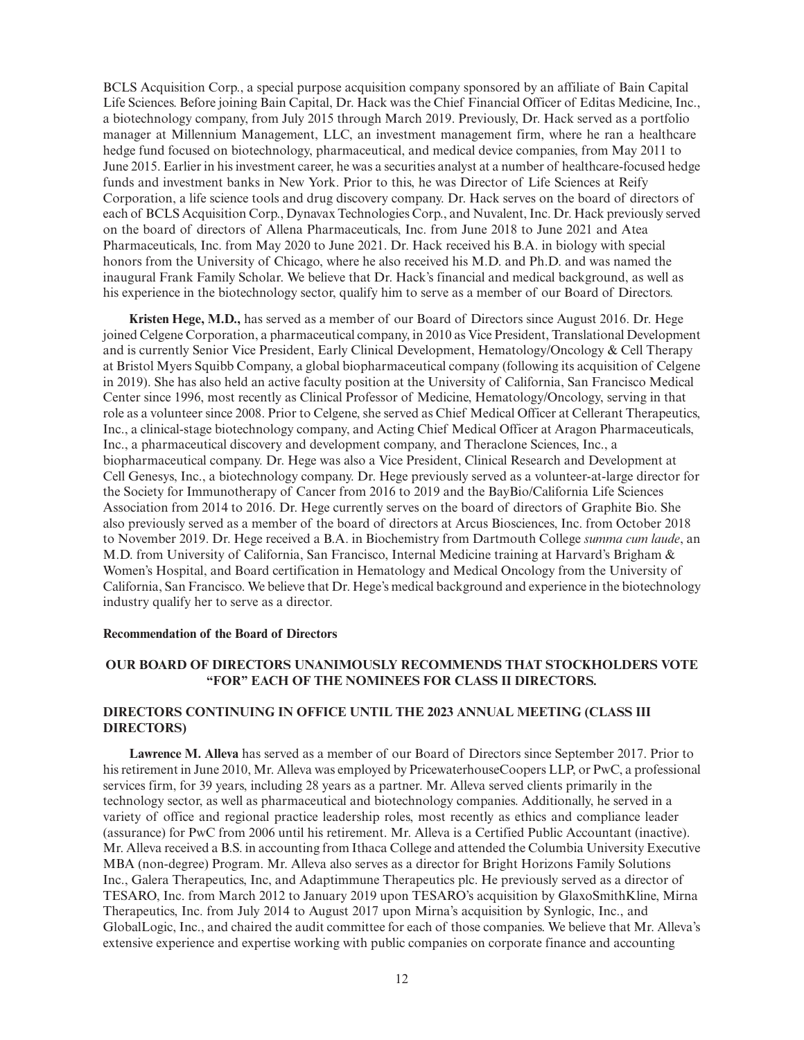BCLS Acquisition Corp., a special purpose acquisition company sponsored by an affiliate of Bain Capital Life Sciences. Before joining Bain Capital, Dr. Hack was the Chief Financial Officer of Editas Medicine, Inc., a biotechnology company, from July 2015 through March 2019. Previously, Dr. Hack served as a portfolio manager at Millennium Management, LLC, an investment management firm, where he ran a healthcare hedge fund focused on biotechnology, pharmaceutical, and medical device companies, from May 2011 to June 2015. Earlier in his investment career, he was a securities analyst at a number of healthcare-focused hedge funds and investment banks in New York. Prior to this, he was Director of Life Sciences at Reify Corporation, a life science tools and drug discovery company. Dr. Hack serves on the board of directors of each of BCLS Acquisition Corp., Dynavax Technologies Corp., and Nuvalent, Inc. Dr. Hack previously served on the board of directors of Allena Pharmaceuticals, Inc. from June 2018 to June 2021 and Atea Pharmaceuticals, Inc. from May 2020 to June 2021. Dr. Hack received his B.A. in biology with special honors from the University of Chicago, where he also received his M.D. and Ph.D. and was named the inaugural Frank Family Scholar. We believe that Dr. Hack's financial and medical background, as well as his experience in the biotechnology sector, qualify him to serve as a member of our Board of Directors.

**Kristen Hege, M.D.,** has served as a member of our Board of Directors since August 2016. Dr. Hege joined Celgene Corporation, a pharmaceutical company, in 2010 as Vice President, Translational Development and is currently Senior Vice President, Early Clinical Development, Hematology/Oncology & Cell Therapy at Bristol Myers Squibb Company, a global biopharmaceutical company (following its acquisition of Celgene in 2019). She has also held an active faculty position at the University of California, San Francisco Medical Center since 1996, most recently as Clinical Professor of Medicine, Hematology/Oncology, serving in that role as a volunteer since 2008. Prior to Celgene, she served as Chief Medical Officer at Cellerant Therapeutics, Inc., a clinical-stage biotechnology company, and Acting Chief Medical Officer at Aragon Pharmaceuticals, Inc., a pharmaceutical discovery and development company, and Theraclone Sciences, Inc., a biopharmaceutical company. Dr. Hege was also a Vice President, Clinical Research and Development at Cell Genesys, Inc., a biotechnology company. Dr. Hege previously served as a volunteer-at-large director for the Society for Immunotherapy of Cancer from 2016 to 2019 and the BayBio/California Life Sciences Association from 2014 to 2016. Dr. Hege currently serves on the board of directors of Graphite Bio. She also previously served as a member of the board of directors at Arcus Biosciences, Inc. from October 2018 to November 2019. Dr. Hege received a B.A. in Biochemistry from Dartmouth College *summa cum laude*, an M.D. from University of California, San Francisco, Internal Medicine training at Harvard's Brigham & Women's Hospital, and Board certification in Hematology and Medical Oncology from the University of California, San Francisco. We believe that Dr. Hege's medical background and experience in the biotechnology industry qualify her to serve as a director.

#### Recommendation of the Board of Directors

### OUR BOARD OF DIRECTORS UNANIMOUSLY RECOMMENDS THAT STOCKHOLDERS VOTE "FOR" EACH OF THE NOMINEES FOR CLASS II DIRECTORS.

### DIRECTORS CONTINUING IN OFFICE UNTIL THE 2023 ANNUAL MEETING (CLASS III DIRECTORS)

**Lawrence M. Alleva** has served as a member of our Board of Directors since September 2017. Prior to his retirement in June 2010, Mr. Alleva was employed by PricewaterhouseCoopers LLP, or PwC, a professional services firm, for 39 years, including 28 years as a partner. Mr. Alleva served clients primarily in the technology sector, as well as pharmaceutical and biotechnology companies. Additionally, he served in a variety of office and regional practice leadership roles, most recently as ethics and compliance leader (assurance) for PwC from 2006 until his retirement. Mr. Alleva is a Certified Public Accountant (inactive). Mr. Alleva received a B.S. in accounting from Ithaca College and attended the Columbia University Executive MBA (non-degree) Program. Mr. Alleva also serves as a director for Bright Horizons Family Solutions Inc., Galera Therapeutics, Inc, and Adaptimmune Therapeutics plc. He previously served as a director of TESARO, Inc. from March 2012 to January 2019 upon TESARO's acquisition by GlaxoSmithKline, Mirna Therapeutics, Inc. from July 2014 to August 2017 upon Mirna's acquisition by Synlogic, Inc., and GlobalLogic, Inc., and chaired the audit committee for each of those companies. We believe that Mr. Alleva's extensive experience and expertise working with public companies on corporate finance and accounting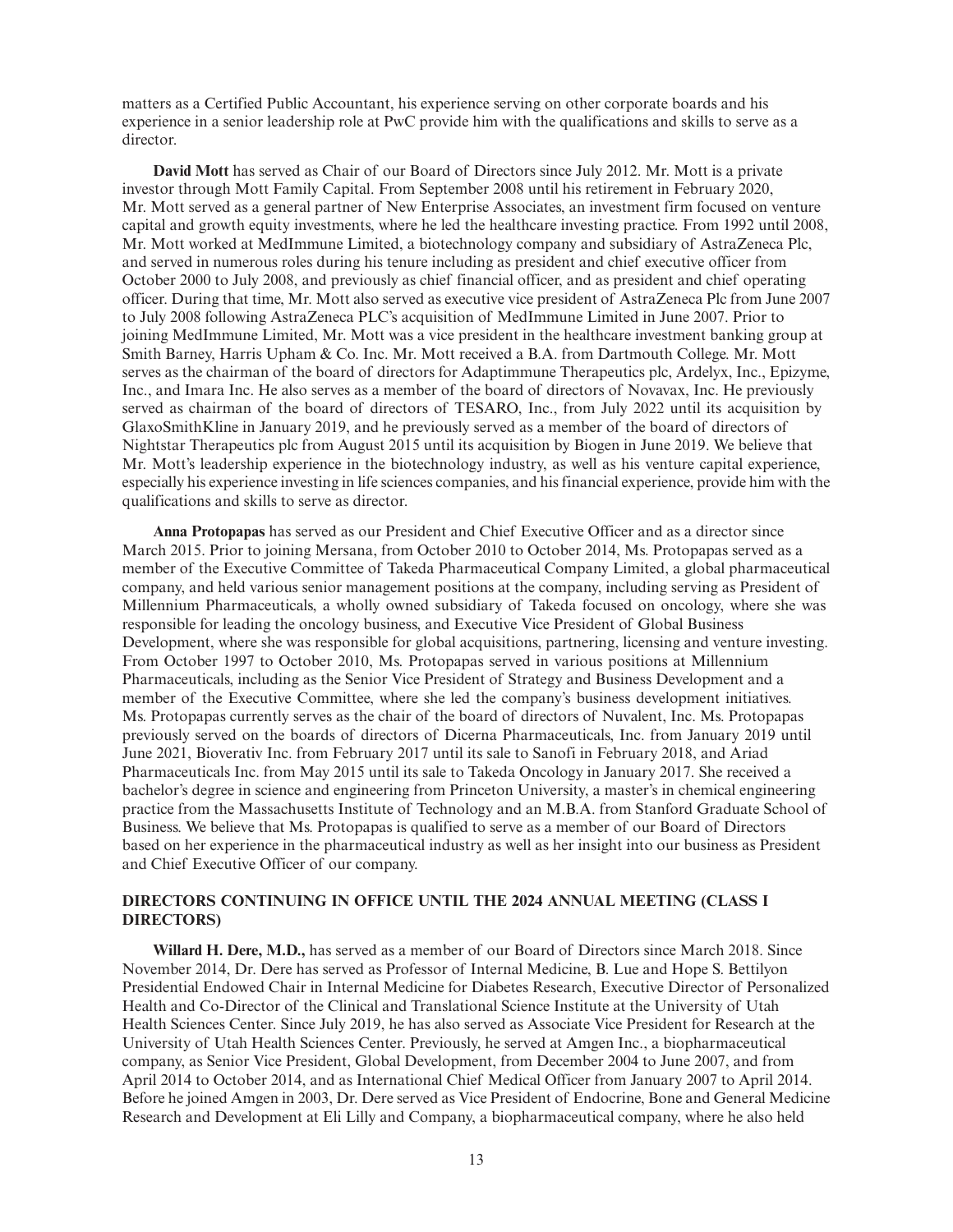matters as a Certified Public Accountant, his experience serving on other corporate boards and his experience in a senior leadership role at PwC provide him with the qualifications and skills to serve as a director.

**David Mott** has served as Chair of our Board of Directors since July 2012. Mr. Mott is a private investor through Mott Family Capital. From September 2008 until his retirement in February 2020, Mr. Mott served as a general partner of New Enterprise Associates, an investment firm focused on venture capital and growth equity investments, where he led the healthcare investing practice. From 1992 until 2008, Mr. Mott worked at MedImmune Limited, a biotechnology company and subsidiary of AstraZeneca Plc, and served in numerous roles during his tenure including as president and chief executive officer from October 2000 to July 2008, and previously as chief financial officer, and as president and chief operating officer. During that time, Mr. Mott also served as executive vice president of AstraZeneca Plc from June 2007 to July 2008 following AstraZeneca PLC's acquisition of MedImmune Limited in June 2007. Prior to joining MedImmune Limited, Mr. Mott was a vice president in the healthcare investment banking group at Smith Barney, Harris Upham & Co. Inc. Mr. Mott received a B.A. from Dartmouth College. Mr. Mott serves as the chairman of the board of directors for Adaptimmune Therapeutics plc, Ardelyx, Inc., Epizyme, Inc., and Imara Inc. He also serves as a member of the board of directors of Novavax, Inc. He previously served as chairman of the board of directors of TESARO, Inc., from July 2022 until its acquisition by GlaxoSmithKline in January 2019, and he previously served as a member of the board of directors of Nightstar Therapeutics plc from August 2015 until its acquisition by Biogen in June 2019. We believe that Mr. Mott's leadership experience in the biotechnology industry, as well as his venture capital experience, especially his experience investing in life sciences companies, and his financial experience, provide him with the qualifications and skills to serve as director.

**Anna Protopapas** has served as our President and Chief Executive Officer and as a director since March 2015. Prior to joining Mersana, from October 2010 to October 2014, Ms. Protopapas served as a member of the Executive Committee of Takeda Pharmaceutical Company Limited, a global pharmaceutical company, and held various senior management positions at the company, including serving as President of Millennium Pharmaceuticals, a wholly owned subsidiary of Takeda focused on oncology, where she was responsible for leading the oncology business, and Executive Vice President of Global Business Development, where she was responsible for global acquisitions, partnering, licensing and venture investing. From October 1997 to October 2010, Ms. Protopapas served in various positions at Millennium Pharmaceuticals, including as the Senior Vice President of Strategy and Business Development and a member of the Executive Committee, where she led the company's business development initiatives. Ms. Protopapas currently serves as the chair of the board of directors of Nuvalent, Inc. Ms. Protopapas previously served on the boards of directors of Dicerna Pharmaceuticals, Inc. from January 2019 until June 2021, Bioverativ Inc. from February 2017 until its sale to Sanofi in February 2018, and Ariad Pharmaceuticals Inc. from May 2015 until its sale to Takeda Oncology in January 2017. She received a bachelor's degree in science and engineering from Princeton University, a master's in chemical engineering practice from the Massachusetts Institute of Technology and an M.B.A. from Stanford Graduate School of Business. We believe that Ms. Protopapas is qualified to serve as a member of our Board of Directors based on her experience in the pharmaceutical industry as well as her insight into our business as President and Chief Executive Officer of our company.

### DIRECTORS CONTINUING IN OFFICE UNTIL THE 2024 ANNUAL MEETING (CLASS I DIRECTORS)

**Willard H. Dere, M.D.,** has served as a member of our Board of Directors since March 2018. Since November 2014, Dr. Dere has served as Professor of Internal Medicine, B. Lue and Hope S. Bettilyon Presidential Endowed Chair in Internal Medicine for Diabetes Research, Executive Director of Personalized Health and Co-Director of the Clinical and Translational Science Institute at the University of Utah Health Sciences Center. Since July 2019, he has also served as Associate Vice President for Research at the University of Utah Health Sciences Center. Previously, he served at Amgen Inc., a biopharmaceutical company, as Senior Vice President, Global Development, from December 2004 to June 2007, and from April 2014 to October 2014, and as International Chief Medical Officer from January 2007 to April 2014. Before he joined Amgen in 2003, Dr. Dere served as Vice President of Endocrine, Bone and General Medicine Research and Development at Eli Lilly and Company, a biopharmaceutical company, where he also held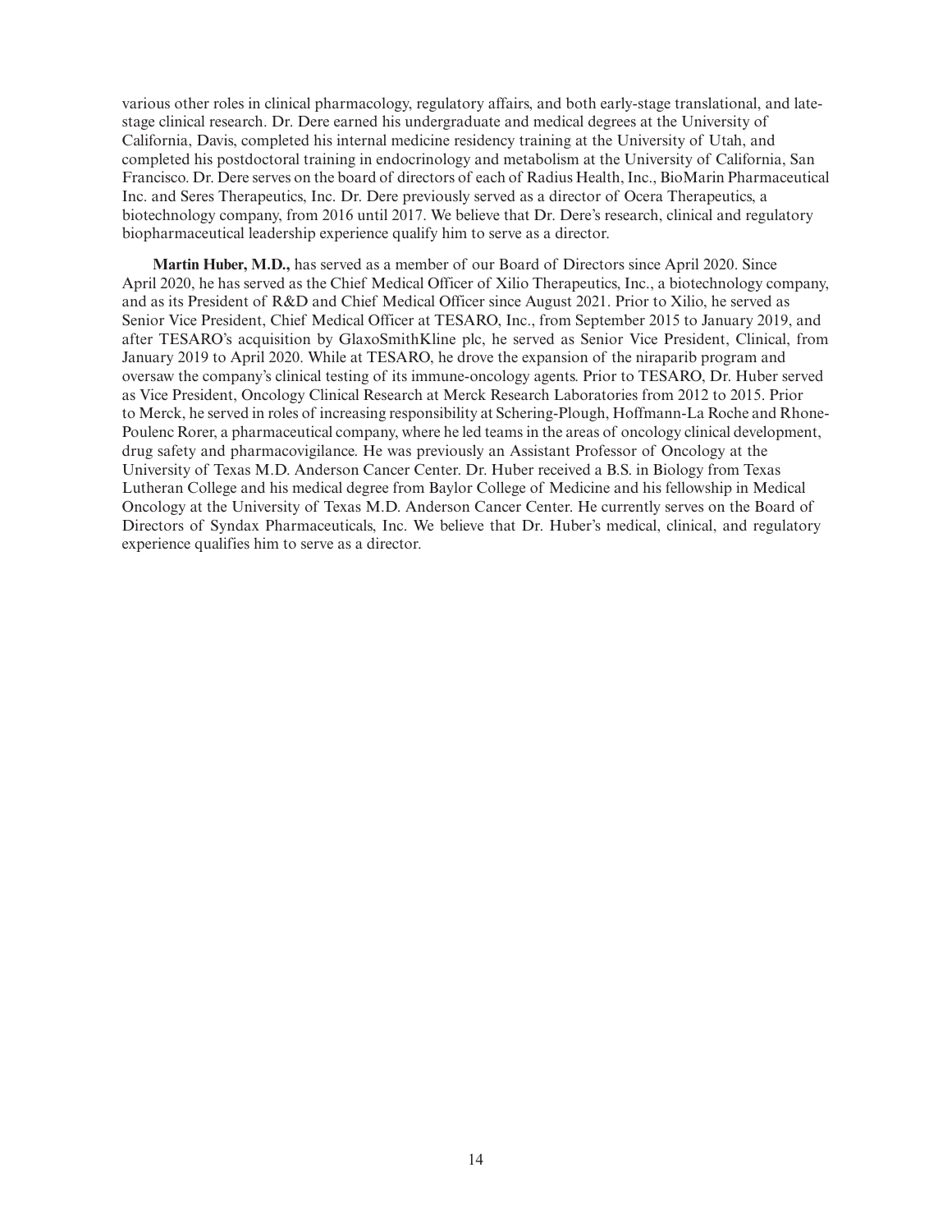various other roles in clinical pharmacology, regulatory affairs, and both early-stage translational, and late-stage clinical research. Dr. Dere earned his undergraduate and medical degrees at the University of California, Davis, completed his internal medicine residency training at the University of Utah, and completed his postdoctoral training in endocrinology and metabolism at the University of California, San Francisco. Dr. Dere serves on the board of directors of each of Radius Health, Inc., BioMarin Pharmaceutical Inc. and Seres Therapeutics, Inc. Dr. Dere previously served as a director of Ocera Therapeutics, a biotechnology company, from 2016 until 2017. We believe that Dr. Dere's research, clinical and regulatory biopharmaceutical leadership experience qualify him to serve as a director.

**Martin Huber, M.D.,** has served as a member of our Board of Directors since April 2020. Since April 2020, he has served as the Chief Medical Officer of Xilio Therapeutics, Inc., a biotechnology company, and as its President of R&D and Chief Medical Officer since August 2021. Prior to Xilio, he served as Senior Vice President, Chief Medical Officer at TESARO, Inc., from September 2015 to January 2019, and after TESARO's acquisition by GlaxoSmithKline plc, he served as Senior Vice President, Clinical, from January 2019 to April 2020. While at TESARO, he drove the expansion of the niraparib program and oversaw the company's clinical testing of its immune-oncology agents. Prior to TESARO, Dr. Huber served as Vice President, Oncology Clinical Research at Merck Research Laboratories from 2012 to 2015. Prior to Merck, he served in roles of increasing responsibility at Schering-Plough, Hoffmann-La Roche and Rhone-Poulenc Rorer, a pharmaceutical company, where he led teams in the areas of oncology clinical development, drug safety and pharmacovigilance. He was previously an Assistant Professor of Oncology at the University of Texas M.D. Anderson Cancer Center. Dr. Huber received a B.S. in Biology from Texas Lutheran College and his medical degree from Baylor College of Medicine and his fellowship in Medical Oncology at the University of Texas M.D. Anderson Cancer Center. He currently serves on the Board of Directors of Syndax Pharmaceuticals, Inc. We believe that Dr. Huber's medical, clinical, and regulatory experience qualifies him to serve as a director.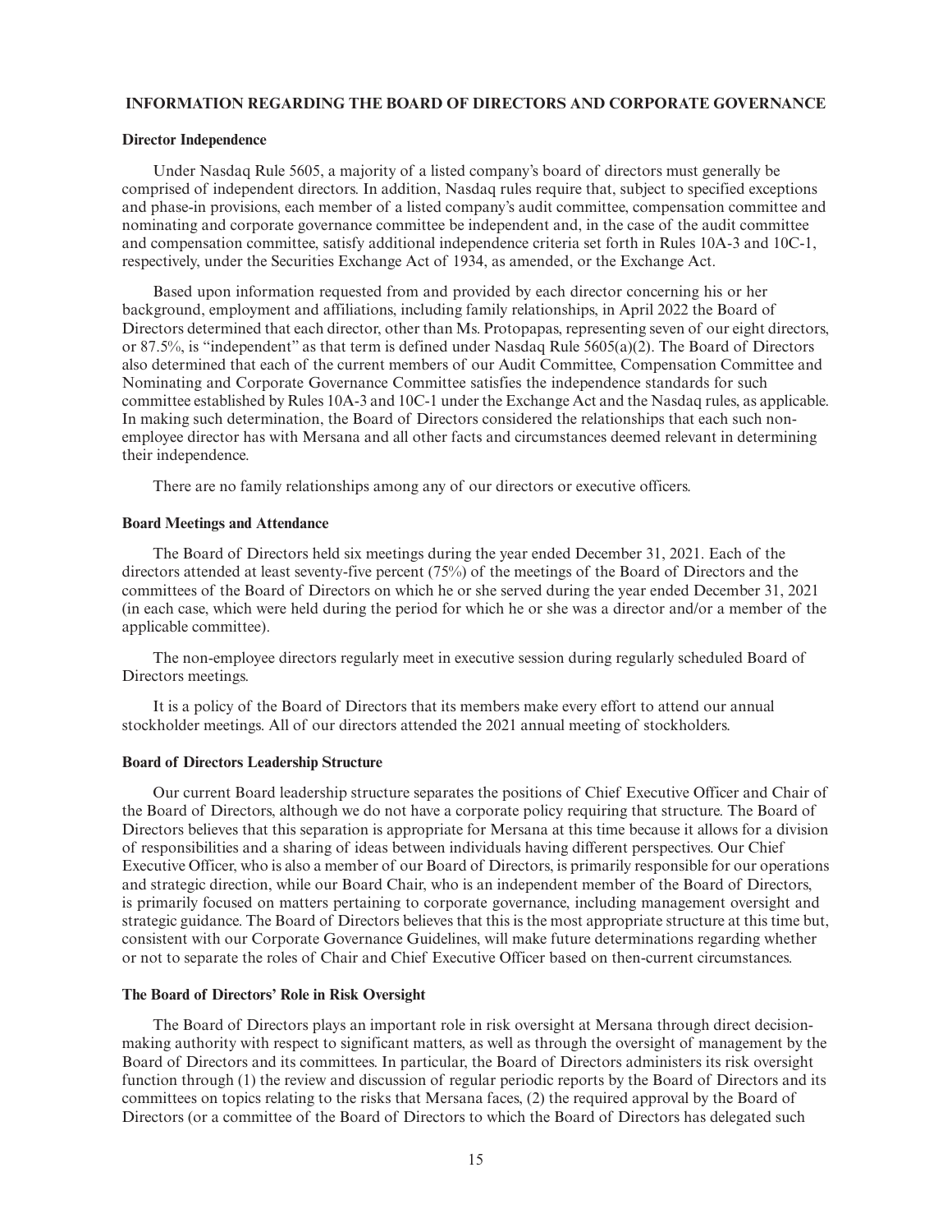## INFORMATION REGARDING THE BOARD OF DIRECTORS AND CORPORATE GOVERNANCE

### Director Independence

Under Nasdaq Rule 5605, a majority of a listed company's board of directors must generally be comprised of independent directors. In addition, Nasdaq rules require that, subject to specified exceptions and phase-in provisions, each member of a listed company's audit committee, compensation committee and nominating and corporate governance committee be independent and, in the case of the audit committee and compensation committee, satisfy additional independence criteria set forth in Rules 10A-3 and 10C-1, respectively, under the Securities Exchange Act of 1934, as amended, or the Exchange Act.

Based upon information requested from and provided by each director concerning his or her background, employment and affiliations, including family relationships, in April 2022 the Board of Directors determined that each director, other than Ms. Protopapas, representing seven of our eight directors, or 87.5%, is "independent" as that term is defined under Nasdaq Rule 5605(a)(2). The Board of Directors also determined that each of the current members of our Audit Committee, Compensation Committee and Nominating and Corporate Governance Committee satisfies the independence standards for such committee established by Rules 10A-3 and 10C-1 under the Exchange Act and the Nasdaq rules, as applicable. In making such determination, the Board of Directors considered the relationships that each such non-employee director has with Mersana and all other facts and circumstances deemed relevant in determining their independence.

There are no family relationships among any of our directors or executive officers.

### Board Meetings and Attendance

The Board of Directors held six meetings during the year ended December 31, 2021. Each of the directors attended at least seventy-five percent (75%) of the meetings of the Board of Directors and the committees of the Board of Directors on which he or she served during the year ended December 31, 2021 (in each case, which were held during the period for which he or she was a director and/or a member of the applicable committee).

The non-employee directors regularly meet in executive session during regularly scheduled Board of Directors meetings.

It is a policy of the Board of Directors that its members make every effort to attend our annual stockholder meetings. All of our directors attended the 2021 annual meeting of stockholders.

### Board of Directors Leadership Structure

Our current Board leadership structure separates the positions of Chief Executive Officer and Chair of the Board of Directors, although we do not have a corporate policy requiring that structure. The Board of Directors believes that this separation is appropriate for Mersana at this time because it allows for a division of responsibilities and a sharing of ideas between individuals having different perspectives. Our Chief Executive Officer, who is also a member of our Board of Directors, is primarily responsible for our operations and strategic direction, while our Board Chair, who is an independent member of the Board of Directors, is primarily focused on matters pertaining to corporate governance, including management oversight and strategic guidance. The Board of Directors believes that this is the most appropriate structure at this time but, consistent with our Corporate Governance Guidelines, will make future determinations regarding whether or not to separate the roles of Chair and Chief Executive Officer based on then-current circumstances.

### The Board of Directors' Role in Risk Oversight

The Board of Directors plays an important role in risk oversight at Mersana through direct decision-making authority with respect to significant matters, as well as through the oversight of management by the Board of Directors and its committees. In particular, the Board of Directors administers its risk oversight function through (1) the review and discussion of regular periodic reports by the Board of Directors and its committees on topics relating to the risks that Mersana faces, (2) the required approval by the Board of Directors (or a committee of the Board of Directors to which the Board of Directors has delegated such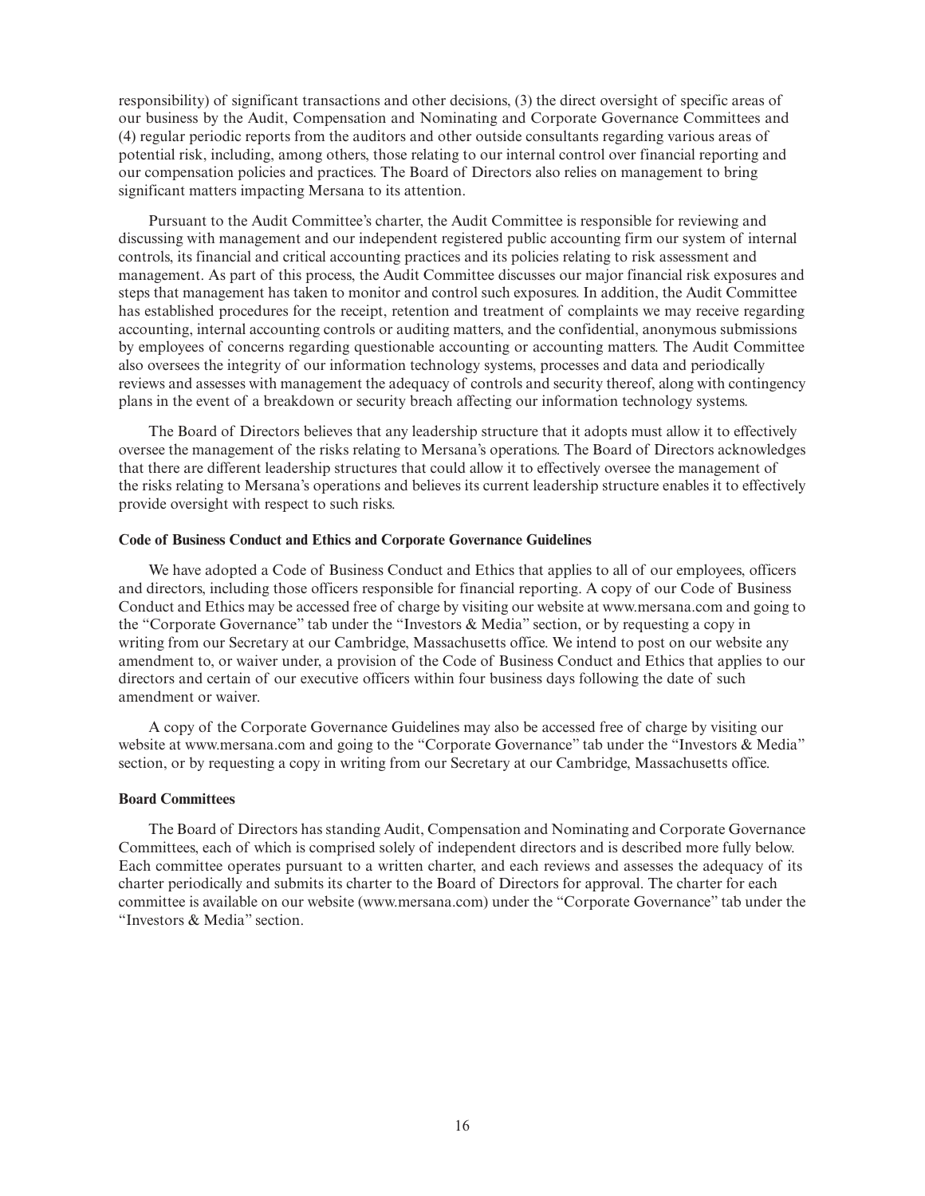responsibility) of significant transactions and other decisions, (3) the direct oversight of specific areas of our business by the Audit, Compensation and Nominating and Corporate Governance Committees and (4) regular periodic reports from the auditors and other outside consultants regarding various areas of potential risk, including, among others, those relating to our internal control over financial reporting and our compensation policies and practices. The Board of Directors also relies on management to bring significant matters impacting Mersana to its attention.

Pursuant to the Audit Committee's charter, the Audit Committee is responsible for reviewing and discussing with management and our independent registered public accounting firm our system of internal controls, its financial and critical accounting practices and its policies relating to risk assessment and management. As part of this process, the Audit Committee discusses our major financial risk exposures and steps that management has taken to monitor and control such exposures. In addition, the Audit Committee has established procedures for the receipt, retention and treatment of complaints we may receive regarding accounting, internal accounting controls or auditing matters, and the confidential, anonymous submissions by employees of concerns regarding questionable accounting or accounting matters. The Audit Committee also oversees the integrity of our information technology systems, processes and data and periodically reviews and assesses with management the adequacy of controls and security thereof, along with contingency plans in the event of a breakdown or security breach affecting our information technology systems.

The Board of Directors believes that any leadership structure that it adopts must allow it to effectively oversee the management of the risks relating to Mersana's operations. The Board of Directors acknowledges that there are different leadership structures that could allow it to effectively oversee the management of the risks relating to Mersana's operations and believes its current leadership structure enables it to effectively provide oversight with respect to such risks.

#### Code of Business Conduct and Ethics and Corporate Governance Guidelines

We have adopted a Code of Business Conduct and Ethics that applies to all of our employees, officers and directors, including those officers responsible for financial reporting. A copy of our Code of Business Conduct and Ethics may be accessed free of charge by visiting our website at www.mersana.com and going to the "Corporate Governance" tab under the "Investors & Media" section, or by requesting a copy in writing from our Secretary at our Cambridge, Massachusetts office. We intend to post on our website any amendment to, or waiver under, a provision of the Code of Business Conduct and Ethics that applies to our directors and certain of our executive officers within four business days following the date of such amendment or waiver.

A copy of the Corporate Governance Guidelines may also be accessed free of charge by visiting our website at www.mersana.com and going to the "Corporate Governance" tab under the "Investors & Media" section, or by requesting a copy in writing from our Secretary at our Cambridge, Massachusetts office.

#### Board Committees

The Board of Directors has standing Audit, Compensation and Nominating and Corporate Governance Committees, each of which is comprised solely of independent directors and is described more fully below. Each committee operates pursuant to a written charter, and each reviews and assesses the adequacy of its charter periodically and submits its charter to the Board of Directors for approval. The charter for each committee is available on our website (www.mersana.com) under the "Corporate Governance" tab under the "Investors & Media" section.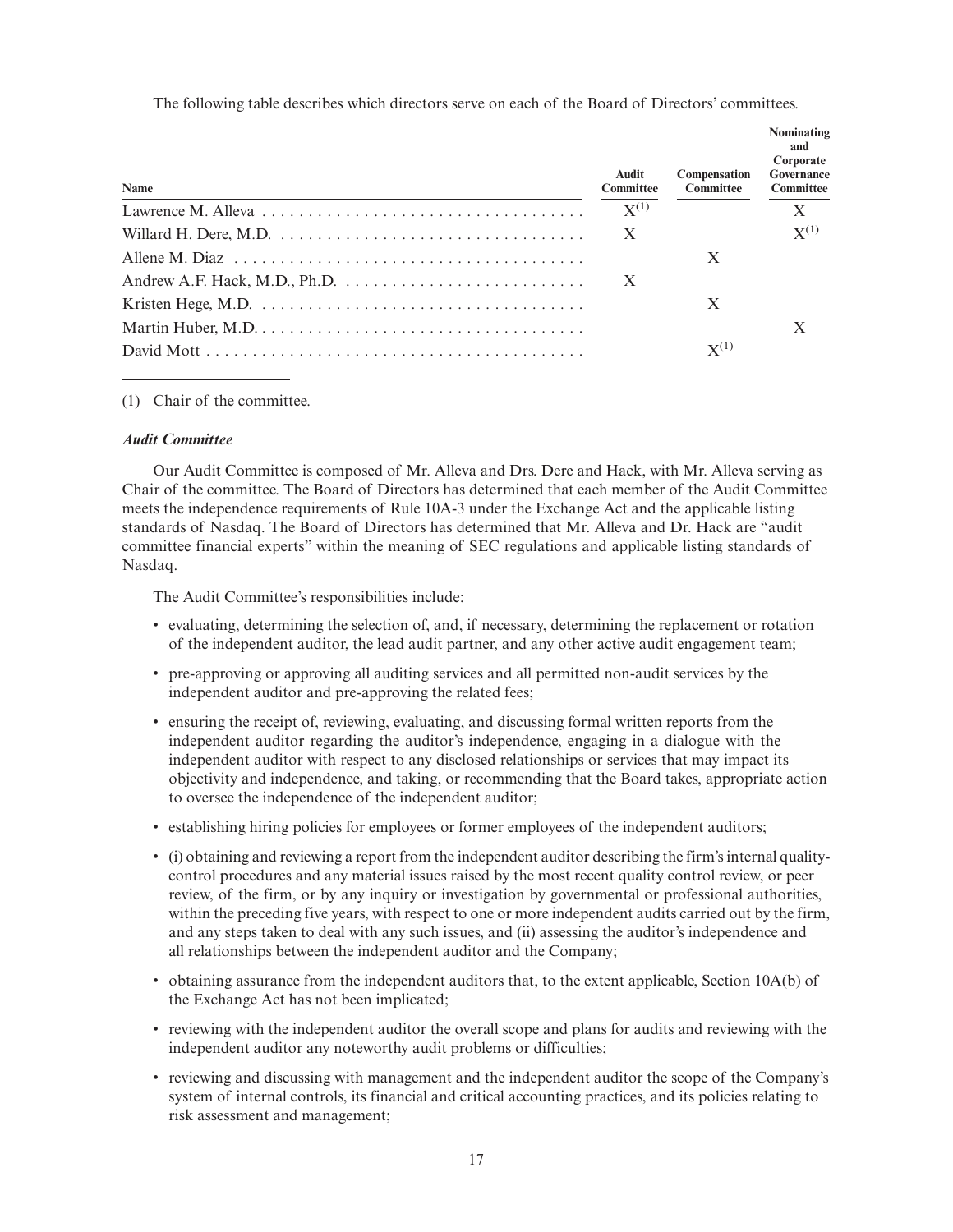The following table describes which directors serve on each of the Board of Directors' committees.

| Name | Audit Committee | Compensation Committee | Nominating and Corporate Governance Committee |
|---|---|---|---|
| Lawrence M. Alleva | X[(1)] | | X |
| Willard H. Dere, M.D. | X | | X[(1)] |
| Allene M. Diaz | | X | |
| Andrew A.F. Hack, M.D., Ph.D. | X | | |
| Kristen Hege, M.D. | | X | |
| Martin Huber, M.D. | | | X |
| David Mott | | X[(1)] | |

(1) Chair of the committee.

### *Audit Committee*

Our Audit Committee is composed of Mr. Alleva and Drs. Dere and Hack, with Mr. Alleva serving as Chair of the committee. The Board of Directors has determined that each member of the Audit Committee meets the independence requirements of Rule 10A-3 under the Exchange Act and the applicable listing standards of Nasdaq. The Board of Directors has determined that Mr. Alleva and Dr. Hack are "audit committee financial experts" within the meaning of SEC regulations and applicable listing standards of Nasdaq.

The Audit Committee's responsibilities include:

- evaluating, determining the selection of, and, if necessary, determining the replacement or rotation of the independent auditor, the lead audit partner, and any other active audit engagement team;
- pre-approving or approving all auditing services and all permitted non-audit services by the independent auditor and pre-approving the related fees;
- ensuring the receipt of, reviewing, evaluating, and discussing formal written reports from the independent auditor regarding the auditor's independence, engaging in a dialogue with the independent auditor with respect to any disclosed relationships or services that may impact its objectivity and independence, and taking, or recommending that the Board takes, appropriate action to oversee the independence of the independent auditor;
- establishing hiring policies for employees or former employees of the independent auditors;
- (i) obtaining and reviewing a report from the independent auditor describing the firm's internal quality-control procedures and any material issues raised by the most recent quality control review, or peer review, of the firm, or by any inquiry or investigation by governmental or professional authorities, within the preceding five years, with respect to one or more independent audits carried out by the firm, and any steps taken to deal with any such issues, and (ii) assessing the auditor's independence and all relationships between the independent auditor and the Company;
- obtaining assurance from the independent auditors that, to the extent applicable, Section 10A(b) of the Exchange Act has not been implicated;
- reviewing with the independent auditor the overall scope and plans for audits and reviewing with the independent auditor any noteworthy audit problems or difficulties;
- reviewing and discussing with management and the independent auditor the scope of the Company's system of internal controls, its financial and critical accounting practices, and its policies relating to risk assessment and management;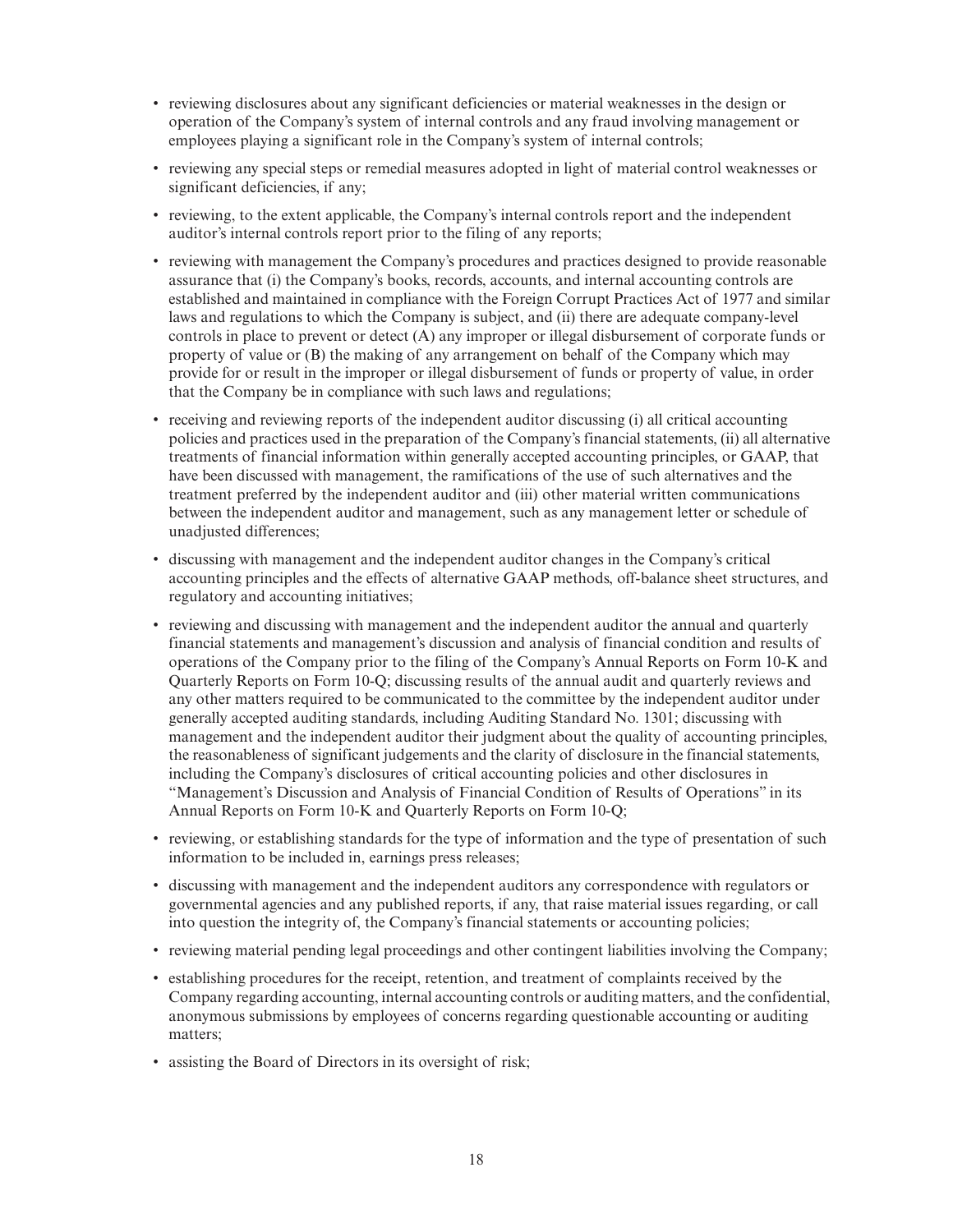- reviewing disclosures about any significant deficiencies or material weaknesses in the design or operation of the Company's system of internal controls and any fraud involving management or employees playing a significant role in the Company's system of internal controls;
- reviewing any special steps or remedial measures adopted in light of material control weaknesses or significant deficiencies, if any;
- reviewing, to the extent applicable, the Company's internal controls report and the independent auditor's internal controls report prior to the filing of any reports;
- reviewing with management the Company's procedures and practices designed to provide reasonable assurance that (i) the Company's books, records, accounts, and internal accounting controls are established and maintained in compliance with the Foreign Corrupt Practices Act of 1977 and similar laws and regulations to which the Company is subject, and (ii) there are adequate company-level controls in place to prevent or detect (A) any improper or illegal disbursement of corporate funds or property of value or (B) the making of any arrangement on behalf of the Company which may provide for or result in the improper or illegal disbursement of funds or property of value, in order that the Company be in compliance with such laws and regulations;
- receiving and reviewing reports of the independent auditor discussing (i) all critical accounting policies and practices used in the preparation of the Company's financial statements, (ii) all alternative treatments of financial information within generally accepted accounting principles, or GAAP, that have been discussed with management, the ramifications of the use of such alternatives and the treatment preferred by the independent auditor and (iii) other material written communications between the independent auditor and management, such as any management letter or schedule of unadjusted differences;
- discussing with management and the independent auditor changes in the Company's critical accounting principles and the effects of alternative GAAP methods, off-balance sheet structures, and regulatory and accounting initiatives;
- reviewing and discussing with management and the independent auditor the annual and quarterly financial statements and management's discussion and analysis of financial condition and results of operations of the Company prior to the filing of the Company's Annual Reports on Form 10-K and Quarterly Reports on Form 10-Q; discussing results of the annual audit and quarterly reviews and any other matters required to be communicated to the committee by the independent auditor under generally accepted auditing standards, including Auditing Standard No. 1301; discussing with management and the independent auditor their judgment about the quality of accounting principles, the reasonableness of significant judgements and the clarity of disclosure in the financial statements, including the Company's disclosures of critical accounting policies and other disclosures in "Management's Discussion and Analysis of Financial Condition of Results of Operations" in its Annual Reports on Form 10-K and Quarterly Reports on Form 10-Q;
- reviewing, or establishing standards for the type of information and the type of presentation of such information to be included in, earnings press releases;
- discussing with management and the independent auditors any correspondence with regulators or governmental agencies and any published reports, if any, that raise material issues regarding, or call into question the integrity of, the Company's financial statements or accounting policies;
- reviewing material pending legal proceedings and other contingent liabilities involving the Company;
- establishing procedures for the receipt, retention, and treatment of complaints received by the Company regarding accounting, internal accounting controls or auditing matters, and the confidential, anonymous submissions by employees of concerns regarding questionable accounting or auditing matters;
- assisting the Board of Directors in its oversight of risk;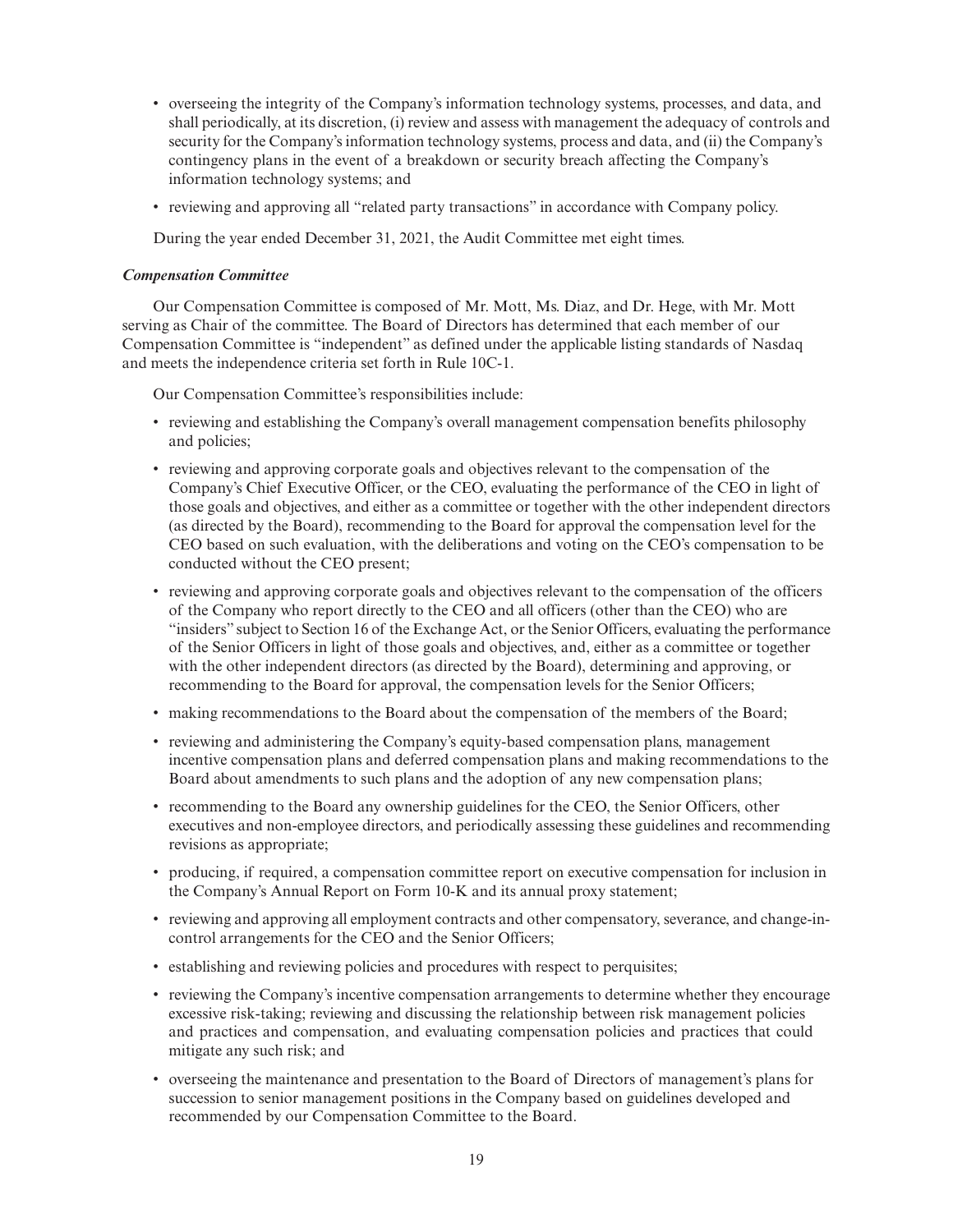- overseeing the integrity of the Company's information technology systems, processes, and data, and shall periodically, at its discretion, (i) review and assess with management the adequacy of controls and security for the Company's information technology systems, process and data, and (ii) the Company's contingency plans in the event of a breakdown or security breach affecting the Company's information technology systems; and
- reviewing and approving all "related party transactions" in accordance with Company policy.

During the year ended December 31, 2021, the Audit Committee met eight times.

***Compensation Committee***

Our Compensation Committee is composed of Mr. Mott, Ms. Diaz, and Dr. Hege, with Mr. Mott serving as Chair of the committee. The Board of Directors has determined that each member of our Compensation Committee is "independent" as defined under the applicable listing standards of Nasdaq and meets the independence criteria set forth in Rule 10C-1.

Our Compensation Committee's responsibilities include:

- reviewing and establishing the Company's overall management compensation benefits philosophy and policies;
- reviewing and approving corporate goals and objectives relevant to the compensation of the Company's Chief Executive Officer, or the CEO, evaluating the performance of the CEO in light of those goals and objectives, and either as a committee or together with the other independent directors (as directed by the Board), recommending to the Board for approval the compensation level for the CEO based on such evaluation, with the deliberations and voting on the CEO's compensation to be conducted without the CEO present;
- reviewing and approving corporate goals and objectives relevant to the compensation of the officers of the Company who report directly to the CEO and all officers (other than the CEO) who are "insiders" subject to Section 16 of the Exchange Act, or the Senior Officers, evaluating the performance of the Senior Officers in light of those goals and objectives, and, either as a committee or together with the other independent directors (as directed by the Board), determining and approving, or recommending to the Board for approval, the compensation levels for the Senior Officers;
- making recommendations to the Board about the compensation of the members of the Board;
- reviewing and administering the Company's equity-based compensation plans, management incentive compensation plans and deferred compensation plans and making recommendations to the Board about amendments to such plans and the adoption of any new compensation plans;
- recommending to the Board any ownership guidelines for the CEO, the Senior Officers, other executives and non-employee directors, and periodically assessing these guidelines and recommending revisions as appropriate;
- producing, if required, a compensation committee report on executive compensation for inclusion in the Company's Annual Report on Form 10-K and its annual proxy statement;
- reviewing and approving all employment contracts and other compensatory, severance, and change-in-control arrangements for the CEO and the Senior Officers;
- establishing and reviewing policies and procedures with respect to perquisites;
- reviewing the Company's incentive compensation arrangements to determine whether they encourage excessive risk-taking; reviewing and discussing the relationship between risk management policies and practices and compensation, and evaluating compensation policies and practices that could mitigate any such risk; and
- overseeing the maintenance and presentation to the Board of Directors of management's plans for succession to senior management positions in the Company based on guidelines developed and recommended by our Compensation Committee to the Board.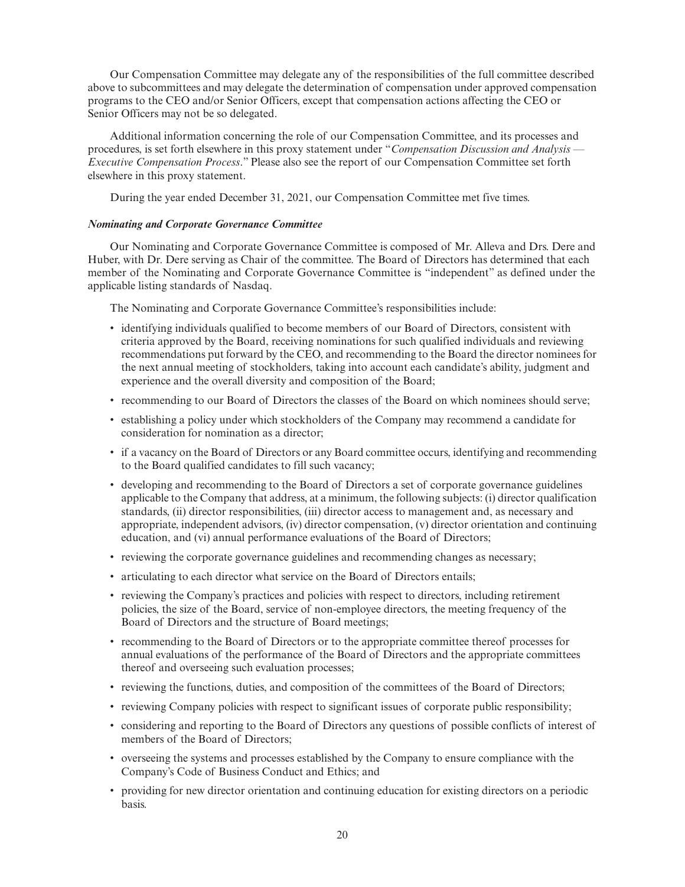Our Compensation Committee may delegate any of the responsibilities of the full committee described above to subcommittees and may delegate the determination of compensation under approved compensation programs to the CEO and/or Senior Officers, except that compensation actions affecting the CEO or Senior Officers may not be so delegated.

Additional information concerning the role of our Compensation Committee, and its processes and procedures, is set forth elsewhere in this proxy statement under "*Compensation Discussion and Analysis — Executive Compensation Process*." Please also see the report of our Compensation Committee set forth elsewhere in this proxy statement.

During the year ended December 31, 2021, our Compensation Committee met five times.

***Nominating and Corporate Governance Committee***

Our Nominating and Corporate Governance Committee is composed of Mr. Alleva and Drs. Dere and Huber, with Dr. Dere serving as Chair of the committee. The Board of Directors has determined that each member of the Nominating and Corporate Governance Committee is "independent" as defined under the applicable listing standards of Nasdaq.

The Nominating and Corporate Governance Committee's responsibilities include:

- identifying individuals qualified to become members of our Board of Directors, consistent with criteria approved by the Board, receiving nominations for such qualified individuals and reviewing recommendations put forward by the CEO, and recommending to the Board the director nominees for the next annual meeting of stockholders, taking into account each candidate's ability, judgment and experience and the overall diversity and composition of the Board;
- recommending to our Board of Directors the classes of the Board on which nominees should serve;
- establishing a policy under which stockholders of the Company may recommend a candidate for consideration for nomination as a director;
- if a vacancy on the Board of Directors or any Board committee occurs, identifying and recommending to the Board qualified candidates to fill such vacancy;
- developing and recommending to the Board of Directors a set of corporate governance guidelines applicable to the Company that address, at a minimum, the following subjects: (i) director qualification standards, (ii) director responsibilities, (iii) director access to management and, as necessary and appropriate, independent advisors, (iv) director compensation, (v) director orientation and continuing education, and (vi) annual performance evaluations of the Board of Directors;
- reviewing the corporate governance guidelines and recommending changes as necessary;
- articulating to each director what service on the Board of Directors entails;
- reviewing the Company's practices and policies with respect to directors, including retirement policies, the size of the Board, service of non-employee directors, the meeting frequency of the Board of Directors and the structure of Board meetings;
- recommending to the Board of Directors or to the appropriate committee thereof processes for annual evaluations of the performance of the Board of Directors and the appropriate committees thereof and overseeing such evaluation processes;
- reviewing the functions, duties, and composition of the committees of the Board of Directors;
- reviewing Company policies with respect to significant issues of corporate public responsibility;
- considering and reporting to the Board of Directors any questions of possible conflicts of interest of members of the Board of Directors;
- overseeing the systems and processes established by the Company to ensure compliance with the Company's Code of Business Conduct and Ethics; and
- providing for new director orientation and continuing education for existing directors on a periodic basis.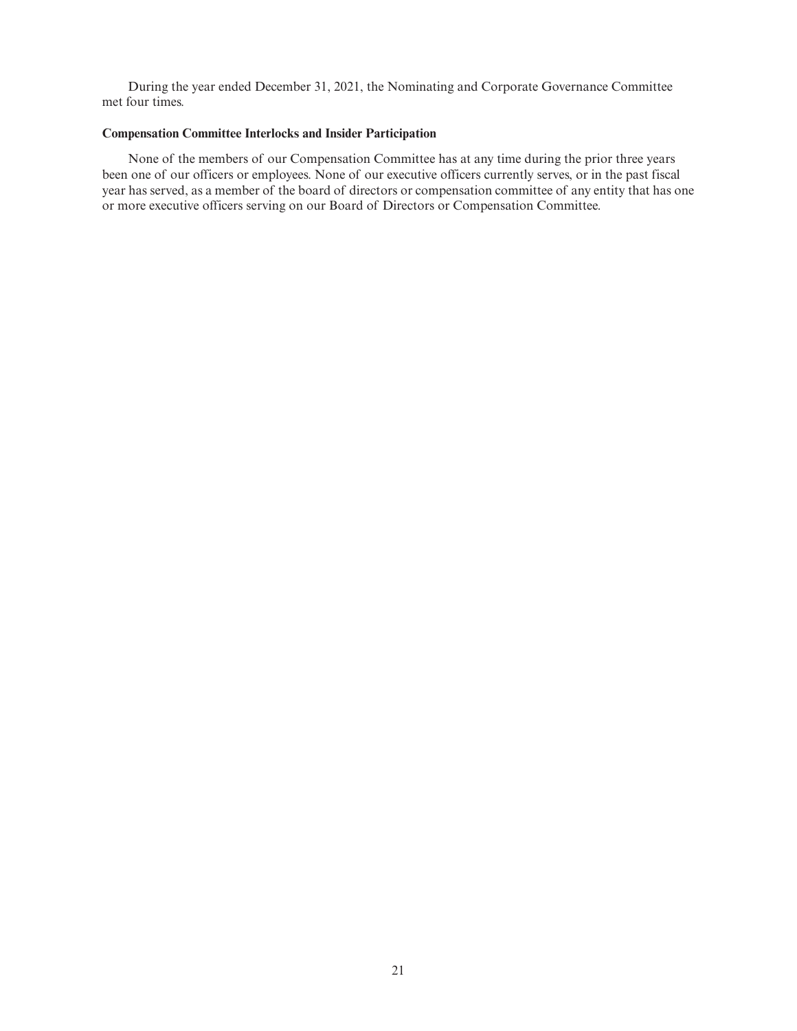During the year ended December 31, 2021, the Nominating and Corporate Governance Committee met four times.

**Compensation Committee Interlocks and Insider Participation**

None of the members of our Compensation Committee has at any time during the prior three years been one of our officers or employees. None of our executive officers currently serves, or in the past fiscal year has served, as a member of the board of directors or compensation committee of any entity that has one or more executive officers serving on our Board of Directors or Compensation Committee.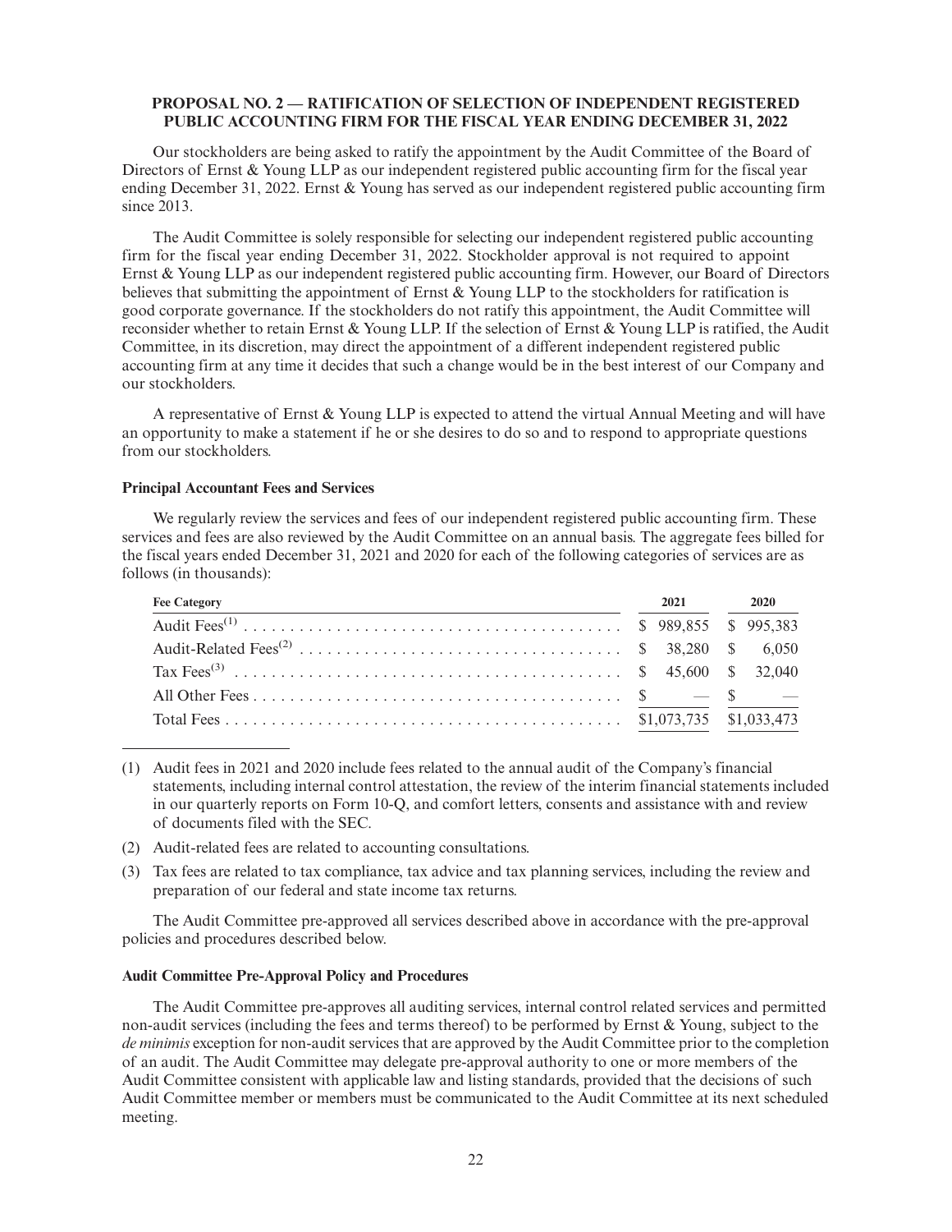## PROPOSAL NO. 2 — RATIFICATION OF SELECTION OF INDEPENDENT REGISTERED PUBLIC ACCOUNTING FIRM FOR THE FISCAL YEAR ENDING DECEMBER 31, 2022

Our stockholders are being asked to ratify the appointment by the Audit Committee of the Board of Directors of Ernst & Young LLP as our independent registered public accounting firm for the fiscal year ending December 31, 2022. Ernst & Young has served as our independent registered public accounting firm since 2013.

The Audit Committee is solely responsible for selecting our independent registered public accounting firm for the fiscal year ending December 31, 2022. Stockholder approval is not required to appoint Ernst & Young LLP as our independent registered public accounting firm. However, our Board of Directors believes that submitting the appointment of Ernst & Young LLP to the stockholders for ratification is good corporate governance. If the stockholders do not ratify this appointment, the Audit Committee will reconsider whether to retain Ernst & Young LLP. If the selection of Ernst & Young LLP is ratified, the Audit Committee, in its discretion, may direct the appointment of a different independent registered public accounting firm at any time it decides that such a change would be in the best interest of our Company and our stockholders.

A representative of Ernst & Young LLP is expected to attend the virtual Annual Meeting and will have an opportunity to make a statement if he or she desires to do so and to respond to appropriate questions from our stockholders.

### Principal Accountant Fees and Services

We regularly review the services and fees of our independent registered public accounting firm. These services and fees are also reviewed by the Audit Committee on an annual basis. The aggregate fees billed for the fiscal years ended December 31, 2021 and 2020 for each of the following categories of services are as follows (in thousands):

| Fee Category | 2021 | 2020 |
|---|---|---|
| Audit Fees[1] | $ 989,855 | $ 995,383 |
| Audit-Related Fees[2] | $ 38,280 | $ 6,050 |
| Tax Fees[3] | $ 45,600 | $ 32,040 |
| All Other Fees | $ — | $ — |
| Total Fees | $1,073,735 | $1,033,473 |

(1) Audit fees in 2021 and 2020 include fees related to the annual audit of the Company's financial statements, including internal control attestation, the review of the interim financial statements included in our quarterly reports on Form 10-Q, and comfort letters, consents and assistance with and review of documents filed with the SEC.

(2) Audit-related fees are related to accounting consultations.

(3) Tax fees are related to tax compliance, tax advice and tax planning services, including the review and preparation of our federal and state income tax returns.

The Audit Committee pre-approved all services described above in accordance with the pre-approval policies and procedures described below.

### Audit Committee Pre-Approval Policy and Procedures

The Audit Committee pre-approves all auditing services, internal control related services and permitted non-audit services (including the fees and terms thereof) to be performed by Ernst & Young, subject to the *de minimis* exception for non-audit services that are approved by the Audit Committee prior to the completion of an audit. The Audit Committee may delegate pre-approval authority to one or more members of the Audit Committee consistent with applicable law and listing standards, provided that the decisions of such Audit Committee member or members must be communicated to the Audit Committee at its next scheduled meeting.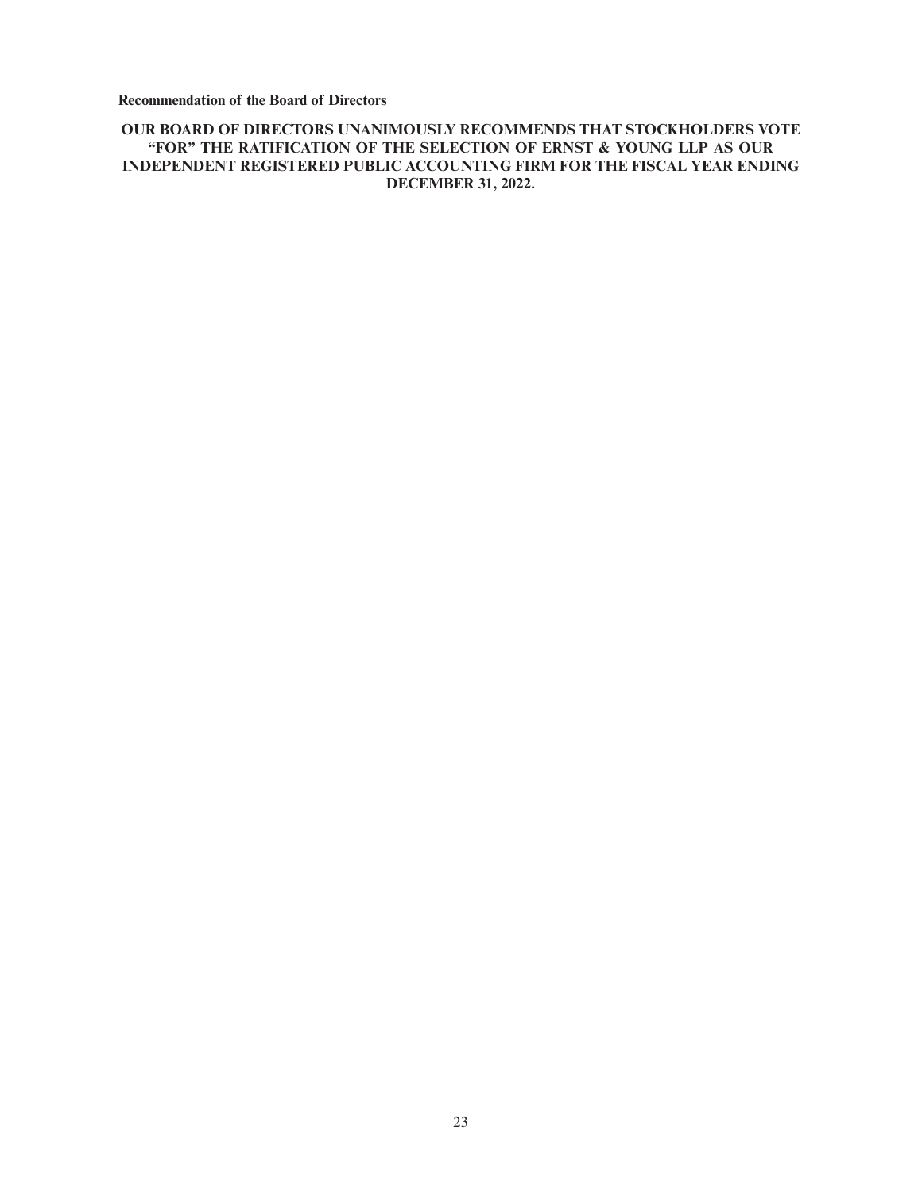### Recommendation of the Board of Directors

**OUR BOARD OF DIRECTORS UNANIMOUSLY RECOMMENDS THAT STOCKHOLDERS VOTE "FOR" THE RATIFICATION OF THE SELECTION OF ERNST & YOUNG LLP AS OUR INDEPENDENT REGISTERED PUBLIC ACCOUNTING FIRM FOR THE FISCAL YEAR ENDING DECEMBER 31, 2022.**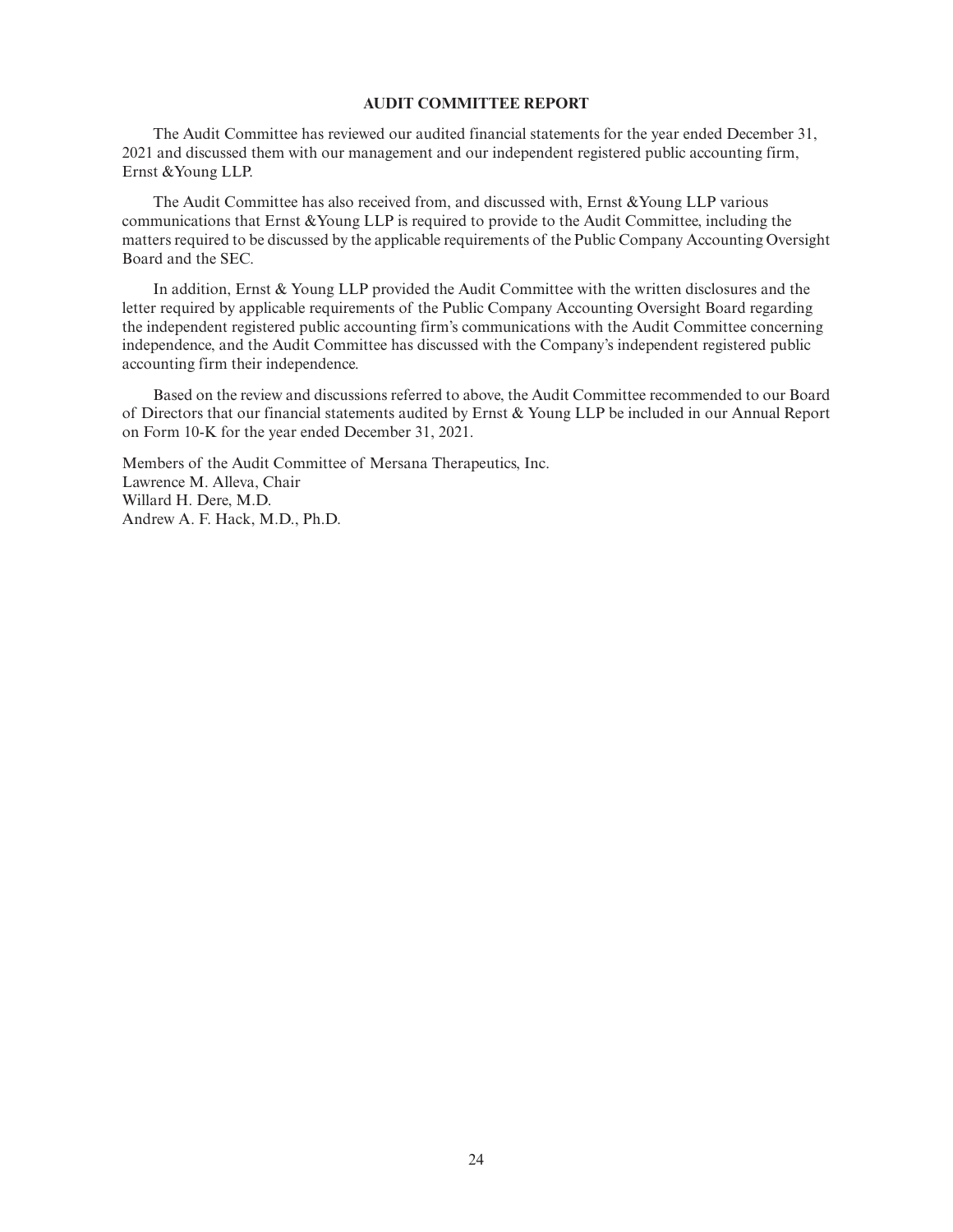## AUDIT COMMITTEE REPORT

The Audit Committee has reviewed our audited financial statements for the year ended December 31, 2021 and discussed them with our management and our independent registered public accounting firm, Ernst &Young LLP.

The Audit Committee has also received from, and discussed with, Ernst &Young LLP various communications that Ernst &Young LLP is required to provide to the Audit Committee, including the matters required to be discussed by the applicable requirements of the Public Company Accounting Oversight Board and the SEC.

In addition, Ernst & Young LLP provided the Audit Committee with the written disclosures and the letter required by applicable requirements of the Public Company Accounting Oversight Board regarding the independent registered public accounting firm's communications with the Audit Committee concerning independence, and the Audit Committee has discussed with the Company's independent registered public accounting firm their independence.

Based on the review and discussions referred to above, the Audit Committee recommended to our Board of Directors that our financial statements audited by Ernst & Young LLP be included in our Annual Report on Form 10-K for the year ended December 31, 2021.

Members of the Audit Committee of Mersana Therapeutics, Inc.
Lawrence M. Alleva, Chair
Willard H. Dere, M.D.
Andrew A. F. Hack, M.D., Ph.D.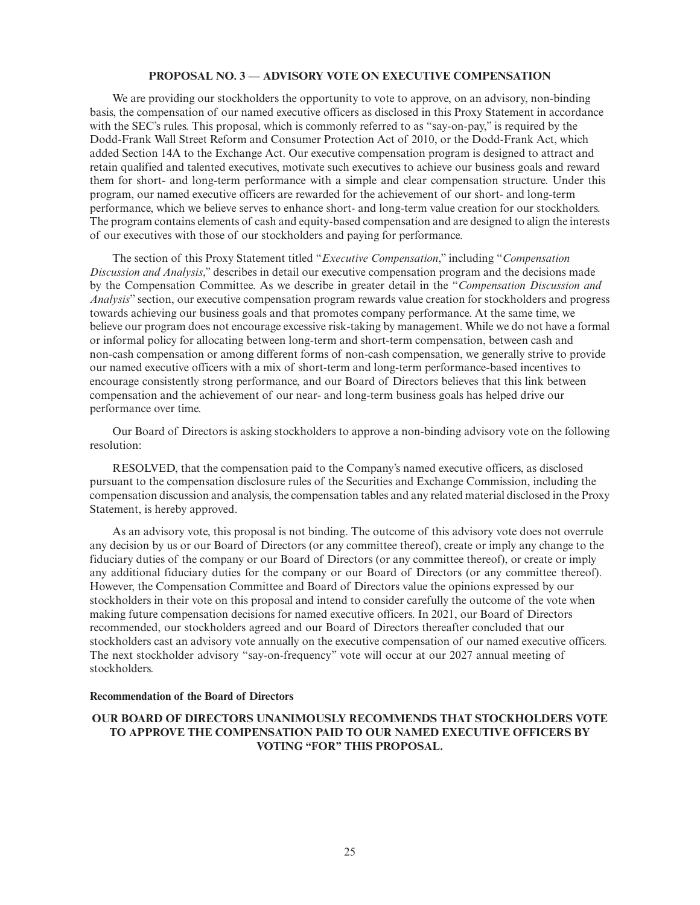## PROPOSAL NO. 3 — ADVISORY VOTE ON EXECUTIVE COMPENSATION

We are providing our stockholders the opportunity to vote to approve, on an advisory, non-binding basis, the compensation of our named executive officers as disclosed in this Proxy Statement in accordance with the SEC's rules. This proposal, which is commonly referred to as "say-on-pay," is required by the Dodd-Frank Wall Street Reform and Consumer Protection Act of 2010, or the Dodd-Frank Act, which added Section 14A to the Exchange Act. Our executive compensation program is designed to attract and retain qualified and talented executives, motivate such executives to achieve our business goals and reward them for short- and long-term performance with a simple and clear compensation structure. Under this program, our named executive officers are rewarded for the achievement of our short- and long-term performance, which we believe serves to enhance short- and long-term value creation for our stockholders. The program contains elements of cash and equity-based compensation and are designed to align the interests of our executives with those of our stockholders and paying for performance.

The section of this Proxy Statement titled "*Executive Compensation*," including "*Compensation Discussion and Analysis*," describes in detail our executive compensation program and the decisions made by the Compensation Committee. As we describe in greater detail in the "*Compensation Discussion and Analysis*" section, our executive compensation program rewards value creation for stockholders and progress towards achieving our business goals and that promotes company performance. At the same time, we believe our program does not encourage excessive risk-taking by management. While we do not have a formal or informal policy for allocating between long-term and short-term compensation, between cash and non-cash compensation or among different forms of non-cash compensation, we generally strive to provide our named executive officers with a mix of short-term and long-term performance-based incentives to encourage consistently strong performance, and our Board of Directors believes that this link between compensation and the achievement of our near- and long-term business goals has helped drive our performance over time.

Our Board of Directors is asking stockholders to approve a non-binding advisory vote on the following resolution:

RESOLVED, that the compensation paid to the Company's named executive officers, as disclosed pursuant to the compensation disclosure rules of the Securities and Exchange Commission, including the compensation discussion and analysis, the compensation tables and any related material disclosed in the Proxy Statement, is hereby approved.

As an advisory vote, this proposal is not binding. The outcome of this advisory vote does not overrule any decision by us or our Board of Directors (or any committee thereof), create or imply any change to the fiduciary duties of the company or our Board of Directors (or any committee thereof), or create or imply any additional fiduciary duties for the company or our Board of Directors (or any committee thereof). However, the Compensation Committee and Board of Directors value the opinions expressed by our stockholders in their vote on this proposal and intend to consider carefully the outcome of the vote when making future compensation decisions for named executive officers. In 2021, our Board of Directors recommended, our stockholders agreed and our Board of Directors thereafter concluded that our stockholders cast an advisory vote annually on the executive compensation of our named executive officers. The next stockholder advisory "say-on-frequency" vote will occur at our 2027 annual meeting of stockholders.

### Recommendation of the Board of Directors

**OUR BOARD OF DIRECTORS UNANIMOUSLY RECOMMENDS THAT STOCKHOLDERS VOTE TO APPROVE THE COMPENSATION PAID TO OUR NAMED EXECUTIVE OFFICERS BY VOTING "FOR" THIS PROPOSAL.**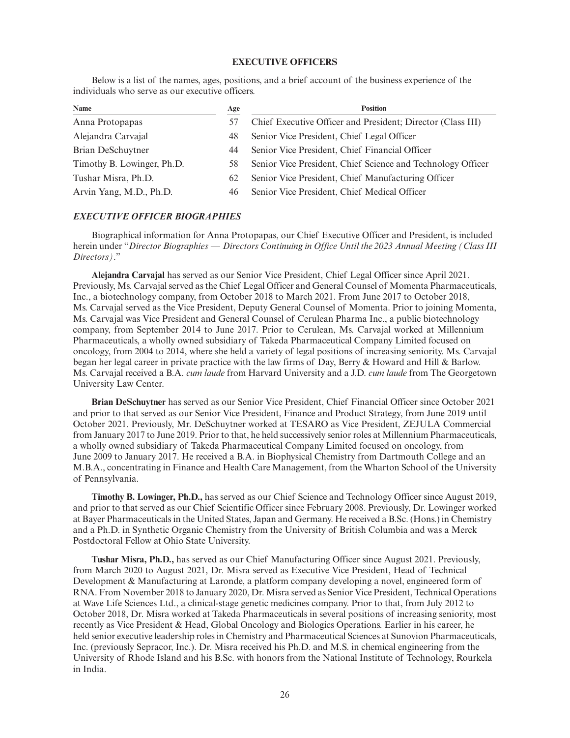## EXECUTIVE OFFICERS

Below is a list of the names, ages, positions, and a brief account of the business experience of the individuals who serve as our executive officers.

| Name | Age | Position |
| --- | --- | --- |
| Anna Protopapas | 57 | Chief Executive Officer and President; Director (Class III) |
| Alejandra Carvajal | 48 | Senior Vice President, Chief Legal Officer |
| Brian DeSchuytner | 44 | Senior Vice President, Chief Financial Officer |
| Timothy B. Lowinger, Ph.D. | 58 | Senior Vice President, Chief Science and Technology Officer |
| Tushar Misra, Ph.D. | 62 | Senior Vice President, Chief Manufacturing Officer |
| Arvin Yang, M.D., Ph.D. | 46 | Senior Vice President, Chief Medical Officer |

### *EXECUTIVE OFFICER BIOGRAPHIES*

Biographical information for Anna Protopapas, our Chief Executive Officer and President, is included herein under "*Director Biographies — Directors Continuing in Office Until the 2023 Annual Meeting (Class III Directors)*."

**Alejandra Carvajal** has served as our Senior Vice President, Chief Legal Officer since April 2021. Previously, Ms. Carvajal served as the Chief Legal Officer and General Counsel of Momenta Pharmaceuticals, Inc., a biotechnology company, from October 2018 to March 2021. From June 2017 to October 2018, Ms. Carvajal served as the Vice President, Deputy General Counsel of Momenta. Prior to joining Momenta, Ms. Carvajal was Vice President and General Counsel of Cerulean Pharma Inc., a public biotechnology company, from September 2014 to June 2017. Prior to Cerulean, Ms. Carvajal worked at Millennium Pharmaceuticals, a wholly owned subsidiary of Takeda Pharmaceutical Company Limited focused on oncology, from 2004 to 2014, where she held a variety of legal positions of increasing seniority. Ms. Carvajal began her legal career in private practice with the law firms of Day, Berry & Howard and Hill & Barlow. Ms. Carvajal received a B.A. *cum laude* from Harvard University and a J.D. *cum laude* from The Georgetown University Law Center.

**Brian DeSchuytner** has served as our Senior Vice President, Chief Financial Officer since October 2021 and prior to that served as our Senior Vice President, Finance and Product Strategy, from June 2019 until October 2021. Previously, Mr. DeSchuytner worked at TESARO as Vice President, ZEJULA Commercial from January 2017 to June 2019. Prior to that, he held successively senior roles at Millennium Pharmaceuticals, a wholly owned subsidiary of Takeda Pharmaceutical Company Limited focused on oncology, from June 2009 to January 2017. He received a B.A. in Biophysical Chemistry from Dartmouth College and an M.B.A., concentrating in Finance and Health Care Management, from the Wharton School of the University of Pennsylvania.

**Timothy B. Lowinger, Ph.D.,** has served as our Chief Science and Technology Officer since August 2019, and prior to that served as our Chief Scientific Officer since February 2008. Previously, Dr. Lowinger worked at Bayer Pharmaceuticals in the United States, Japan and Germany. He received a B.Sc. (Hons.) in Chemistry and a Ph.D. in Synthetic Organic Chemistry from the University of British Columbia and was a Merck Postdoctoral Fellow at Ohio State University.

**Tushar Misra, Ph.D.,** has served as our Chief Manufacturing Officer since August 2021. Previously, from March 2020 to August 2021, Dr. Misra served as Executive Vice President, Head of Technical Development & Manufacturing at Laronde, a platform company developing a novel, engineered form of RNA. From November 2018 to January 2020, Dr. Misra served as Senior Vice President, Technical Operations at Wave Life Sciences Ltd., a clinical-stage genetic medicines company. Prior to that, from July 2012 to October 2018, Dr. Misra worked at Takeda Pharmaceuticals in several positions of increasing seniority, most recently as Vice President & Head, Global Oncology and Biologics Operations. Earlier in his career, he held senior executive leadership roles in Chemistry and Pharmaceutical Sciences at Sunovion Pharmaceuticals, Inc. (previously Sepracor, Inc.). Dr. Misra received his Ph.D. and M.S. in chemical engineering from the University of Rhode Island and his B.Sc. with honors from the National Institute of Technology, Rourkela in India.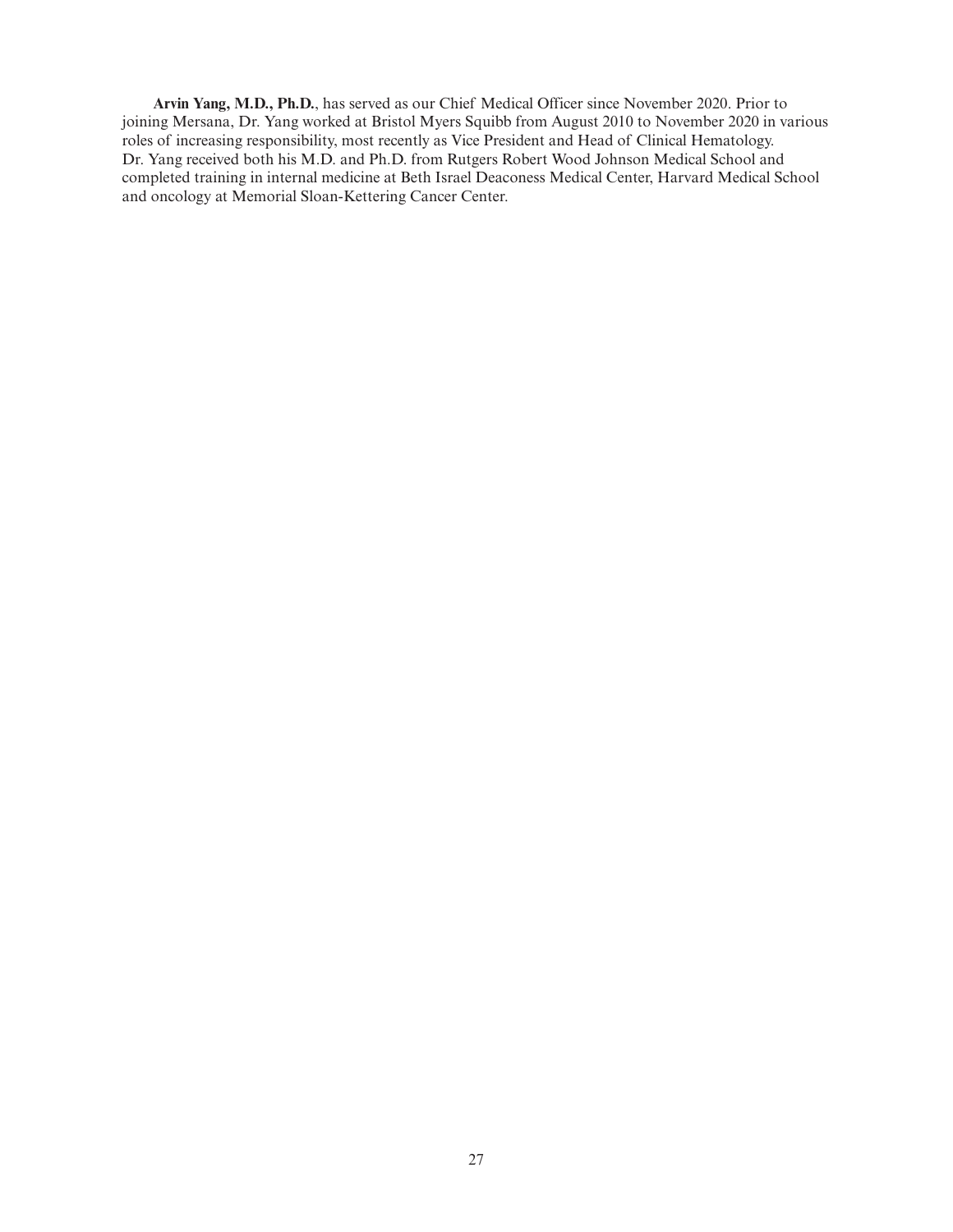**Arvin Yang, M.D., Ph.D.**, has served as our Chief Medical Officer since November 2020. Prior to joining Mersana, Dr. Yang worked at Bristol Myers Squibb from August 2010 to November 2020 in various roles of increasing responsibility, most recently as Vice President and Head of Clinical Hematology. Dr. Yang received both his M.D. and Ph.D. from Rutgers Robert Wood Johnson Medical School and completed training in internal medicine at Beth Israel Deaconess Medical Center, Harvard Medical School and oncology at Memorial Sloan-Kettering Cancer Center.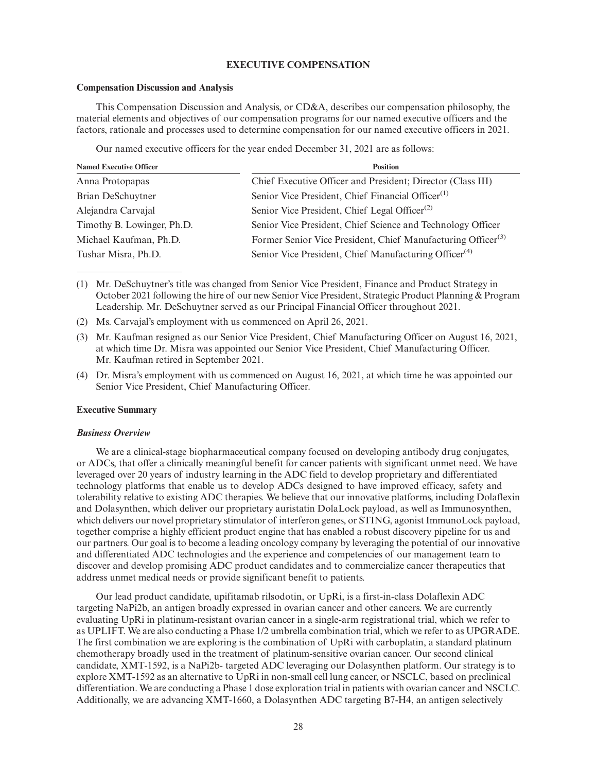## EXECUTIVE COMPENSATION

### Compensation Discussion and Analysis

This Compensation Discussion and Analysis, or CD&A, describes our compensation philosophy, the material elements and objectives of our compensation programs for our named executive officers and the factors, rationale and processes used to determine compensation for our named executive officers in 2021.

Our named executive officers for the year ended December 31, 2021 are as follows:

| Named Executive Officer | Position |
|---|---|
| Anna Protopapas | Chief Executive Officer and President; Director (Class III) |
| Brian DeSchuytner | Senior Vice President, Chief Financial Officer[(1)] |
| Alejandra Carvajal | Senior Vice President, Chief Legal Officer[(2)] |
| Timothy B. Lowinger, Ph.D. | Senior Vice President, Chief Science and Technology Officer |
| Michael Kaufman, Ph.D. | Former Senior Vice President, Chief Manufacturing Officer[(3)] |
| Tushar Misra, Ph.D. | Senior Vice President, Chief Manufacturing Officer[(4)] |

(1) Mr. DeSchuytner's title was changed from Senior Vice President, Finance and Product Strategy in October 2021 following the hire of our new Senior Vice President, Strategic Product Planning & Program Leadership. Mr. DeSchuytner served as our Principal Financial Officer throughout 2021.

(2) Ms. Carvajal's employment with us commenced on April 26, 2021.

(3) Mr. Kaufman resigned as our Senior Vice President, Chief Manufacturing Officer on August 16, 2021, at which time Dr. Misra was appointed our Senior Vice President, Chief Manufacturing Officer. Mr. Kaufman retired in September 2021.

(4) Dr. Misra's employment with us commenced on August 16, 2021, at which time he was appointed our Senior Vice President, Chief Manufacturing Officer.

### Executive Summary

#### *Business Overview*

We are a clinical-stage biopharmaceutical company focused on developing antibody drug conjugates, or ADCs, that offer a clinically meaningful benefit for cancer patients with significant unmet need. We have leveraged over 20 years of industry learning in the ADC field to develop proprietary and differentiated technology platforms that enable us to develop ADCs designed to have improved efficacy, safety and tolerability relative to existing ADC therapies. We believe that our innovative platforms, including Dolaflexin and Dolasynthen, which deliver our proprietary auristatin DolaLock payload, as well as Immunosynthen, which delivers our novel proprietary stimulator of interferon genes, or STING, agonist ImmunoLock payload, together comprise a highly efficient product engine that has enabled a robust discovery pipeline for us and our partners. Our goal is to become a leading oncology company by leveraging the potential of our innovative and differentiated ADC technologies and the experience and competencies of our management team to discover and develop promising ADC product candidates and to commercialize cancer therapeutics that address unmet medical needs or provide significant benefit to patients.

Our lead product candidate, upifitamab rilsodotin, or UpRi, is a first-in-class Dolaflexin ADC targeting NaPi2b, an antigen broadly expressed in ovarian cancer and other cancers. We are currently evaluating UpRi in platinum-resistant ovarian cancer in a single-arm registrational trial, which we refer to as UPLIFT. We are also conducting a Phase 1/2 umbrella combination trial, which we refer to as UPGRADE. The first combination we are exploring is the combination of UpRi with carboplatin, a standard platinum chemotherapy broadly used in the treatment of platinum-sensitive ovarian cancer. Our second clinical candidate, XMT-1592, is a NaPi2b- targeted ADC leveraging our Dolasynthen platform. Our strategy is to explore XMT-1592 as an alternative to UpRi in non-small cell lung cancer, or NSCLC, based on preclinical differentiation. We are conducting a Phase 1 dose exploration trial in patients with ovarian cancer and NSCLC. Additionally, we are advancing XMT-1660, a Dolasynthen ADC targeting B7-H4, an antigen selectively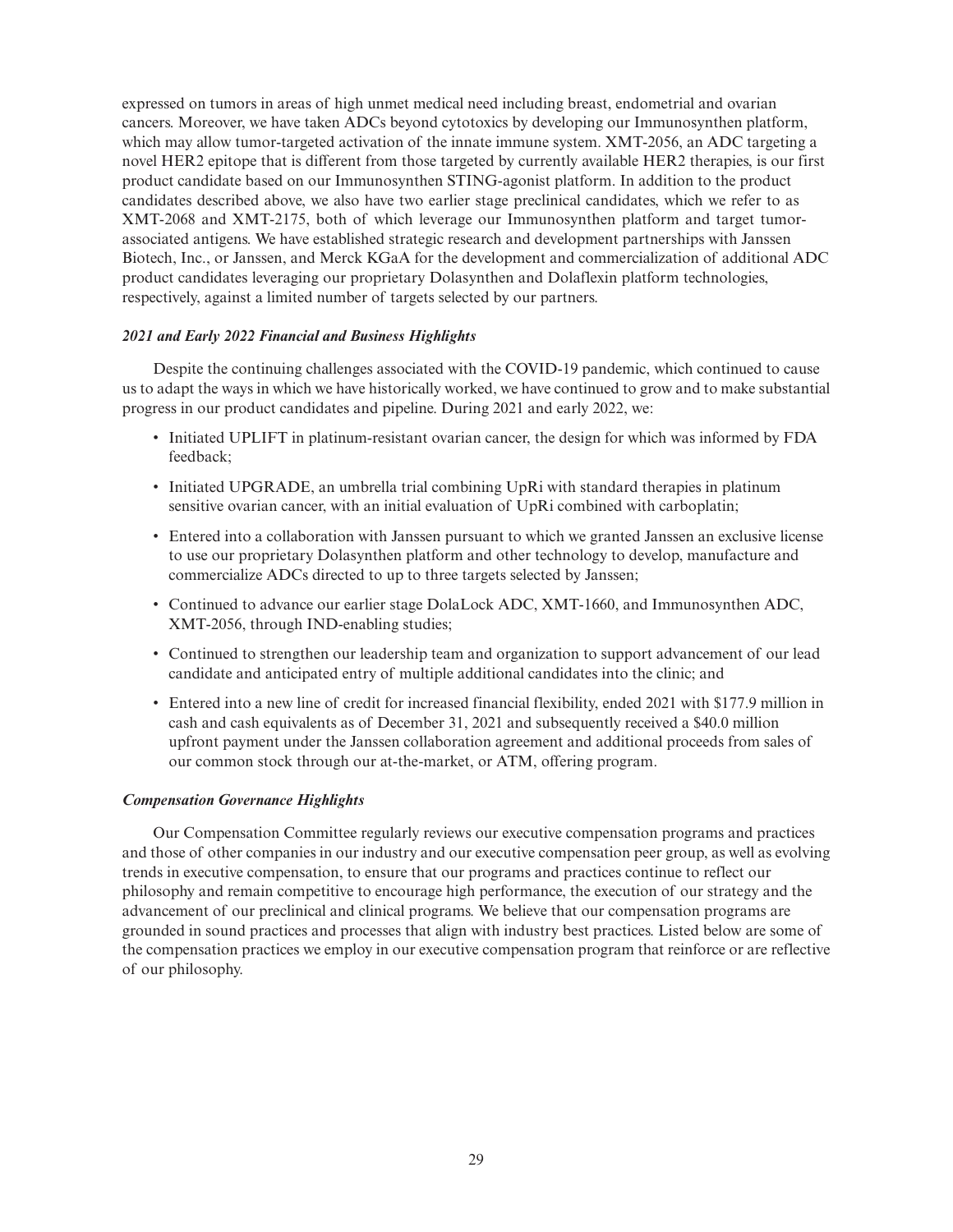expressed on tumors in areas of high unmet medical need including breast, endometrial and ovarian cancers. Moreover, we have taken ADCs beyond cytotoxics by developing our Immunosynthen platform, which may allow tumor-targeted activation of the innate immune system. XMT-2056, an ADC targeting a novel HER2 epitope that is different from those targeted by currently available HER2 therapies, is our first product candidate based on our Immunosynthen STING-agonist platform. In addition to the product candidates described above, we also have two earlier stage preclinical candidates, which we refer to as XMT-2068 and XMT-2175, both of which leverage our Immunosynthen platform and target tumor-associated antigens. We have established strategic research and development partnerships with Janssen Biotech, Inc., or Janssen, and Merck KGaA for the development and commercialization of additional ADC product candidates leveraging our proprietary Dolasynthen and Dolaflexin platform technologies, respectively, against a limited number of targets selected by our partners.

### *2021 and Early 2022 Financial and Business Highlights*

Despite the continuing challenges associated with the COVID-19 pandemic, which continued to cause us to adapt the ways in which we have historically worked, we have continued to grow and to make substantial progress in our product candidates and pipeline. During 2021 and early 2022, we:

- Initiated UPLIFT in platinum-resistant ovarian cancer, the design for which was informed by FDA feedback;
- Initiated UPGRADE, an umbrella trial combining UpRi with standard therapies in platinum sensitive ovarian cancer, with an initial evaluation of UpRi combined with carboplatin;
- Entered into a collaboration with Janssen pursuant to which we granted Janssen an exclusive license to use our proprietary Dolasynthen platform and other technology to develop, manufacture and commercialize ADCs directed to up to three targets selected by Janssen;
- Continued to advance our earlier stage DolaLock ADC, XMT-1660, and Immunosynthen ADC, XMT-2056, through IND-enabling studies;
- Continued to strengthen our leadership team and organization to support advancement of our lead candidate and anticipated entry of multiple additional candidates into the clinic; and
- Entered into a new line of credit for increased financial flexibility, ended 2021 with $177.9 million in cash and cash equivalents as of December 31, 2021 and subsequently received a $40.0 million upfront payment under the Janssen collaboration agreement and additional proceeds from sales of our common stock through our at-the-market, or ATM, offering program.

### *Compensation Governance Highlights*

Our Compensation Committee regularly reviews our executive compensation programs and practices and those of other companies in our industry and our executive compensation peer group, as well as evolving trends in executive compensation, to ensure that our programs and practices continue to reflect our philosophy and remain competitive to encourage high performance, the execution of our strategy and the advancement of our preclinical and clinical programs. We believe that our compensation programs are grounded in sound practices and processes that align with industry best practices. Listed below are some of the compensation practices we employ in our executive compensation program that reinforce or are reflective of our philosophy.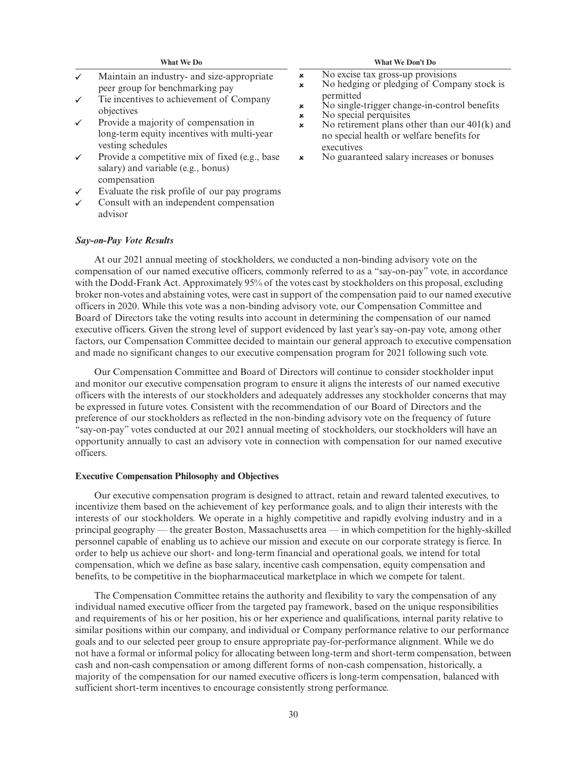| What We Do | What We Don't Do |
|---|---|
| ✓ Maintain an industry- and size-appropriate peer group for benchmarking pay | ✗ No excise tax gross-up provisions |
| ✓ Tie incentives to achievement of Company objectives | ✗ No hedging or pledging of Company stock is permitted |
| ✓ Provide a majority of compensation in long-term equity incentives with multi-year vesting schedules | ✗ No single-trigger change-in-control benefits |
| ✓ Provide a competitive mix of fixed (e.g., base salary) and variable (e.g., bonus) compensation | ✗ No special perquisites |
| ✓ Evaluate the risk profile of our pay programs | ✗ No retirement plans other than our 401(k) and no special health or welfare benefits for executives |
| ✓ Consult with an independent compensation advisor | ✗ No guaranteed salary increases or bonuses |

***Say-on-Pay Vote Results***

At our 2021 annual meeting of stockholders, we conducted a non-binding advisory vote on the compensation of our named executive officers, commonly referred to as a "say-on-pay" vote, in accordance with the Dodd-Frank Act. Approximately 95% of the votes cast by stockholders on this proposal, excluding broker non-votes and abstaining votes, were cast in support of the compensation paid to our named executive officers in 2020. While this vote was a non-binding advisory vote, our Compensation Committee and Board of Directors take the voting results into account in determining the compensation of our named executive officers. Given the strong level of support evidenced by last year's say-on-pay vote, among other factors, our Compensation Committee decided to maintain our general approach to executive compensation and made no significant changes to our executive compensation program for 2021 following such vote.

Our Compensation Committee and Board of Directors will continue to consider stockholder input and monitor our executive compensation program to ensure it aligns the interests of our named executive officers with the interests of our stockholders and adequately addresses any stockholder concerns that may be expressed in future votes. Consistent with the recommendation of our Board of Directors and the preference of our stockholders as reflected in the non-binding advisory vote on the frequency of future "say-on-pay" votes conducted at our 2021 annual meeting of stockholders, our stockholders will have an opportunity annually to cast an advisory vote in connection with compensation for our named executive officers.

**Executive Compensation Philosophy and Objectives**

Our executive compensation program is designed to attract, retain and reward talented executives, to incentivize them based on the achievement of key performance goals, and to align their interests with the interests of our stockholders. We operate in a highly competitive and rapidly evolving industry and in a principal geography — the greater Boston, Massachusetts area — in which competition for the highly-skilled personnel capable of enabling us to achieve our mission and execute on our corporate strategy is fierce. In order to help us achieve our short- and long-term financial and operational goals, we intend for total compensation, which we define as base salary, incentive cash compensation, equity compensation and benefits, to be competitive in the biopharmaceutical marketplace in which we compete for talent.

The Compensation Committee retains the authority and flexibility to vary the compensation of any individual named executive officer from the targeted pay framework, based on the unique responsibilities and requirements of his or her position, his or her experience and qualifications, internal parity relative to similar positions within our company, and individual or Company performance relative to our performance goals and to our selected peer group to ensure appropriate pay-for-performance alignment. While we do not have a formal or informal policy for allocating between long-term and short-term compensation, between cash and non-cash compensation or among different forms of non-cash compensation, historically, a majority of the compensation for our named executive officers is long-term compensation, balanced with sufficient short-term incentives to encourage consistently strong performance.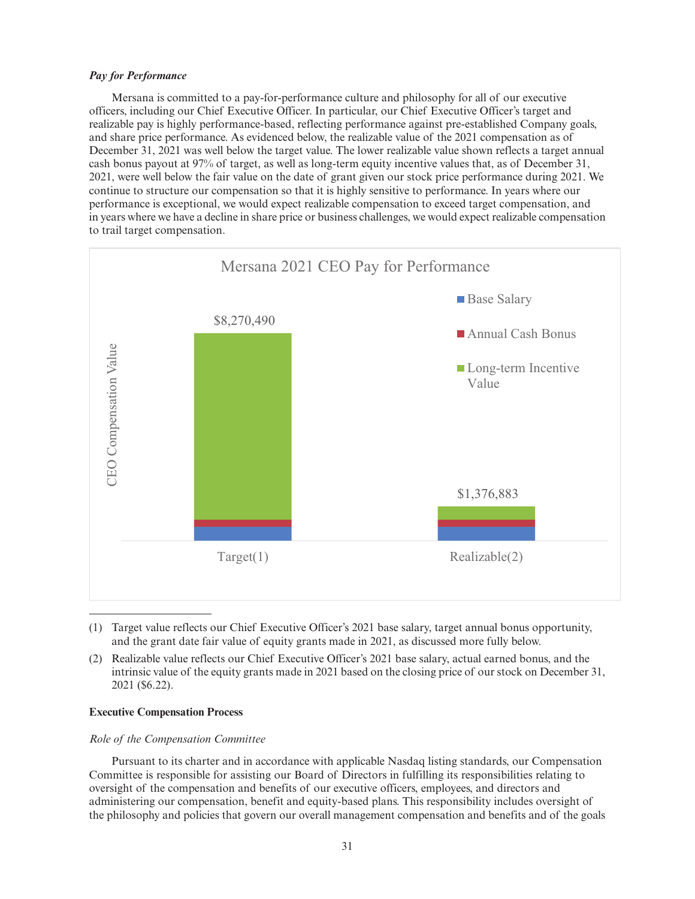*Pay for Performance*

Mersana is committed to a pay-for-performance culture and philosophy for all of our executive officers, including our Chief Executive Officer. In particular, our Chief Executive Officer's target and realizable pay is highly performance-based, reflecting performance against pre-established Company goals, and share price performance. As evidenced below, the realizable value of the 2021 compensation as of December 31, 2021 was well below the target value. The lower realizable value shown reflects a target annual cash bonus payout at 97% of target, as well as long-term equity incentive values that, as of December 31, 2021, were well below the fair value on the date of grant given our stock price performance during 2021. We continue to structure our compensation so that it is highly sensitive to performance. In years where our performance is exceptional, we would expect realizable compensation to exceed target compensation, and in years where we have a decline in share price or business challenges, we would expect realizable compensation to trail target compensation.

Mersana 2021 CEO Pay for Performance

| | Target(1) | Realizable(2) |
|---|---|---|
| Total CEO Compensation Value | $8,270,490 | $1,376,883 |

Legend: Base Salary; Annual Cash Bonus; Long-term Incentive Value

(1) Target value reflects our Chief Executive Officer's 2021 base salary, target annual bonus opportunity, and the grant date fair value of equity grants made in 2021, as discussed more fully below.

(2) Realizable value reflects our Chief Executive Officer's 2021 base salary, actual earned bonus, and the intrinsic value of the equity grants made in 2021 based on the closing price of our stock on December 31, 2021 ($6.22).

**Executive Compensation Process**

*Role of the Compensation Committee*

Pursuant to its charter and in accordance with applicable Nasdaq listing standards, our Compensation Committee is responsible for assisting our Board of Directors in fulfilling its responsibilities relating to oversight of the compensation and benefits of our executive officers, employees, and directors and administering our compensation, benefit and equity-based plans. This responsibility includes oversight of the philosophy and policies that govern our overall management compensation and benefits and of the goals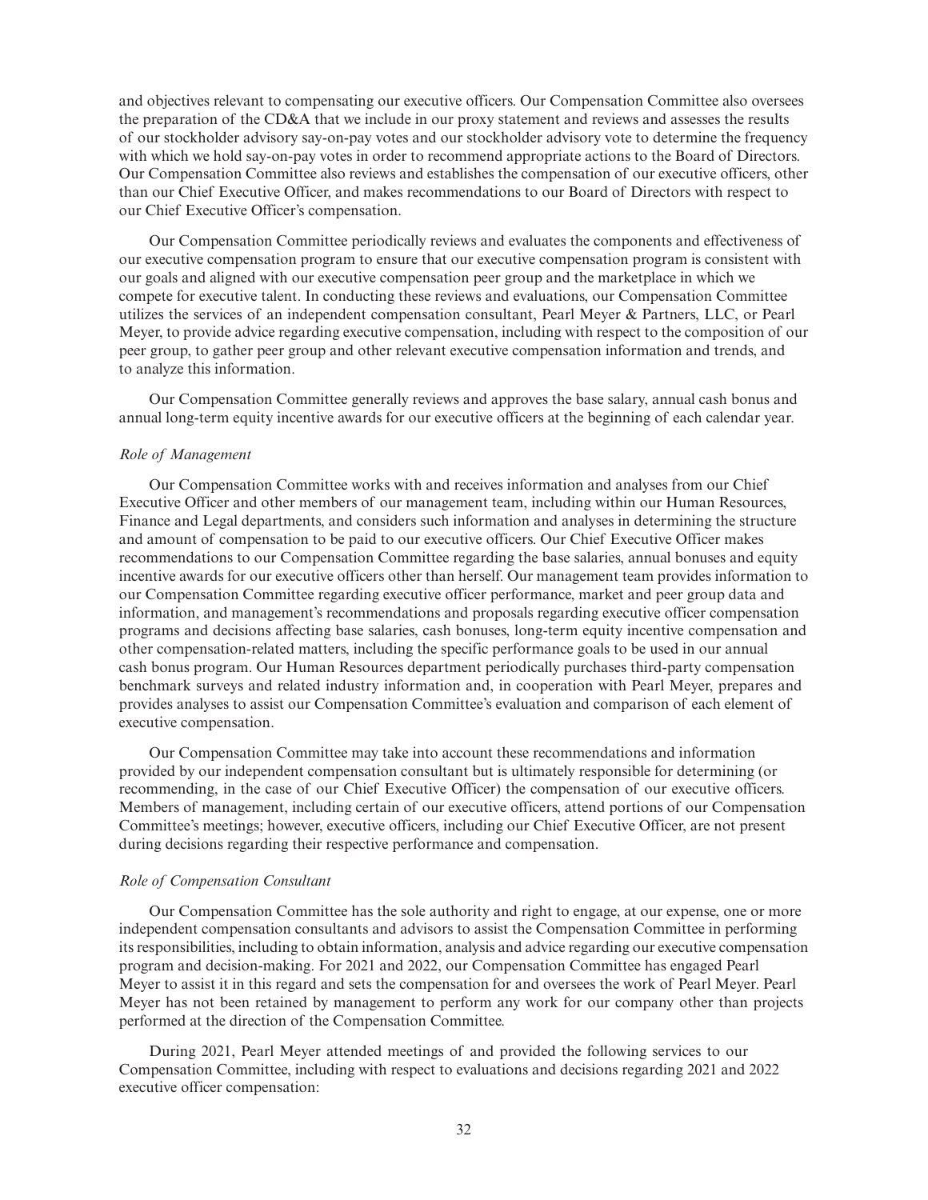and objectives relevant to compensating our executive officers. Our Compensation Committee also oversees the preparation of the CD&A that we include in our proxy statement and reviews and assesses the results of our stockholder advisory say-on-pay votes and our stockholder advisory vote to determine the frequency with which we hold say-on-pay votes in order to recommend appropriate actions to the Board of Directors. Our Compensation Committee also reviews and establishes the compensation of our executive officers, other than our Chief Executive Officer, and makes recommendations to our Board of Directors with respect to our Chief Executive Officer's compensation.

Our Compensation Committee periodically reviews and evaluates the components and effectiveness of our executive compensation program to ensure that our executive compensation program is consistent with our goals and aligned with our executive compensation peer group and the marketplace in which we compete for executive talent. In conducting these reviews and evaluations, our Compensation Committee utilizes the services of an independent compensation consultant, Pearl Meyer & Partners, LLC, or Pearl Meyer, to provide advice regarding executive compensation, including with respect to the composition of our peer group, to gather peer group and other relevant executive compensation information and trends, and to analyze this information.

Our Compensation Committee generally reviews and approves the base salary, annual cash bonus and annual long-term equity incentive awards for our executive officers at the beginning of each calendar year.

*Role of Management*

Our Compensation Committee works with and receives information and analyses from our Chief Executive Officer and other members of our management team, including within our Human Resources, Finance and Legal departments, and considers such information and analyses in determining the structure and amount of compensation to be paid to our executive officers. Our Chief Executive Officer makes recommendations to our Compensation Committee regarding the base salaries, annual bonuses and equity incentive awards for our executive officers other than herself. Our management team provides information to our Compensation Committee regarding executive officer performance, market and peer group data and information, and management's recommendations and proposals regarding executive officer compensation programs and decisions affecting base salaries, cash bonuses, long-term equity incentive compensation and other compensation-related matters, including the specific performance goals to be used in our annual cash bonus program. Our Human Resources department periodically purchases third-party compensation benchmark surveys and related industry information and, in cooperation with Pearl Meyer, prepares and provides analyses to assist our Compensation Committee's evaluation and comparison of each element of executive compensation.

Our Compensation Committee may take into account these recommendations and information provided by our independent compensation consultant but is ultimately responsible for determining (or recommending, in the case of our Chief Executive Officer) the compensation of our executive officers. Members of management, including certain of our executive officers, attend portions of our Compensation Committee's meetings; however, executive officers, including our Chief Executive Officer, are not present during decisions regarding their respective performance and compensation.

*Role of Compensation Consultant*

Our Compensation Committee has the sole authority and right to engage, at our expense, one or more independent compensation consultants and advisors to assist the Compensation Committee in performing its responsibilities, including to obtain information, analysis and advice regarding our executive compensation program and decision-making. For 2021 and 2022, our Compensation Committee has engaged Pearl Meyer to assist it in this regard and sets the compensation for and oversees the work of Pearl Meyer. Pearl Meyer has not been retained by management to perform any work for our company other than projects performed at the direction of the Compensation Committee.

During 2021, Pearl Meyer attended meetings of and provided the following services to our Compensation Committee, including with respect to evaluations and decisions regarding 2021 and 2022 executive officer compensation: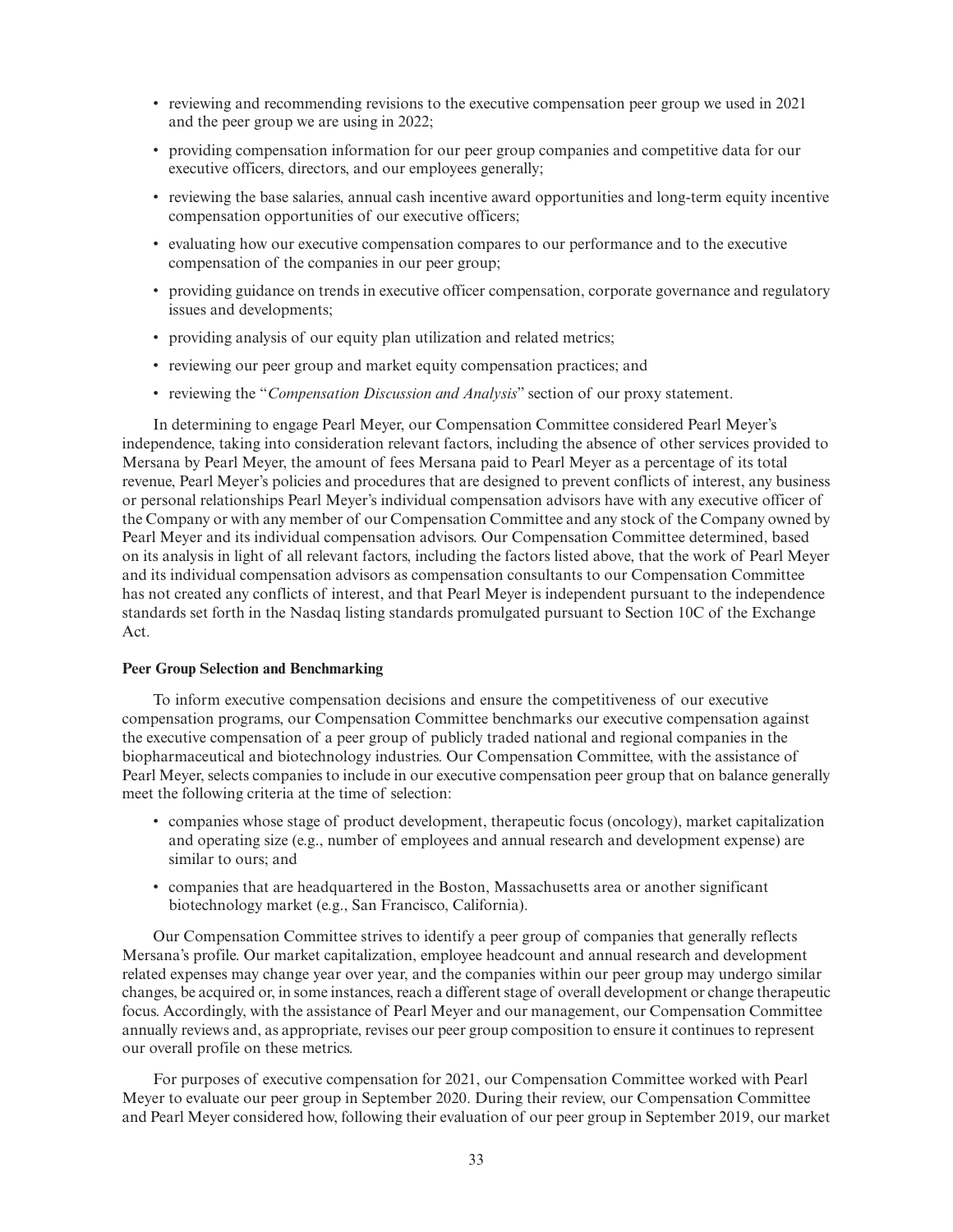- reviewing and recommending revisions to the executive compensation peer group we used in 2021 and the peer group we are using in 2022;
- providing compensation information for our peer group companies and competitive data for our executive officers, directors, and our employees generally;
- reviewing the base salaries, annual cash incentive award opportunities and long-term equity incentive compensation opportunities of our executive officers;
- evaluating how our executive compensation compares to our performance and to the executive compensation of the companies in our peer group;
- providing guidance on trends in executive officer compensation, corporate governance and regulatory issues and developments;
- providing analysis of our equity plan utilization and related metrics;
- reviewing our peer group and market equity compensation practices; and
- reviewing the "*Compensation Discussion and Analysis*" section of our proxy statement.

In determining to engage Pearl Meyer, our Compensation Committee considered Pearl Meyer's independence, taking into consideration relevant factors, including the absence of other services provided to Mersana by Pearl Meyer, the amount of fees Mersana paid to Pearl Meyer as a percentage of its total revenue, Pearl Meyer's policies and procedures that are designed to prevent conflicts of interest, any business or personal relationships Pearl Meyer's individual compensation advisors have with any executive officer of the Company or with any member of our Compensation Committee and any stock of the Company owned by Pearl Meyer and its individual compensation advisors. Our Compensation Committee determined, based on its analysis in light of all relevant factors, including the factors listed above, that the work of Pearl Meyer and its individual compensation advisors as compensation consultants to our Compensation Committee has not created any conflicts of interest, and that Pearl Meyer is independent pursuant to the independence standards set forth in the Nasdaq listing standards promulgated pursuant to Section 10C of the Exchange Act.

**Peer Group Selection and Benchmarking**

To inform executive compensation decisions and ensure the competitiveness of our executive compensation programs, our Compensation Committee benchmarks our executive compensation against the executive compensation of a peer group of publicly traded national and regional companies in the biopharmaceutical and biotechnology industries. Our Compensation Committee, with the assistance of Pearl Meyer, selects companies to include in our executive compensation peer group that on balance generally meet the following criteria at the time of selection:

- companies whose stage of product development, therapeutic focus (oncology), market capitalization and operating size (e.g., number of employees and annual research and development expense) are similar to ours; and
- companies that are headquartered in the Boston, Massachusetts area or another significant biotechnology market (e.g., San Francisco, California).

Our Compensation Committee strives to identify a peer group of companies that generally reflects Mersana's profile. Our market capitalization, employee headcount and annual research and development related expenses may change year over year, and the companies within our peer group may undergo similar changes, be acquired or, in some instances, reach a different stage of overall development or change therapeutic focus. Accordingly, with the assistance of Pearl Meyer and our management, our Compensation Committee annually reviews and, as appropriate, revises our peer group composition to ensure it continues to represent our overall profile on these metrics.

For purposes of executive compensation for 2021, our Compensation Committee worked with Pearl Meyer to evaluate our peer group in September 2020. During their review, our Compensation Committee and Pearl Meyer considered how, following their evaluation of our peer group in September 2019, our market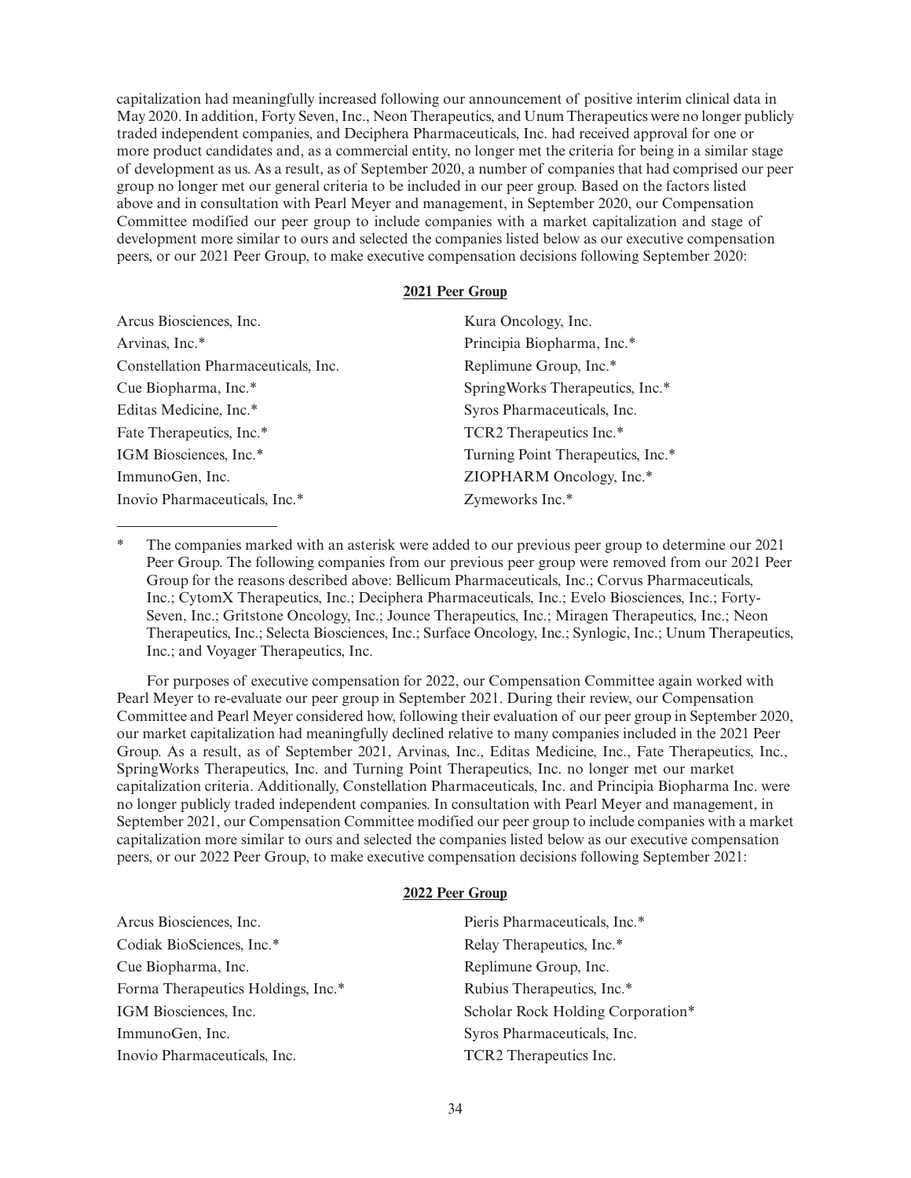capitalization had meaningfully increased following our announcement of positive interim clinical data in May 2020. In addition, Forty Seven, Inc., Neon Therapeutics, and Unum Therapeutics were no longer publicly traded independent companies, and Deciphera Pharmaceuticals, Inc. had received approval for one or more product candidates and, as a commercial entity, no longer met the criteria for being in a similar stage of development as us. As a result, as of September 2020, a number of companies that had comprised our peer group no longer met our general criteria to be included in our peer group. Based on the factors listed above and in consultation with Pearl Meyer and management, in September 2020, our Compensation Committee modified our peer group to include companies with a market capitalization and stage of development more similar to ours and selected the companies listed below as our executive compensation peers, or our 2021 Peer Group, to make executive compensation decisions following September 2020:

**2021 Peer Group**

| | |
|---|---|
| Arcus Biosciences, Inc. | Kura Oncology, Inc. |
| Arvinas, Inc.* | Principia Biopharma, Inc.* |
| Constellation Pharmaceuticals, Inc. | Replimune Group, Inc.* |
| Cue Biopharma, Inc.* | SpringWorks Therapeutics, Inc.* |
| Editas Medicine, Inc.* | Syros Pharmaceuticals, Inc. |
| Fate Therapeutics, Inc.* | TCR2 Therapeutics Inc.* |
| IGM Biosciences, Inc.* | Turning Point Therapeutics, Inc.* |
| ImmunoGen, Inc. | ZIOPHARM Oncology, Inc.* |
| Inovio Pharmaceuticals, Inc.* | Zymeworks Inc.* |

\* The companies marked with an asterisk were added to our previous peer group to determine our 2021 Peer Group. The following companies from our previous peer group were removed from our 2021 Peer Group for the reasons described above: Bellicum Pharmaceuticals, Inc.; Corvus Pharmaceuticals, Inc.; CytomX Therapeutics, Inc.; Deciphera Pharmaceuticals, Inc.; Evelo Biosciences, Inc.; Forty-Seven, Inc.; Gritstone Oncology, Inc.; Jounce Therapeutics, Inc.; Miragen Therapeutics, Inc.; Neon Therapeutics, Inc.; Selecta Biosciences, Inc.; Surface Oncology, Inc.; Synlogic, Inc.; Unum Therapeutics, Inc.; and Voyager Therapeutics, Inc.

For purposes of executive compensation for 2022, our Compensation Committee again worked with Pearl Meyer to re-evaluate our peer group in September 2021. During their review, our Compensation Committee and Pearl Meyer considered how, following their evaluation of our peer group in September 2020, our market capitalization had meaningfully declined relative to many companies included in the 2021 Peer Group. As a result, as of September 2021, Arvinas, Inc., Editas Medicine, Inc., Fate Therapeutics, Inc., SpringWorks Therapeutics, Inc. and Turning Point Therapeutics, Inc. no longer met our market capitalization criteria. Additionally, Constellation Pharmaceuticals, Inc. and Principia Biopharma Inc. were no longer publicly traded independent companies. In consultation with Pearl Meyer and management, in September 2021, our Compensation Committee modified our peer group to include companies with a market capitalization more similar to ours and selected the companies listed below as our executive compensation peers, or our 2022 Peer Group, to make executive compensation decisions following September 2021:

**2022 Peer Group**

| | |
|---|---|
| Arcus Biosciences, Inc. | Pieris Pharmaceuticals, Inc.* |
| Codiak BioSciences, Inc.* | Relay Therapeutics, Inc.* |
| Cue Biopharma, Inc. | Replimune Group, Inc. |
| Forma Therapeutics Holdings, Inc.* | Rubius Therapeutics, Inc.* |
| IGM Biosciences, Inc. | Scholar Rock Holding Corporation* |
| ImmunoGen, Inc. | Syros Pharmaceuticals, Inc. |
| Inovio Pharmaceuticals, Inc. | TCR2 Therapeutics Inc. |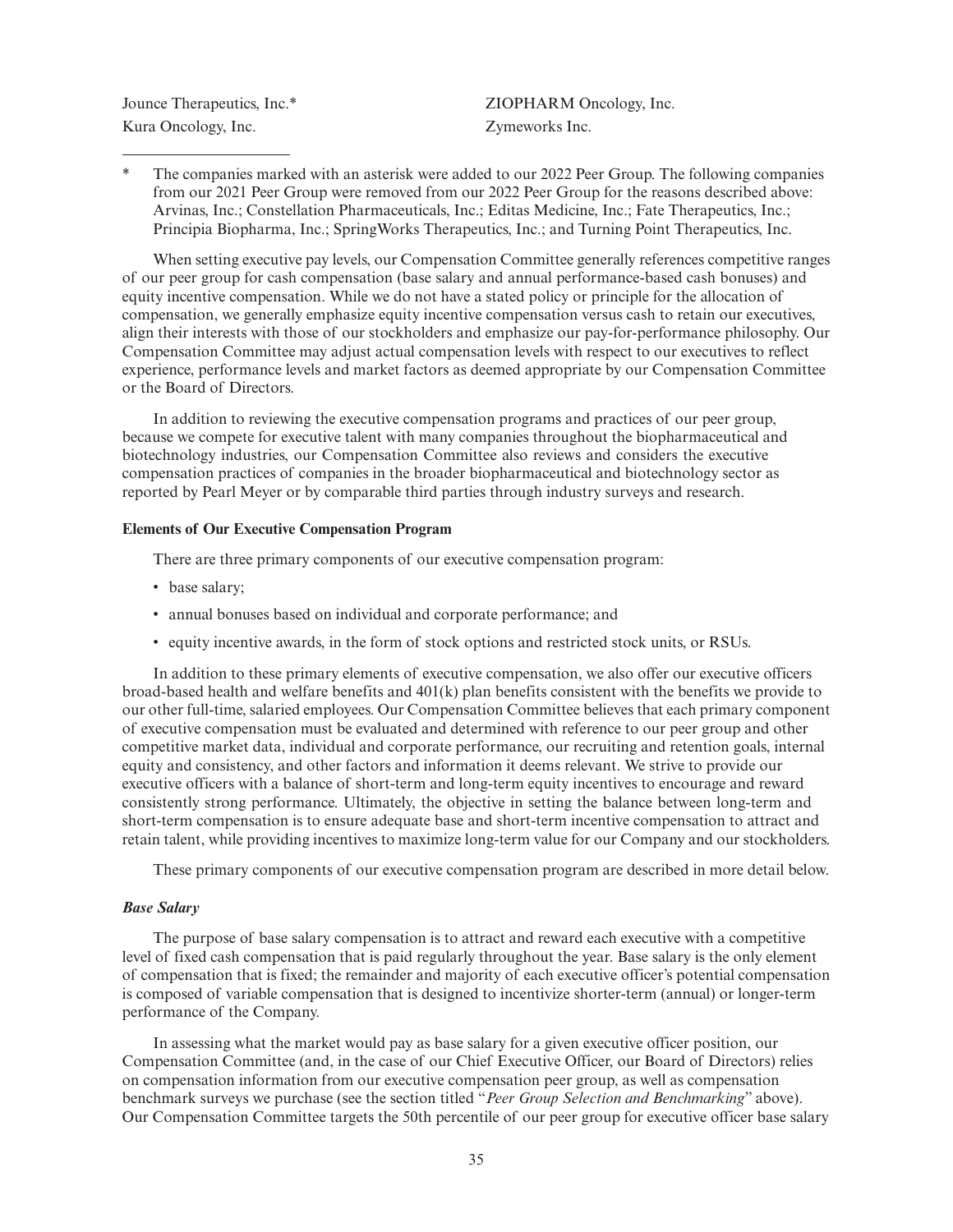| | |
|---|---|
| Jounce Therapeutics, Inc.* | ZIOPHARM Oncology, Inc. |
| Kura Oncology, Inc. | Zymeworks Inc. |

\* The companies marked with an asterisk were added to our 2022 Peer Group. The following companies from our 2021 Peer Group were removed from our 2022 Peer Group for the reasons described above: Arvinas, Inc.; Constellation Pharmaceuticals, Inc.; Editas Medicine, Inc.; Fate Therapeutics, Inc.; Principia Biopharma, Inc.; SpringWorks Therapeutics, Inc.; and Turning Point Therapeutics, Inc.

When setting executive pay levels, our Compensation Committee generally references competitive ranges of our peer group for cash compensation (base salary and annual performance-based cash bonuses) and equity incentive compensation. While we do not have a stated policy or principle for the allocation of compensation, we generally emphasize equity incentive compensation versus cash to retain our executives, align their interests with those of our stockholders and emphasize our pay-for-performance philosophy. Our Compensation Committee may adjust actual compensation levels with respect to our executives to reflect experience, performance levels and market factors as deemed appropriate by our Compensation Committee or the Board of Directors.

In addition to reviewing the executive compensation programs and practices of our peer group, because we compete for executive talent with many companies throughout the biopharmaceutical and biotechnology industries, our Compensation Committee also reviews and considers the executive compensation practices of companies in the broader biopharmaceutical and biotechnology sector as reported by Pearl Meyer or by comparable third parties through industry surveys and research.

**Elements of Our Executive Compensation Program**

There are three primary components of our executive compensation program:

- base salary;
- annual bonuses based on individual and corporate performance; and
- equity incentive awards, in the form of stock options and restricted stock units, or RSUs.

In addition to these primary elements of executive compensation, we also offer our executive officers broad-based health and welfare benefits and 401(k) plan benefits consistent with the benefits we provide to our other full-time, salaried employees. Our Compensation Committee believes that each primary component of executive compensation must be evaluated and determined with reference to our peer group and other competitive market data, individual and corporate performance, our recruiting and retention goals, internal equity and consistency, and other factors and information it deems relevant. We strive to provide our executive officers with a balance of short-term and long-term equity incentives to encourage and reward consistently strong performance. Ultimately, the objective in setting the balance between long-term and short-term compensation is to ensure adequate base and short-term incentive compensation to attract and retain talent, while providing incentives to maximize long-term value for our Company and our stockholders.

These primary components of our executive compensation program are described in more detail below.

***Base Salary***

The purpose of base salary compensation is to attract and reward each executive with a competitive level of fixed cash compensation that is paid regularly throughout the year. Base salary is the only element of compensation that is fixed; the remainder and majority of each executive officer's potential compensation is composed of variable compensation that is designed to incentivize shorter-term (annual) or longer-term performance of the Company.

In assessing what the market would pay as base salary for a given executive officer position, our Compensation Committee (and, in the case of our Chief Executive Officer, our Board of Directors) relies on compensation information from our executive compensation peer group, as well as compensation benchmark surveys we purchase (see the section titled "*Peer Group Selection and Benchmarking*" above). Our Compensation Committee targets the 50th percentile of our peer group for executive officer base salary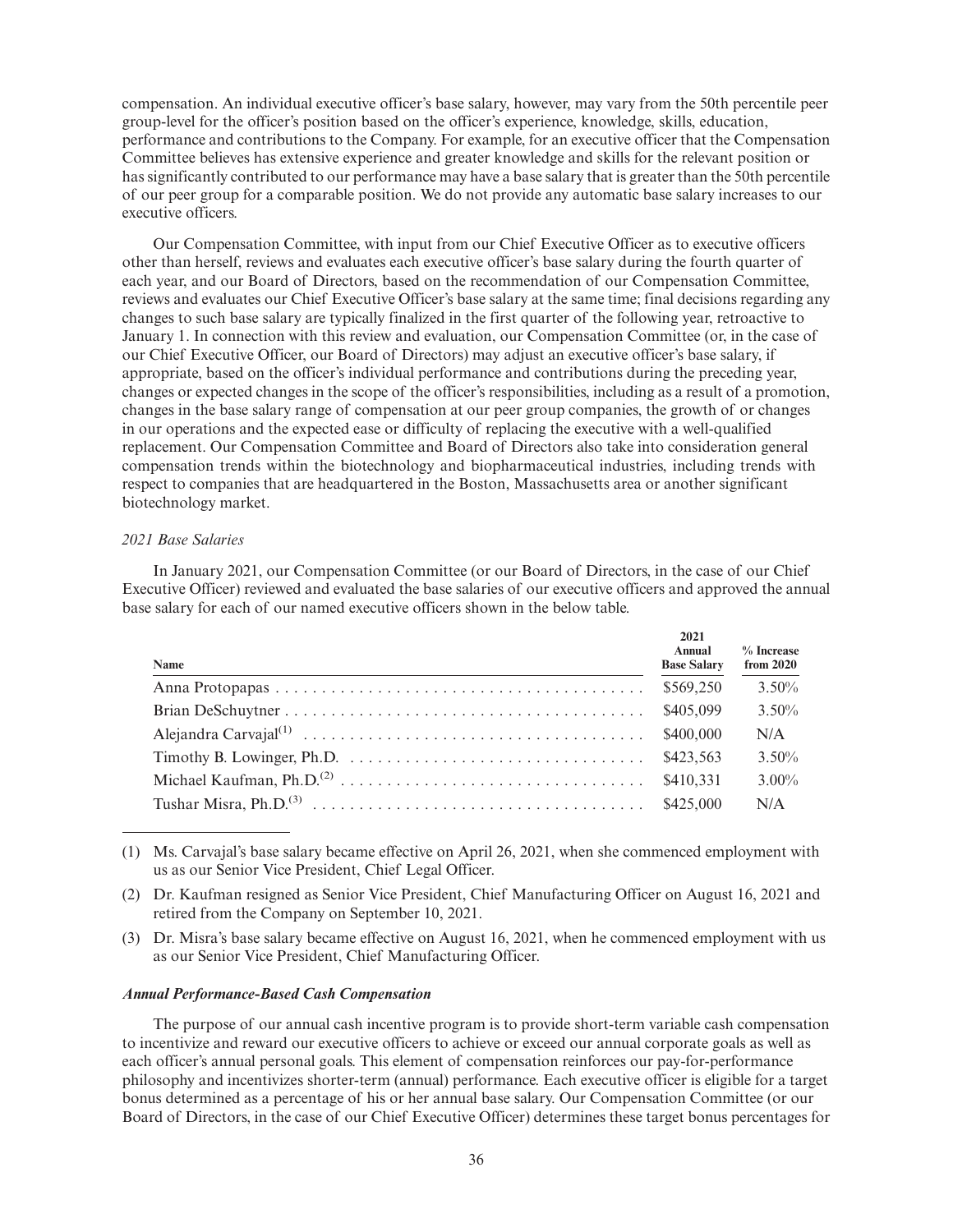compensation. An individual executive officer's base salary, however, may vary from the 50th percentile peer group-level for the officer's position based on the officer's experience, knowledge, skills, education, performance and contributions to the Company. For example, for an executive officer that the Compensation Committee believes has extensive experience and greater knowledge and skills for the relevant position or has significantly contributed to our performance may have a base salary that is greater than the 50th percentile of our peer group for a comparable position. We do not provide any automatic base salary increases to our executive officers.

Our Compensation Committee, with input from our Chief Executive Officer as to executive officers other than herself, reviews and evaluates each executive officer's base salary during the fourth quarter of each year, and our Board of Directors, based on the recommendation of our Compensation Committee, reviews and evaluates our Chief Executive Officer's base salary at the same time; final decisions regarding any changes to such base salary are typically finalized in the first quarter of the following year, retroactive to January 1. In connection with this review and evaluation, our Compensation Committee (or, in the case of our Chief Executive Officer, our Board of Directors) may adjust an executive officer's base salary, if appropriate, based on the officer's individual performance and contributions during the preceding year, changes or expected changes in the scope of the officer's responsibilities, including as a result of a promotion, changes in the base salary range of compensation at our peer group companies, the growth of or changes in our operations and the expected ease or difficulty of replacing the executive with a well-qualified replacement. Our Compensation Committee and Board of Directors also take into consideration general compensation trends within the biotechnology and biopharmaceutical industries, including trends with respect to companies that are headquartered in the Boston, Massachusetts area or another significant biotechnology market.

*2021 Base Salaries*

In January 2021, our Compensation Committee (or our Board of Directors, in the case of our Chief Executive Officer) reviewed and evaluated the base salaries of our executive officers and approved the annual base salary for each of our named executive officers shown in the below table.

| Name | 2021 Annual Base Salary | % Increase from 2020 |
|---|---|---|
| Anna Protopapas | $569,250 | 3.50% |
| Brian DeSchuytner | $405,099 | 3.50% |
| Alejandra Carvajal[(1)] | $400,000 | N/A |
| Timothy B. Lowinger, Ph.D. | $423,563 | 3.50% |
| Michael Kaufman, Ph.D.[(2)] | $410,331 | 3.00% |
| Tushar Misra, Ph.D.[(3)] | $425,000 | N/A |

(1) Ms. Carvajal's base salary became effective on April 26, 2021, when she commenced employment with us as our Senior Vice President, Chief Legal Officer.

(2) Dr. Kaufman resigned as Senior Vice President, Chief Manufacturing Officer on August 16, 2021 and retired from the Company on September 10, 2021.

(3) Dr. Misra's base salary became effective on August 16, 2021, when he commenced employment with us as our Senior Vice President, Chief Manufacturing Officer.

***Annual Performance-Based Cash Compensation***

The purpose of our annual cash incentive program is to provide short-term variable cash compensation to incentivize and reward our executive officers to achieve or exceed our annual corporate goals as well as each officer's annual personal goals. This element of compensation reinforces our pay-for-performance philosophy and incentivizes shorter-term (annual) performance. Each executive officer is eligible for a target bonus determined as a percentage of his or her annual base salary. Our Compensation Committee (or our Board of Directors, in the case of our Chief Executive Officer) determines these target bonus percentages for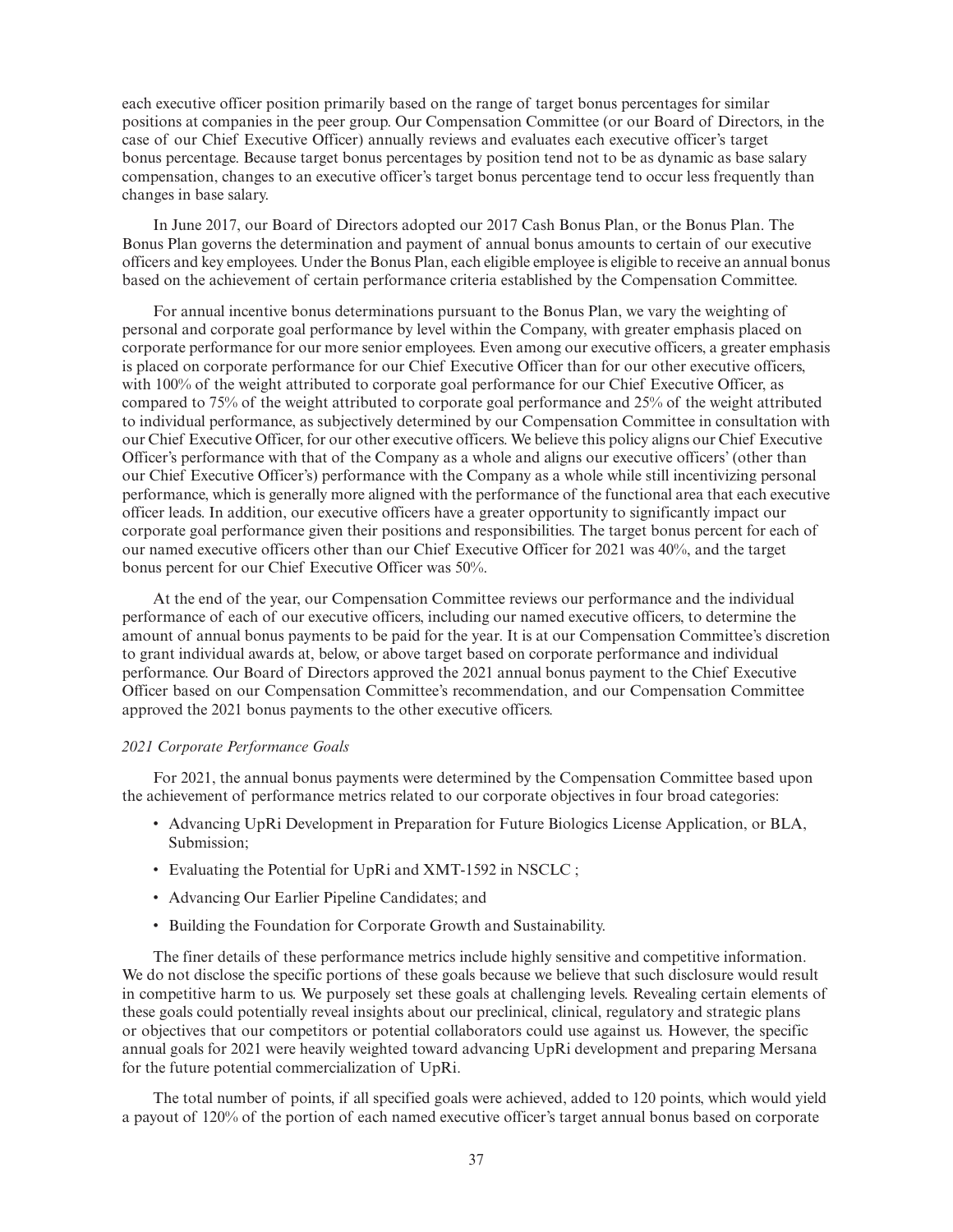each executive officer position primarily based on the range of target bonus percentages for similar positions at companies in the peer group. Our Compensation Committee (or our Board of Directors, in the case of our Chief Executive Officer) annually reviews and evaluates each executive officer's target bonus percentage. Because target bonus percentages by position tend not to be as dynamic as base salary compensation, changes to an executive officer's target bonus percentage tend to occur less frequently than changes in base salary.

In June 2017, our Board of Directors adopted our 2017 Cash Bonus Plan, or the Bonus Plan. The Bonus Plan governs the determination and payment of annual bonus amounts to certain of our executive officers and key employees. Under the Bonus Plan, each eligible employee is eligible to receive an annual bonus based on the achievement of certain performance criteria established by the Compensation Committee.

For annual incentive bonus determinations pursuant to the Bonus Plan, we vary the weighting of personal and corporate goal performance by level within the Company, with greater emphasis placed on corporate performance for our more senior employees. Even among our executive officers, a greater emphasis is placed on corporate performance for our Chief Executive Officer than for our other executive officers, with 100% of the weight attributed to corporate goal performance for our Chief Executive Officer, as compared to 75% of the weight attributed to corporate goal performance and 25% of the weight attributed to individual performance, as subjectively determined by our Compensation Committee in consultation with our Chief Executive Officer, for our other executive officers. We believe this policy aligns our Chief Executive Officer's performance with that of the Company as a whole and aligns our executive officers' (other than our Chief Executive Officer's) performance with the Company as a whole while still incentivizing personal performance, which is generally more aligned with the performance of the functional area that each executive officer leads. In addition, our executive officers have a greater opportunity to significantly impact our corporate goal performance given their positions and responsibilities. The target bonus percent for each of our named executive officers other than our Chief Executive Officer for 2021 was 40%, and the target bonus percent for our Chief Executive Officer was 50%.

At the end of the year, our Compensation Committee reviews our performance and the individual performance of each of our executive officers, including our named executive officers, to determine the amount of annual bonus payments to be paid for the year. It is at our Compensation Committee's discretion to grant individual awards at, below, or above target based on corporate performance and individual performance. Our Board of Directors approved the 2021 annual bonus payment to the Chief Executive Officer based on our Compensation Committee's recommendation, and our Compensation Committee approved the 2021 bonus payments to the other executive officers.

*2021 Corporate Performance Goals*

For 2021, the annual bonus payments were determined by the Compensation Committee based upon the achievement of performance metrics related to our corporate objectives in four broad categories:

- Advancing UpRi Development in Preparation for Future Biologics License Application, or BLA, Submission;
- Evaluating the Potential for UpRi and XMT-1592 in NSCLC ;
- Advancing Our Earlier Pipeline Candidates; and
- Building the Foundation for Corporate Growth and Sustainability.

The finer details of these performance metrics include highly sensitive and competitive information. We do not disclose the specific portions of these goals because we believe that such disclosure would result in competitive harm to us. We purposely set these goals at challenging levels. Revealing certain elements of these goals could potentially reveal insights about our preclinical, clinical, regulatory and strategic plans or objectives that our competitors or potential collaborators could use against us. However, the specific annual goals for 2021 were heavily weighted toward advancing UpRi development and preparing Mersana for the future potential commercialization of UpRi.

The total number of points, if all specified goals were achieved, added to 120 points, which would yield a payout of 120% of the portion of each named executive officer's target annual bonus based on corporate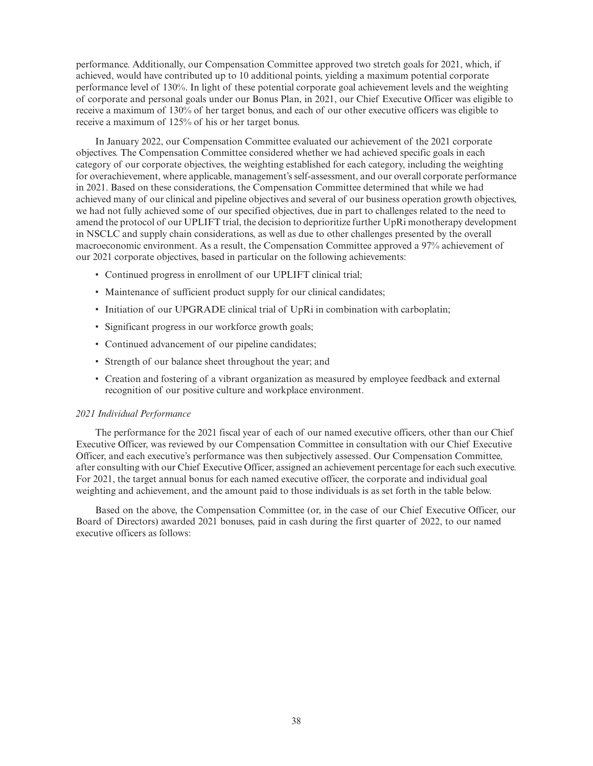performance. Additionally, our Compensation Committee approved two stretch goals for 2021, which, if achieved, would have contributed up to 10 additional points, yielding a maximum potential corporate performance level of 130%. In light of these potential corporate goal achievement levels and the weighting of corporate and personal goals under our Bonus Plan, in 2021, our Chief Executive Officer was eligible to receive a maximum of 130% of her target bonus, and each of our other executive officers was eligible to receive a maximum of 125% of his or her target bonus.

In January 2022, our Compensation Committee evaluated our achievement of the 2021 corporate objectives. The Compensation Committee considered whether we had achieved specific goals in each category of our corporate objectives, the weighting established for each category, including the weighting for overachievement, where applicable, management's self-assessment, and our overall corporate performance in 2021. Based on these considerations, the Compensation Committee determined that while we had achieved many of our clinical and pipeline objectives and several of our business operation growth objectives, we had not fully achieved some of our specified objectives, due in part to challenges related to the need to amend the protocol of our UPLIFT trial, the decision to deprioritize further UpRi monotherapy development in NSCLC and supply chain considerations, as well as due to other challenges presented by the overall macroeconomic environment. As a result, the Compensation Committee approved a 97% achievement of our 2021 corporate objectives, based in particular on the following achievements:

- Continued progress in enrollment of our UPLIFT clinical trial;
- Maintenance of sufficient product supply for our clinical candidates;
- Initiation of our UPGRADE clinical trial of UpRi in combination with carboplatin;
- Significant progress in our workforce growth goals;
- Continued advancement of our pipeline candidates;
- Strength of our balance sheet throughout the year; and
- Creation and fostering of a vibrant organization as measured by employee feedback and external recognition of our positive culture and workplace environment.

*2021 Individual Performance*

The performance for the 2021 fiscal year of each of our named executive officers, other than our Chief Executive Officer, was reviewed by our Compensation Committee in consultation with our Chief Executive Officer, and each executive's performance was then subjectively assessed. Our Compensation Committee, after consulting with our Chief Executive Officer, assigned an achievement percentage for each such executive. For 2021, the target annual bonus for each named executive officer, the corporate and individual goal weighting and achievement, and the amount paid to those individuals is as set forth in the table below.

Based on the above, the Compensation Committee (or, in the case of our Chief Executive Officer, our Board of Directors) awarded 2021 bonuses, paid in cash during the first quarter of 2022, to our named executive officers as follows: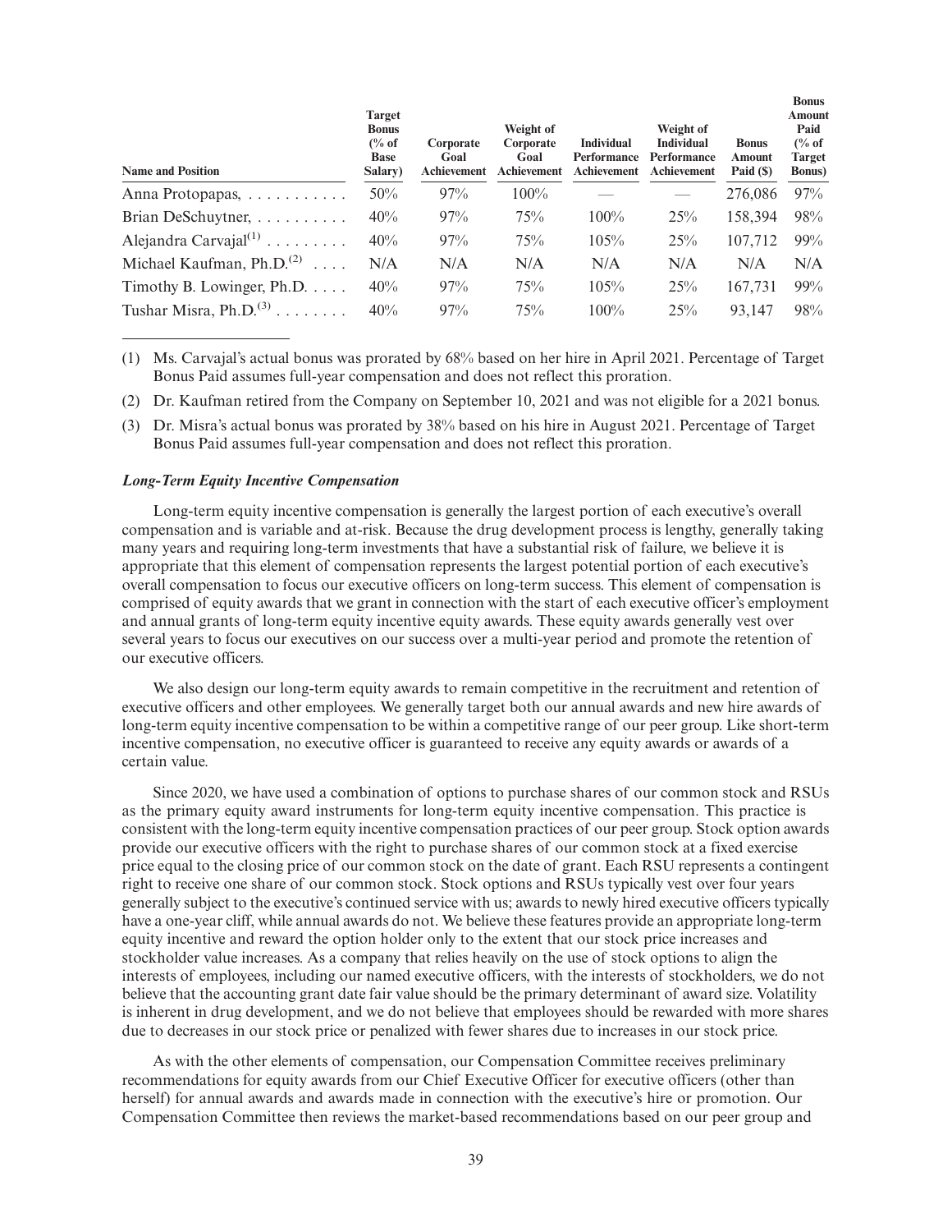| Name and Position | Target Bonus (% of Base Salary) | Corporate Goal Achievement | Weight of Corporate Goal Achievement | Individual Performance Achievement | Weight of Individual Performance Achievement | Bonus Amount Paid ($) | Bonus Amount Paid (% of Target Bonus) |
|---|---|---|---|---|---|---|---|
| Anna Protopapas, | 50% | 97% | 100% | — | — | 276,086 | 97% |
| Brian DeSchuytner, | 40% | 97% | 75% | 100% | 25% | 158,394 | 98% |
| Alejandra Carvajal[(1)] | 40% | 97% | 75% | 105% | 25% | 107,712 | 99% |
| Michael Kaufman, Ph.D.[(2)] | N/A | N/A | N/A | N/A | N/A | N/A | N/A |
| Timothy B. Lowinger, Ph.D. | 40% | 97% | 75% | 105% | 25% | 167,731 | 99% |
| Tushar Misra, Ph.D.[(3)] | 40% | 97% | 75% | 100% | 25% | 93,147 | 98% |

(1) Ms. Carvajal's actual bonus was prorated by 68% based on her hire in April 2021. Percentage of Target Bonus Paid assumes full-year compensation and does not reflect this proration.

(2) Dr. Kaufman retired from the Company on September 10, 2021 and was not eligible for a 2021 bonus.

(3) Dr. Misra's actual bonus was prorated by 38% based on his hire in August 2021. Percentage of Target Bonus Paid assumes full-year compensation and does not reflect this proration.

***Long-Term Equity Incentive Compensation***

Long-term equity incentive compensation is generally the largest portion of each executive's overall compensation and is variable and at-risk. Because the drug development process is lengthy, generally taking many years and requiring long-term investments that have a substantial risk of failure, we believe it is appropriate that this element of compensation represents the largest potential portion of each executive's overall compensation to focus our executive officers on long-term success. This element of compensation is comprised of equity awards that we grant in connection with the start of each executive officer's employment and annual grants of long-term equity incentive equity awards. These equity awards generally vest over several years to focus our executives on our success over a multi-year period and promote the retention of our executive officers.

We also design our long-term equity awards to remain competitive in the recruitment and retention of executive officers and other employees. We generally target both our annual awards and new hire awards of long-term equity incentive compensation to be within a competitive range of our peer group. Like short-term incentive compensation, no executive officer is guaranteed to receive any equity awards or awards of a certain value.

Since 2020, we have used a combination of options to purchase shares of our common stock and RSUs as the primary equity award instruments for long-term equity incentive compensation. This practice is consistent with the long-term equity incentive compensation practices of our peer group. Stock option awards provide our executive officers with the right to purchase shares of our common stock at a fixed exercise price equal to the closing price of our common stock on the date of grant. Each RSU represents a contingent right to receive one share of our common stock. Stock options and RSUs typically vest over four years generally subject to the executive's continued service with us; awards to newly hired executive officers typically have a one-year cliff, while annual awards do not. We believe these features provide an appropriate long-term equity incentive and reward the option holder only to the extent that our stock price increases and stockholder value increases. As a company that relies heavily on the use of stock options to align the interests of employees, including our named executive officers, with the interests of stockholders, we do not believe that the accounting grant date fair value should be the primary determinant of award size. Volatility is inherent in drug development, and we do not believe that employees should be rewarded with more shares due to decreases in our stock price or penalized with fewer shares due to increases in our stock price.

As with the other elements of compensation, our Compensation Committee receives preliminary recommendations for equity awards from our Chief Executive Officer for executive officers (other than herself) for annual awards and awards made in connection with the executive's hire or promotion. Our Compensation Committee then reviews the market-based recommendations based on our peer group and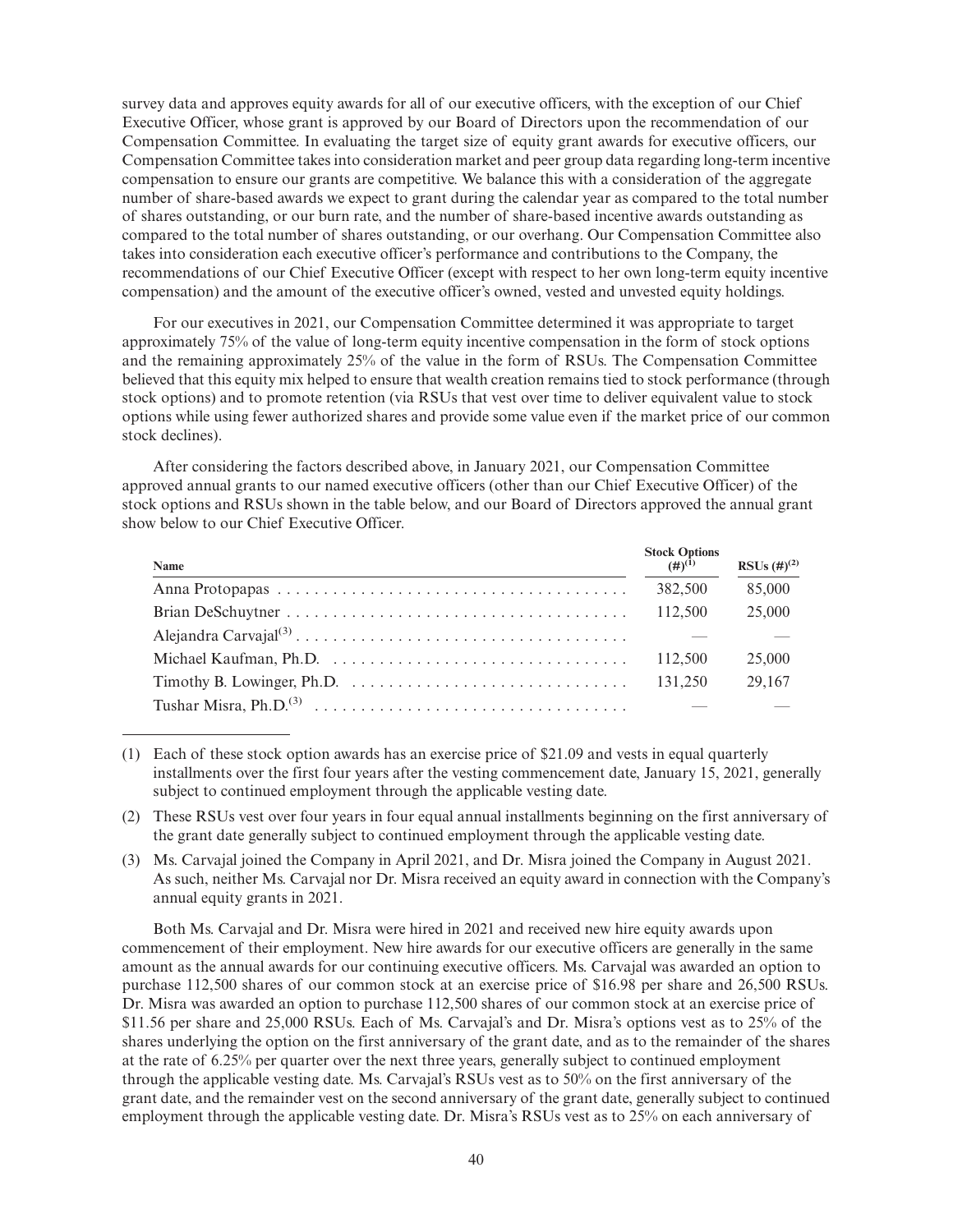survey data and approves equity awards for all of our executive officers, with the exception of our Chief Executive Officer, whose grant is approved by our Board of Directors upon the recommendation of our Compensation Committee. In evaluating the target size of equity grant awards for executive officers, our Compensation Committee takes into consideration market and peer group data regarding long-term incentive compensation to ensure our grants are competitive. We balance this with a consideration of the aggregate number of share-based awards we expect to grant during the calendar year as compared to the total number of shares outstanding, or our burn rate, and the number of share-based incentive awards outstanding as compared to the total number of shares outstanding, or our overhang. Our Compensation Committee also takes into consideration each executive officer's performance and contributions to the Company, the recommendations of our Chief Executive Officer (except with respect to her own long-term equity incentive compensation) and the amount of the executive officer's owned, vested and unvested equity holdings.

For our executives in 2021, our Compensation Committee determined it was appropriate to target approximately 75% of the value of long-term equity incentive compensation in the form of stock options and the remaining approximately 25% of the value in the form of RSUs. The Compensation Committee believed that this equity mix helped to ensure that wealth creation remains tied to stock performance (through stock options) and to promote retention (via RSUs that vest over time to deliver equivalent value to stock options while using fewer authorized shares and provide some value even if the market price of our common stock declines).

After considering the factors described above, in January 2021, our Compensation Committee approved annual grants to our named executive officers (other than our Chief Executive Officer) of the stock options and RSUs shown in the table below, and our Board of Directors approved the annual grant show below to our Chief Executive Officer.

| Name | Stock Options (#)[1] | RSUs (#)[2] |
|---|---|---|
| Anna Protopapas | 382,500 | 85,000 |
| Brian DeSchuytner | 112,500 | 25,000 |
| Alejandra Carvajal[3] | — | — |
| Michael Kaufman, Ph.D. | 112,500 | 25,000 |
| Timothy B. Lowinger, Ph.D. | 131,250 | 29,167 |
| Tushar Misra, Ph.D.[3] | — | — |

(1) Each of these stock option awards has an exercise price of $21.09 and vests in equal quarterly installments over the first four years after the vesting commencement date, January 15, 2021, generally subject to continued employment through the applicable vesting date.

(2) These RSUs vest over four years in four equal annual installments beginning on the first anniversary of the grant date generally subject to continued employment through the applicable vesting date.

(3) Ms. Carvajal joined the Company in April 2021, and Dr. Misra joined the Company in August 2021. As such, neither Ms. Carvajal nor Dr. Misra received an equity award in connection with the Company's annual equity grants in 2021.

Both Ms. Carvajal and Dr. Misra were hired in 2021 and received new hire equity awards upon commencement of their employment. New hire awards for our executive officers are generally in the same amount as the annual awards for our continuing executive officers. Ms. Carvajal was awarded an option to purchase 112,500 shares of our common stock at an exercise price of $16.98 per share and 26,500 RSUs. Dr. Misra was awarded an option to purchase 112,500 shares of our common stock at an exercise price of $11.56 per share and 25,000 RSUs. Each of Ms. Carvajal's and Dr. Misra's options vest as to 25% of the shares underlying the option on the first anniversary of the grant date, and as to the remainder of the shares at the rate of 6.25% per quarter over the next three years, generally subject to continued employment through the applicable vesting date. Ms. Carvajal's RSUs vest as to 50% on the first anniversary of the grant date, and the remainder vest on the second anniversary of the grant date, generally subject to continued employment through the applicable vesting date. Dr. Misra's RSUs vest as to 25% on each anniversary of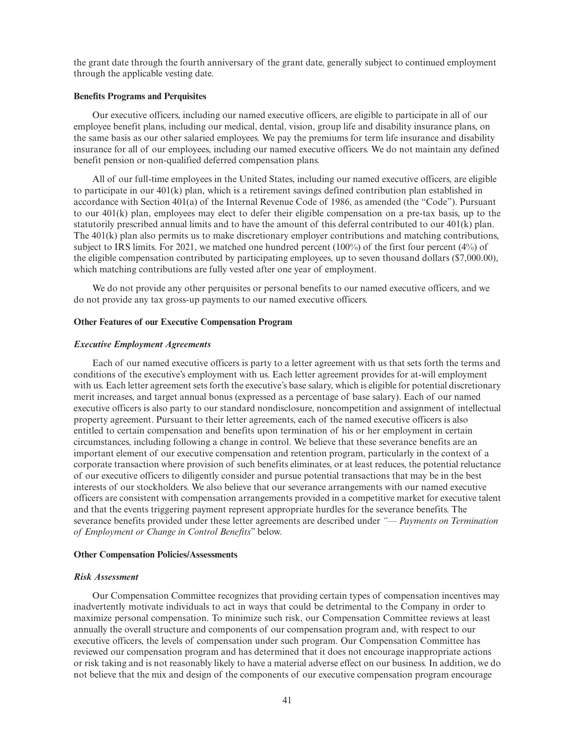the grant date through the fourth anniversary of the grant date, generally subject to continued employment through the applicable vesting date.

**Benefits Programs and Perquisites**

Our executive officers, including our named executive officers, are eligible to participate in all of our employee benefit plans, including our medical, dental, vision, group life and disability insurance plans, on the same basis as our other salaried employees. We pay the premiums for term life insurance and disability insurance for all of our employees, including our named executive officers. We do not maintain any defined benefit pension or non-qualified deferred compensation plans.

All of our full-time employees in the United States, including our named executive officers, are eligible to participate in our 401(k) plan, which is a retirement savings defined contribution plan established in accordance with Section 401(a) of the Internal Revenue Code of 1986, as amended (the "Code"). Pursuant to our 401(k) plan, employees may elect to defer their eligible compensation on a pre-tax basis, up to the statutorily prescribed annual limits and to have the amount of this deferral contributed to our 401(k) plan. The 401(k) plan also permits us to make discretionary employer contributions and matching contributions, subject to IRS limits. For 2021, we matched one hundred percent (100%) of the first four percent (4%) of the eligible compensation contributed by participating employees, up to seven thousand dollars ($7,000.00), which matching contributions are fully vested after one year of employment.

We do not provide any other perquisites or personal benefits to our named executive officers, and we do not provide any tax gross-up payments to our named executive officers.

**Other Features of our Executive Compensation Program**

***Executive Employment Agreements***

Each of our named executive officers is party to a letter agreement with us that sets forth the terms and conditions of the executive's employment with us. Each letter agreement provides for at-will employment with us. Each letter agreement sets forth the executive's base salary, which is eligible for potential discretionary merit increases, and target annual bonus (expressed as a percentage of base salary). Each of our named executive officers is also party to our standard nondisclosure, noncompetition and assignment of intellectual property agreement. Pursuant to their letter agreements, each of the named executive officers is also entitled to certain compensation and benefits upon termination of his or her employment in certain circumstances, including following a change in control. We believe that these severance benefits are an important element of our executive compensation and retention program, particularly in the context of a corporate transaction where provision of such benefits eliminates, or at least reduces, the potential reluctance of our executive officers to diligently consider and pursue potential transactions that may be in the best interests of our stockholders. We also believe that our severance arrangements with our named executive officers are consistent with compensation arrangements provided in a competitive market for executive talent and that the events triggering payment represent appropriate hurdles for the severance benefits. The severance benefits provided under these letter agreements are described under *"— Payments on Termination of Employment or Change in Control Benefits"* below.

**Other Compensation Policies/Assessments**

***Risk Assessment***

Our Compensation Committee recognizes that providing certain types of compensation incentives may inadvertently motivate individuals to act in ways that could be detrimental to the Company in order to maximize personal compensation. To minimize such risk, our Compensation Committee reviews at least annually the overall structure and components of our compensation program and, with respect to our executive officers, the levels of compensation under such program. Our Compensation Committee has reviewed our compensation program and has determined that it does not encourage inappropriate actions or risk taking and is not reasonably likely to have a material adverse effect on our business. In addition, we do not believe that the mix and design of the components of our executive compensation program encourage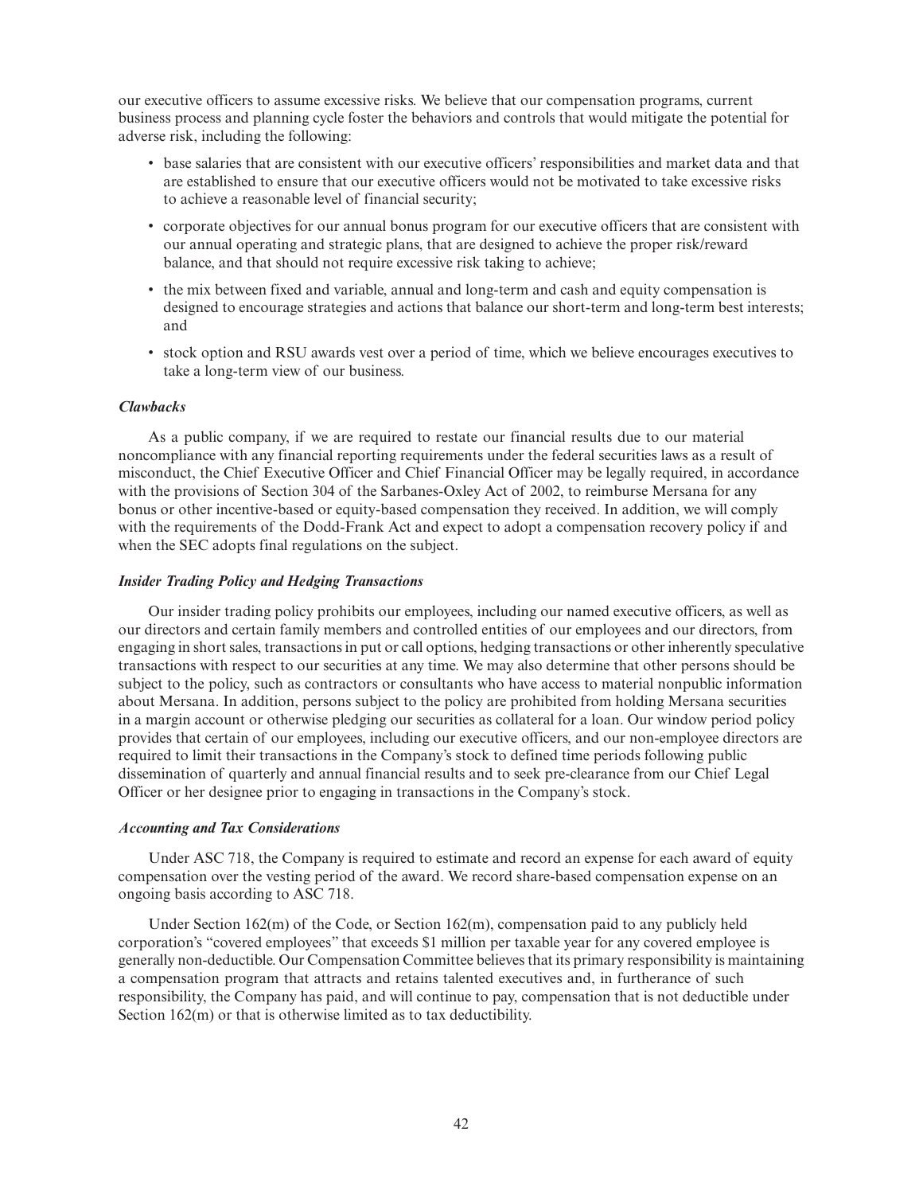our executive officers to assume excessive risks. We believe that our compensation programs, current business process and planning cycle foster the behaviors and controls that would mitigate the potential for adverse risk, including the following:

- base salaries that are consistent with our executive officers' responsibilities and market data and that are established to ensure that our executive officers would not be motivated to take excessive risks to achieve a reasonable level of financial security;
- corporate objectives for our annual bonus program for our executive officers that are consistent with our annual operating and strategic plans, that are designed to achieve the proper risk/reward balance, and that should not require excessive risk taking to achieve;
- the mix between fixed and variable, annual and long-term and cash and equity compensation is designed to encourage strategies and actions that balance our short-term and long-term best interests; and
- stock option and RSU awards vest over a period of time, which we believe encourages executives to take a long-term view of our business.

***Clawbacks***

As a public company, if we are required to restate our financial results due to our material noncompliance with any financial reporting requirements under the federal securities laws as a result of misconduct, the Chief Executive Officer and Chief Financial Officer may be legally required, in accordance with the provisions of Section 304 of the Sarbanes-Oxley Act of 2002, to reimburse Mersana for any bonus or other incentive-based or equity-based compensation they received. In addition, we will comply with the requirements of the Dodd-Frank Act and expect to adopt a compensation recovery policy if and when the SEC adopts final regulations on the subject.

***Insider Trading Policy and Hedging Transactions***

Our insider trading policy prohibits our employees, including our named executive officers, as well as our directors and certain family members and controlled entities of our employees and our directors, from engaging in short sales, transactions in put or call options, hedging transactions or other inherently speculative transactions with respect to our securities at any time. We may also determine that other persons should be subject to the policy, such as contractors or consultants who have access to material nonpublic information about Mersana. In addition, persons subject to the policy are prohibited from holding Mersana securities in a margin account or otherwise pledging our securities as collateral for a loan. Our window period policy provides that certain of our employees, including our executive officers, and our non-employee directors are required to limit their transactions in the Company's stock to defined time periods following public dissemination of quarterly and annual financial results and to seek pre-clearance from our Chief Legal Officer or her designee prior to engaging in transactions in the Company's stock.

***Accounting and Tax Considerations***

Under ASC 718, the Company is required to estimate and record an expense for each award of equity compensation over the vesting period of the award. We record share-based compensation expense on an ongoing basis according to ASC 718.

Under Section 162(m) of the Code, or Section 162(m), compensation paid to any publicly held corporation's "covered employees" that exceeds $1 million per taxable year for any covered employee is generally non-deductible. Our Compensation Committee believes that its primary responsibility is maintaining a compensation program that attracts and retains talented executives and, in furtherance of such responsibility, the Company has paid, and will continue to pay, compensation that is not deductible under Section 162(m) or that is otherwise limited as to tax deductibility.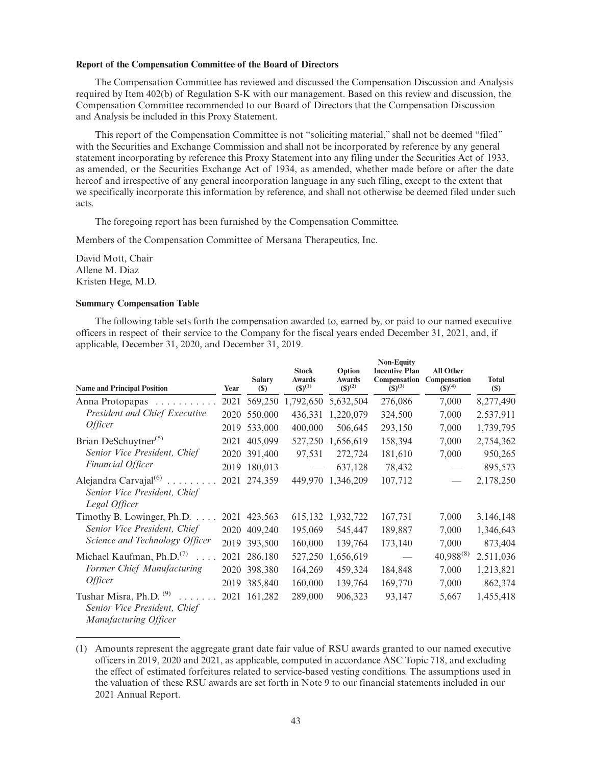**Report of the Compensation Committee of the Board of Directors**

The Compensation Committee has reviewed and discussed the Compensation Discussion and Analysis required by Item 402(b) of Regulation S-K with our management. Based on this review and discussion, the Compensation Committee recommended to our Board of Directors that the Compensation Discussion and Analysis be included in this Proxy Statement.

This report of the Compensation Committee is not "soliciting material," shall not be deemed "filed" with the Securities and Exchange Commission and shall not be incorporated by reference by any general statement incorporating by reference this Proxy Statement into any filing under the Securities Act of 1933, as amended, or the Securities Exchange Act of 1934, as amended, whether made before or after the date hereof and irrespective of any general incorporation language in any such filing, except to the extent that we specifically incorporate this information by reference, and shall not otherwise be deemed filed under such acts.

The foregoing report has been furnished by the Compensation Committee.

Members of the Compensation Committee of Mersana Therapeutics, Inc.

David Mott, Chair
Allene M. Diaz
Kristen Hege, M.D.

**Summary Compensation Table**

The following table sets forth the compensation awarded to, earned by, or paid to our named executive officers in respect of their service to the Company for the fiscal years ended December 31, 2021, and, if applicable, December 31, 2020, and December 31, 2019.

| Name and Principal Position | Year | Salary ($) | Stock Awards ($)[(1)] | Option Awards ($)[(2)] | Non-Equity Incentive Plan Compensation ($)[(3)] | All Other Compensation ($)[(4)] | Total ($) |
|---|---|---|---|---|---|---|---|
| Anna Protopapas | 2021 | 569,250 | 1,792,650 | 5,632,504 | 276,086 | 7,000 | 8,277,490 |
| *President and Chief Executive Officer* | 2020 | 550,000 | 436,331 | 1,220,079 | 324,500 | 7,000 | 2,537,911 |
| | 2019 | 533,000 | 400,000 | 506,645 | 293,150 | 7,000 | 1,739,795 |
| Brian DeSchuytner[(5)] | 2021 | 405,099 | 527,250 | 1,656,619 | 158,394 | 7,000 | 2,754,362 |
| *Senior Vice President, Chief Financial Officer* | 2020 | 391,400 | 97,531 | 272,724 | 181,610 | 7,000 | 950,265 |
| | 2019 | 180,013 | — | 637,128 | 78,432 | — | 895,573 |
| Alejandra Carvajal[(6)] *Senior Vice President, Chief Legal Officer* | 2021 | 274,359 | 449,970 | 1,346,209 | 107,712 | — | 2,178,250 |
| Timothy B. Lowinger, Ph.D. | 2021 | 423,563 | 615,132 | 1,932,722 | 167,731 | 7,000 | 3,146,148 |
| *Senior Vice President, Chief Science and Technology Officer* | 2020 | 409,240 | 195,069 | 545,447 | 189,887 | 7,000 | 1,346,643 |
| | 2019 | 393,500 | 160,000 | 139,764 | 173,140 | 7,000 | 873,404 |
| Michael Kaufman, Ph.D.[(7)] | 2021 | 286,180 | 527,250 | 1,656,619 | — | 40,988[(8)] | 2,511,036 |
| *Former Chief Manufacturing Officer* | 2020 | 398,380 | 164,269 | 459,324 | 184,848 | 7,000 | 1,213,821 |
| | 2019 | 385,840 | 160,000 | 139,764 | 169,770 | 7,000 | 862,374 |
| Tushar Misra, Ph.D.[(9)] *Senior Vice President, Chief Manufacturing Officer* | 2021 | 161,282 | 289,000 | 906,323 | 93,147 | 5,667 | 1,455,418 |

(1) Amounts represent the aggregate grant date fair value of RSU awards granted to our named executive officers in 2019, 2020 and 2021, as applicable, computed in accordance ASC Topic 718, and excluding the effect of estimated forfeitures related to service-based vesting conditions. The assumptions used in the valuation of these RSU awards are set forth in Note 9 to our financial statements included in our 2021 Annual Report.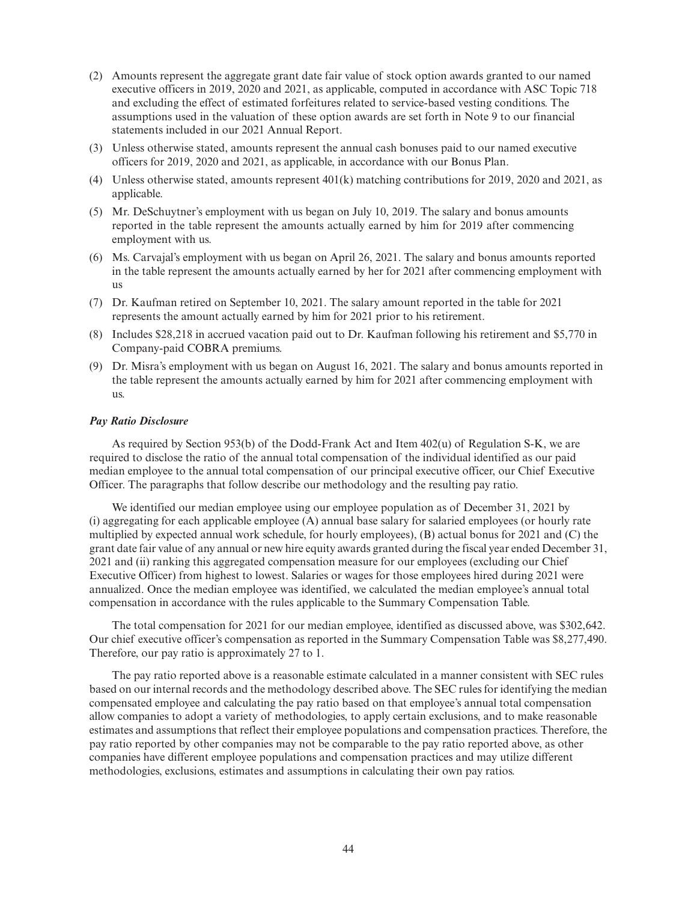(2) Amounts represent the aggregate grant date fair value of stock option awards granted to our named executive officers in 2019, 2020 and 2021, as applicable, computed in accordance with ASC Topic 718 and excluding the effect of estimated forfeitures related to service-based vesting conditions. The assumptions used in the valuation of these option awards are set forth in Note 9 to our financial statements included in our 2021 Annual Report.

(3) Unless otherwise stated, amounts represent the annual cash bonuses paid to our named executive officers for 2019, 2020 and 2021, as applicable, in accordance with our Bonus Plan.

(4) Unless otherwise stated, amounts represent 401(k) matching contributions for 2019, 2020 and 2021, as applicable.

(5) Mr. DeSchuytner's employment with us began on July 10, 2019. The salary and bonus amounts reported in the table represent the amounts actually earned by him for 2019 after commencing employment with us.

(6) Ms. Carvajal's employment with us began on April 26, 2021. The salary and bonus amounts reported in the table represent the amounts actually earned by her for 2021 after commencing employment with us

(7) Dr. Kaufman retired on September 10, 2021. The salary amount reported in the table for 2021 represents the amount actually earned by him for 2021 prior to his retirement.

(8) Includes $28,218 in accrued vacation paid out to Dr. Kaufman following his retirement and $5,770 in Company-paid COBRA premiums.

(9) Dr. Misra's employment with us began on August 16, 2021. The salary and bonus amounts reported in the table represent the amounts actually earned by him for 2021 after commencing employment with us.

***Pay Ratio Disclosure***

As required by Section 953(b) of the Dodd-Frank Act and Item 402(u) of Regulation S-K, we are required to disclose the ratio of the annual total compensation of the individual identified as our paid median employee to the annual total compensation of our principal executive officer, our Chief Executive Officer. The paragraphs that follow describe our methodology and the resulting pay ratio.

We identified our median employee using our employee population as of December 31, 2021 by (i) aggregating for each applicable employee (A) annual base salary for salaried employees (or hourly rate multiplied by expected annual work schedule, for hourly employees), (B) actual bonus for 2021 and (C) the grant date fair value of any annual or new hire equity awards granted during the fiscal year ended December 31, 2021 and (ii) ranking this aggregated compensation measure for our employees (excluding our Chief Executive Officer) from highest to lowest. Salaries or wages for those employees hired during 2021 were annualized. Once the median employee was identified, we calculated the median employee's annual total compensation in accordance with the rules applicable to the Summary Compensation Table.

The total compensation for 2021 for our median employee, identified as discussed above, was $302,642. Our chief executive officer's compensation as reported in the Summary Compensation Table was $8,277,490. Therefore, our pay ratio is approximately 27 to 1.

The pay ratio reported above is a reasonable estimate calculated in a manner consistent with SEC rules based on our internal records and the methodology described above. The SEC rules for identifying the median compensated employee and calculating the pay ratio based on that employee's annual total compensation allow companies to adopt a variety of methodologies, to apply certain exclusions, and to make reasonable estimates and assumptions that reflect their employee populations and compensation practices. Therefore, the pay ratio reported by other companies may not be comparable to the pay ratio reported above, as other companies have different employee populations and compensation practices and may utilize different methodologies, exclusions, estimates and assumptions in calculating their own pay ratios.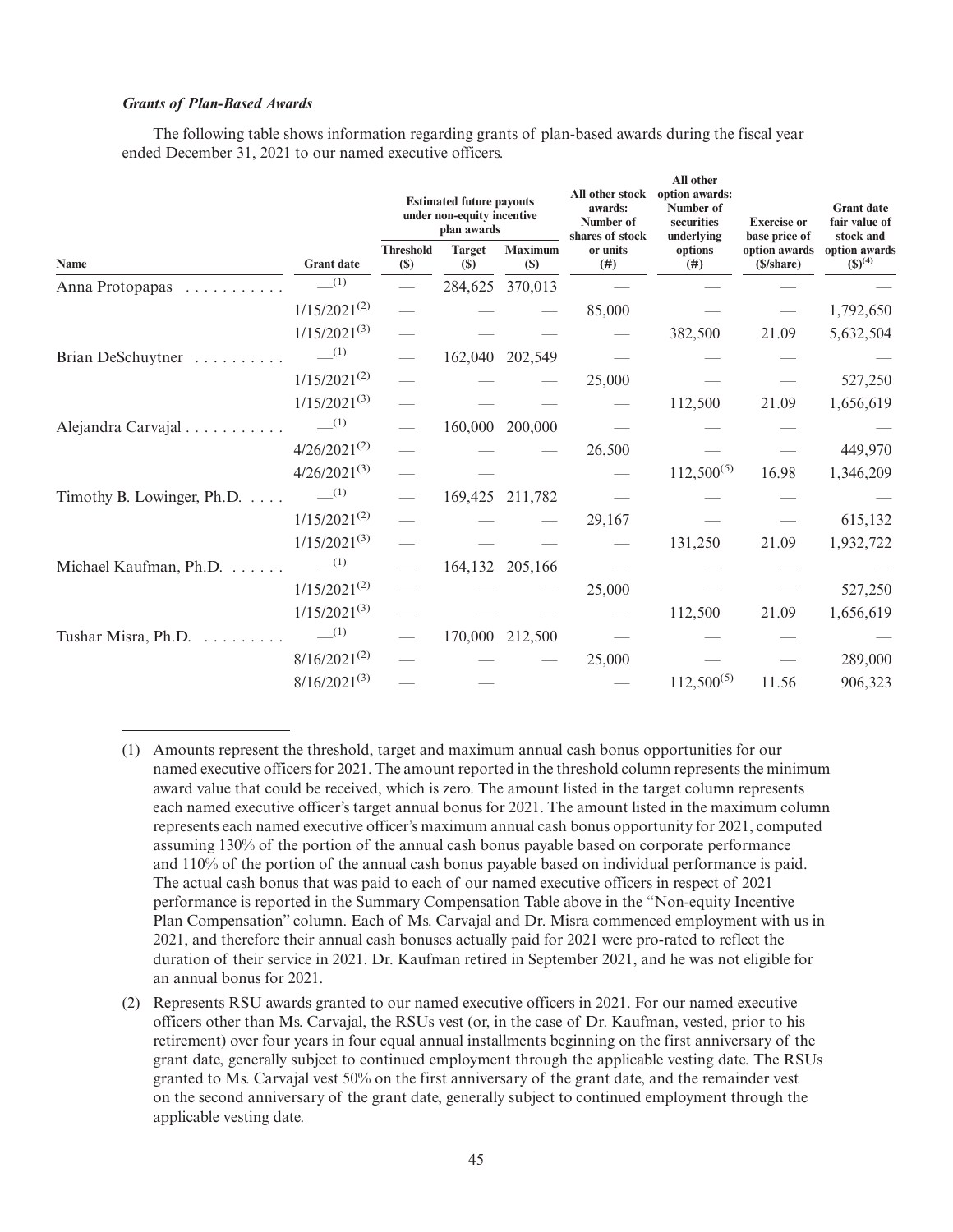### *Grants of Plan-Based Awards*

The following table shows information regarding grants of plan-based awards during the fiscal year ended December 31, 2021 to our named executive officers.

| Name | Grant date | Estimated future payouts under non-equity incentive plan awards | | | All other stock awards: Number of shares of stock or units (#) | All other option awards: Number of securities underlying options (#) | Exercise or base price of option awards ($/share) | Grant date fair value of stock and option awards ($)[4] |
|---|---|---|---|---|---|---|---|---|
| | | Threshold ($) | Target ($) | Maximum ($) | | | | |
| Anna Protopapas | —[1] | — | 284,625 | 370,013 | — | — | — | — |
| | 1/15/2021[2] | — | — | — | 85,000 | — | — | 1,792,650 |
| | 1/15/2021[3] | — | — | — | — | 382,500 | 21.09 | 5,632,504 |
| Brian DeSchuytner | —[1] | — | 162,040 | 202,549 | — | — | — | — |
| | 1/15/2021[2] | — | — | — | 25,000 | — | — | 527,250 |
| | 1/15/2021[3] | — | — | — | — | 112,500 | 21.09 | 1,656,619 |
| Alejandra Carvajal | —[1] | — | 160,000 | 200,000 | — | — | — | — |
| | 4/26/2021[2] | — | — | — | 26,500 | — | — | 449,970 |
| | 4/26/2021[3] | — | — | — | — | 112,500[5] | 16.98 | 1,346,209 |
| Timothy B. Lowinger, Ph.D. | —[1] | — | 169,425 | 211,782 | — | — | — | — |
| | 1/15/2021[2] | — | — | — | 29,167 | — | — | 615,132 |
| | 1/15/2021[3] | — | — | — | — | 131,250 | 21.09 | 1,932,722 |
| Michael Kaufman, Ph.D. | —[1] | — | 164,132 | 205,166 | — | — | — | — |
| | 1/15/2021[2] | — | — | — | 25,000 | — | — | 527,250 |
| | 1/15/2021[3] | — | — | — | — | 112,500 | 21.09 | 1,656,619 |
| Tushar Misra, Ph.D. | —[1] | — | 170,000 | 212,500 | — | — | — | — |
| | 8/16/2021[2] | — | — | — | 25,000 | — | — | 289,000 |
| | 8/16/2021[3] | — | — | — | — | 112,500[5] | 11.56 | 906,323 |

(1) Amounts represent the threshold, target and maximum annual cash bonus opportunities for our named executive officers for 2021. The amount reported in the threshold column represents the minimum award value that could be received, which is zero. The amount listed in the target column represents each named executive officer's target annual bonus for 2021. The amount listed in the maximum column represents each named executive officer's maximum annual cash bonus opportunity for 2021, computed assuming 130% of the portion of the annual cash bonus payable based on corporate performance and 110% of the portion of the annual cash bonus payable based on individual performance is paid. The actual cash bonus that was paid to each of our named executive officers in respect of 2021 performance is reported in the Summary Compensation Table above in the "Non-equity Incentive Plan Compensation" column. Each of Ms. Carvajal and Dr. Misra commenced employment with us in 2021, and therefore their annual cash bonuses actually paid for 2021 were pro-rated to reflect the duration of their service in 2021. Dr. Kaufman retired in September 2021, and he was not eligible for an annual bonus for 2021.

(2) Represents RSU awards granted to our named executive officers in 2021. For our named executive officers other than Ms. Carvajal, the RSUs vest (or, in the case of Dr. Kaufman, vested, prior to his retirement) over four years in four equal annual installments beginning on the first anniversary of the grant date, generally subject to continued employment through the applicable vesting date. The RSUs granted to Ms. Carvajal vest 50% on the first anniversary of the grant date, and the remainder vest on the second anniversary of the grant date, generally subject to continued employment through the applicable vesting date.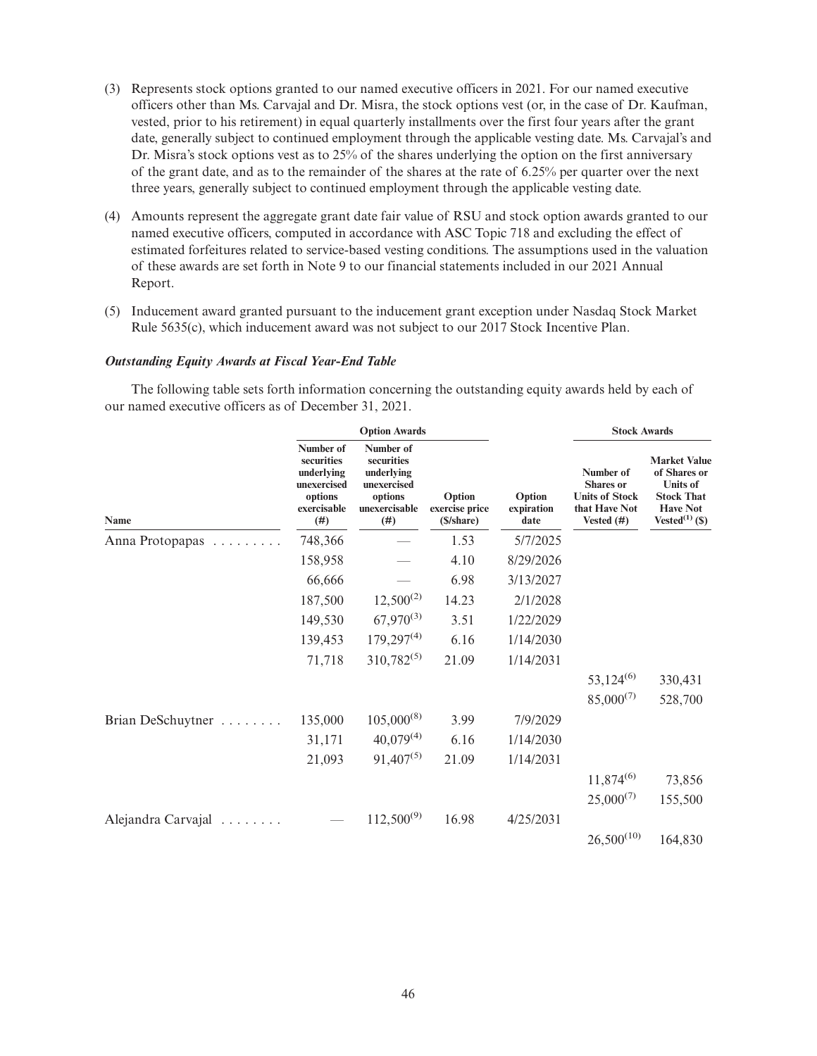(3) Represents stock options granted to our named executive officers in 2021. For our named executive officers other than Ms. Carvajal and Dr. Misra, the stock options vest (or, in the case of Dr. Kaufman, vested, prior to his retirement) in equal quarterly installments over the first four years after the grant date, generally subject to continued employment through the applicable vesting date. Ms. Carvajal's and Dr. Misra's stock options vest as to 25% of the shares underlying the option on the first anniversary of the grant date, and as to the remainder of the shares at the rate of 6.25% per quarter over the next three years, generally subject to continued employment through the applicable vesting date.

(4) Amounts represent the aggregate grant date fair value of RSU and stock option awards granted to our named executive officers, computed in accordance with ASC Topic 718 and excluding the effect of estimated forfeitures related to service-based vesting conditions. The assumptions used in the valuation of these awards are set forth in Note 9 to our financial statements included in our 2021 Annual Report.

(5) Inducement award granted pursuant to the inducement grant exception under Nasdaq Stock Market Rule 5635(c), which inducement award was not subject to our 2017 Stock Incentive Plan.

***Outstanding Equity Awards at Fiscal Year-End Table***

The following table sets forth information concerning the outstanding equity awards held by each of our named executive officers as of December 31, 2021.

| | Option Awards | | | | Stock Awards | |
|---|---|---|---|---|---|---|
| Name | Number of securities underlying unexercised options exercisable (#) | Number of securities underlying unexercised options unexercisable (#) | Option exercise price ($/share) | Option expiration date | Number of Shares or Units of Stock that Have Not Vested (#) | Market Value of Shares or Units of Stock That Have Not Vested[1] ($) |
| Anna Protopapas | 748,366 | — | 1.53 | 5/7/2025 | | |
| | 158,958 | — | 4.10 | 8/29/2026 | | |
| | 66,666 | — | 6.98 | 3/13/2027 | | |
| | 187,500 | 12,500[2] | 14.23 | 2/1/2028 | | |
| | 149,530 | 67,970[3] | 3.51 | 1/22/2029 | | |
| | 139,453 | 179,297[4] | 6.16 | 1/14/2030 | | |
| | 71,718 | 310,782[5] | 21.09 | 1/14/2031 | | |
| | | | | | 53,124[6] | 330,431 |
| | | | | | 85,000[7] | 528,700 |
| Brian DeSchuytner | 135,000 | 105,000[8] | 3.99 | 7/9/2029 | | |
| | 31,171 | 40,079[4] | 6.16 | 1/14/2030 | | |
| | 21,093 | 91,407[5] | 21.09 | 1/14/2031 | | |
| | | | | | 11,874[6] | 73,856 |
| | | | | | 25,000[7] | 155,500 |
| Alejandra Carvajal | — | 112,500[9] | 16.98 | 4/25/2031 | | |
| | | | | | 26,500[10] | 164,830 |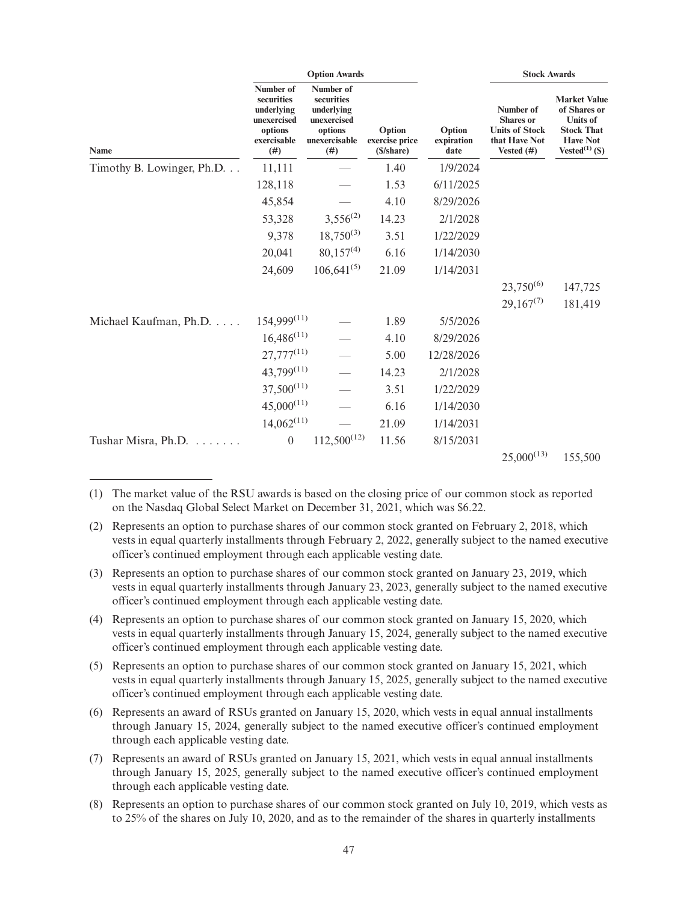| Name | Option Awards | | | | Stock Awards | |
|---|---|---|---|---|---|---|
| | Number of securities underlying unexercised options exercisable (#) | Number of securities underlying unexercised options unexercisable (#) | Option exercise price ($/share) | Option expiration date | Number of Shares or Units of Stock that Have Not Vested (#) | Market Value of Shares or Units of Stock That Have Not Vested[(1)] ($) |
| Timothy B. Lowinger, Ph.D. . . | 11,111 | — | 1.40 | 1/9/2024 | | |
| | 128,118 | — | 1.53 | 6/11/2025 | | |
| | 45,854 | — | 4.10 | 8/29/2026 | | |
| | 53,328 | 3,556[(2)] | 14.23 | 2/1/2028 | | |
| | 9,378 | 18,750[(3)] | 3.51 | 1/22/2029 | | |
| | 20,041 | 80,157[(4)] | 6.16 | 1/14/2030 | | |
| | 24,609 | 106,641[(5)] | 21.09 | 1/14/2031 | | |
| | | | | | 23,750[(6)] | 147,725 |
| | | | | | 29,167[(7)] | 181,419 |
| Michael Kaufman, Ph.D. . . . . | 154,999[(11)] | — | 1.89 | 5/5/2026 | | |
| | 16,486[(11)] | — | 4.10 | 8/29/2026 | | |
| | 27,777[(11)] | — | 5.00 | 12/28/2026 | | |
| | 43,799[(11)] | — | 14.23 | 2/1/2028 | | |
| | 37,500[(11)] | — | 3.51 | 1/22/2029 | | |
| | 45,000[(11)] | — | 6.16 | 1/14/2030 | | |
| | 14,062[(11)] | — | 21.09 | 1/14/2031 | | |
| Tushar Misra, Ph.D. . . . . . . | 0 | 112,500[(12)] | 11.56 | 8/15/2031 | | |
| | | | | | 25,000[(13)] | 155,500 |

(1) The market value of the RSU awards is based on the closing price of our common stock as reported on the Nasdaq Global Select Market on December 31, 2021, which was $6.22.

(2) Represents an option to purchase shares of our common stock granted on February 2, 2018, which vests in equal quarterly installments through February 2, 2022, generally subject to the named executive officer's continued employment through each applicable vesting date.

(3) Represents an option to purchase shares of our common stock granted on January 23, 2019, which vests in equal quarterly installments through January 23, 2023, generally subject to the named executive officer's continued employment through each applicable vesting date.

(4) Represents an option to purchase shares of our common stock granted on January 15, 2020, which vests in equal quarterly installments through January 15, 2024, generally subject to the named executive officer's continued employment through each applicable vesting date.

(5) Represents an option to purchase shares of our common stock granted on January 15, 2021, which vests in equal quarterly installments through January 15, 2025, generally subject to the named executive officer's continued employment through each applicable vesting date.

(6) Represents an award of RSUs granted on January 15, 2020, which vests in equal annual installments through January 15, 2024, generally subject to the named executive officer's continued employment through each applicable vesting date.

(7) Represents an award of RSUs granted on January 15, 2021, which vests in equal annual installments through January 15, 2025, generally subject to the named executive officer's continued employment through each applicable vesting date.

(8) Represents an option to purchase shares of our common stock granted on July 10, 2019, which vests as to 25% of the shares on July 10, 2020, and as to the remainder of the shares in quarterly installments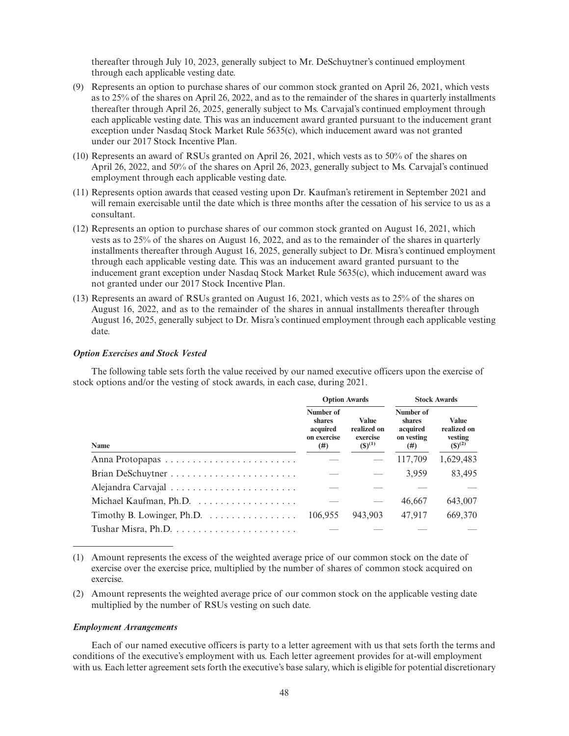thereafter through July 10, 2023, generally subject to Mr. DeSchuytner's continued employment through each applicable vesting date.

(9) Represents an option to purchase shares of our common stock granted on April 26, 2021, which vests as to 25% of the shares on April 26, 2022, and as to the remainder of the shares in quarterly installments thereafter through April 26, 2025, generally subject to Ms. Carvajal's continued employment through each applicable vesting date. This was an inducement award granted pursuant to the inducement grant exception under Nasdaq Stock Market Rule 5635(c), which inducement award was not granted under our 2017 Stock Incentive Plan.

(10) Represents an award of RSUs granted on April 26, 2021, which vests as to 50% of the shares on April 26, 2022, and 50% of the shares on April 26, 2023, generally subject to Ms. Carvajal's continued employment through each applicable vesting date.

(11) Represents option awards that ceased vesting upon Dr. Kaufman's retirement in September 2021 and will remain exercisable until the date which is three months after the cessation of his service to us as a consultant.

(12) Represents an option to purchase shares of our common stock granted on August 16, 2021, which vests as to 25% of the shares on August 16, 2022, and as to the remainder of the shares in quarterly installments thereafter through August 16, 2025, generally subject to Dr. Misra's continued employment through each applicable vesting date. This was an inducement award granted pursuant to the inducement grant exception under Nasdaq Stock Market Rule 5635(c), which inducement award was not granted under our 2017 Stock Incentive Plan.

(13) Represents an award of RSUs granted on August 16, 2021, which vests as to 25% of the shares on August 16, 2022, and as to the remainder of the shares in annual installments thereafter through August 16, 2025, generally subject to Dr. Misra's continued employment through each applicable vesting date.

### *Option Exercises and Stock Vested*

The following table sets forth the value received by our named executive officers upon the exercise of stock options and/or the vesting of stock awards, in each case, during 2021.

| | Option Awards | | Stock Awards | |
|---|---|---|---|---|
| Name | Number of shares acquired on exercise (#) | Value realized on exercise ($)[(1)] | Number of shares acquired on vesting (#) | Value realized on vesting ($)[(2)] |
| Anna Protopapas | — | — | 117,709 | 1,629,483 |
| Brian DeSchuytner | — | — | 3,959 | 83,495 |
| Alejandra Carvajal | — | — | — | — |
| Michael Kaufman, Ph.D. | — | — | 46,667 | 643,007 |
| Timothy B. Lowinger, Ph.D. | 106,955 | 943,903 | 47,917 | 669,370 |
| Tushar Misra, Ph.D. | — | — | — | — |

(1) Amount represents the excess of the weighted average price of our common stock on the date of exercise over the exercise price, multiplied by the number of shares of common stock acquired on exercise.

(2) Amount represents the weighted average price of our common stock on the applicable vesting date multiplied by the number of RSUs vesting on such date.

### *Employment Arrangements*

Each of our named executive officers is party to a letter agreement with us that sets forth the terms and conditions of the executive's employment with us. Each letter agreement provides for at-will employment with us. Each letter agreement sets forth the executive's base salary, which is eligible for potential discretionary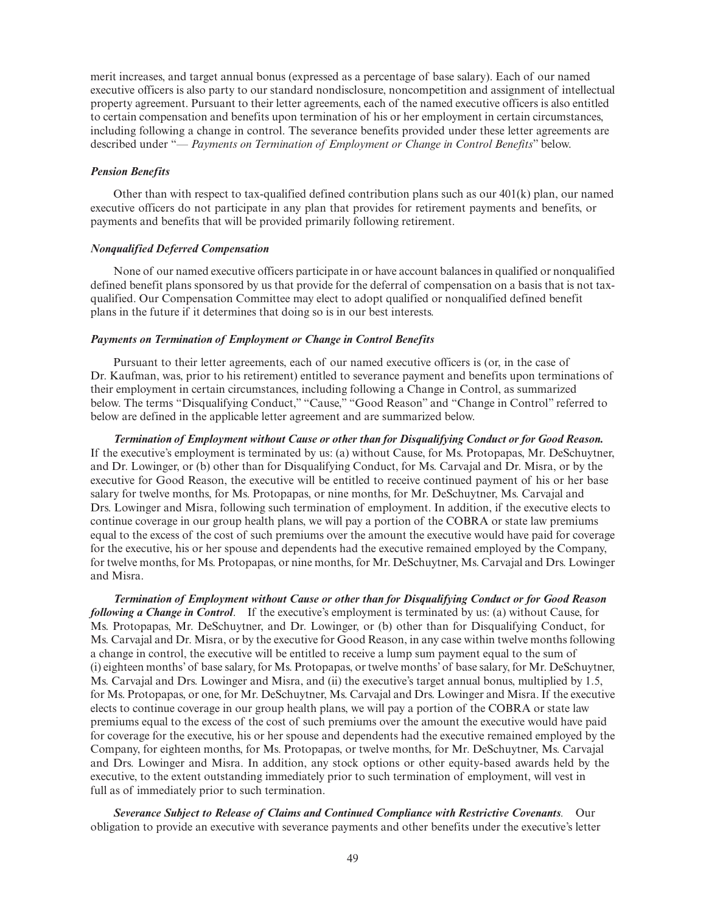merit increases, and target annual bonus (expressed as a percentage of base salary). Each of our named executive officers is also party to our standard nondisclosure, noncompetition and assignment of intellectual property agreement. Pursuant to their letter agreements, each of the named executive officers is also entitled to certain compensation and benefits upon termination of his or her employment in certain circumstances, including following a change in control. The severance benefits provided under these letter agreements are described under "— *Payments on Termination of Employment or Change in Control Benefits*" below.

#### *Pension Benefits*

Other than with respect to tax-qualified defined contribution plans such as our 401(k) plan, our named executive officers do not participate in any plan that provides for retirement payments and benefits, or payments and benefits that will be provided primarily following retirement.

#### *Nonqualified Deferred Compensation*

None of our named executive officers participate in or have account balances in qualified or nonqualified defined benefit plans sponsored by us that provide for the deferral of compensation on a basis that is not tax-qualified. Our Compensation Committee may elect to adopt qualified or nonqualified defined benefit plans in the future if it determines that doing so is in our best interests.

#### *Payments on Termination of Employment or Change in Control Benefits*

Pursuant to their letter agreements, each of our named executive officers is (or, in the case of Dr. Kaufman, was, prior to his retirement) entitled to severance payment and benefits upon terminations of their employment in certain circumstances, including following a Change in Control, as summarized below. The terms "Disqualifying Conduct," "Cause," "Good Reason" and "Change in Control" referred to below are defined in the applicable letter agreement and are summarized below.

***Termination of Employment without Cause or other than for Disqualifying Conduct or for Good Reason.*** If the executive's employment is terminated by us: (a) without Cause, for Ms. Protopapas, Mr. DeSchuytner, and Dr. Lowinger, or (b) other than for Disqualifying Conduct, for Ms. Carvajal and Dr. Misra, or by the executive for Good Reason, the executive will be entitled to receive continued payment of his or her base salary for twelve months, for Ms. Protopapas, or nine months, for Mr. DeSchuytner, Ms. Carvajal and Drs. Lowinger and Misra, following such termination of employment. In addition, if the executive elects to continue coverage in our group health plans, we will pay a portion of the COBRA or state law premiums equal to the excess of the cost of such premiums over the amount the executive would have paid for coverage for the executive, his or her spouse and dependents had the executive remained employed by the Company, for twelve months, for Ms. Protopapas, or nine months, for Mr. DeSchuytner, Ms. Carvajal and Drs. Lowinger and Misra.

***Termination of Employment without Cause or other than for Disqualifying Conduct or for Good Reason following a Change in Control.*** If the executive's employment is terminated by us: (a) without Cause, for Ms. Protopapas, Mr. DeSchuytner, and Dr. Lowinger, or (b) other than for Disqualifying Conduct, for Ms. Carvajal and Dr. Misra, or by the executive for Good Reason, in any case within twelve months following a change in control, the executive will be entitled to receive a lump sum payment equal to the sum of (i) eighteen months' of base salary, for Ms. Protopapas, or twelve months' of base salary, for Mr. DeSchuytner, Ms. Carvajal and Drs. Lowinger and Misra, and (ii) the executive's target annual bonus, multiplied by 1.5, for Ms. Protopapas, or one, for Mr. DeSchuytner, Ms. Carvajal and Drs. Lowinger and Misra. If the executive elects to continue coverage in our group health plans, we will pay a portion of the COBRA or state law premiums equal to the excess of the cost of such premiums over the amount the executive would have paid for coverage for the executive, his or her spouse and dependents had the executive remained employed by the Company, for eighteen months, for Ms. Protopapas, or twelve months, for Mr. DeSchuytner, Ms. Carvajal and Drs. Lowinger and Misra. In addition, any stock options or other equity-based awards held by the executive, to the extent outstanding immediately prior to such termination of employment, will vest in full as of immediately prior to such termination.

***Severance Subject to Release of Claims and Continued Compliance with Restrictive Covenants.*** Our obligation to provide an executive with severance payments and other benefits under the executive's letter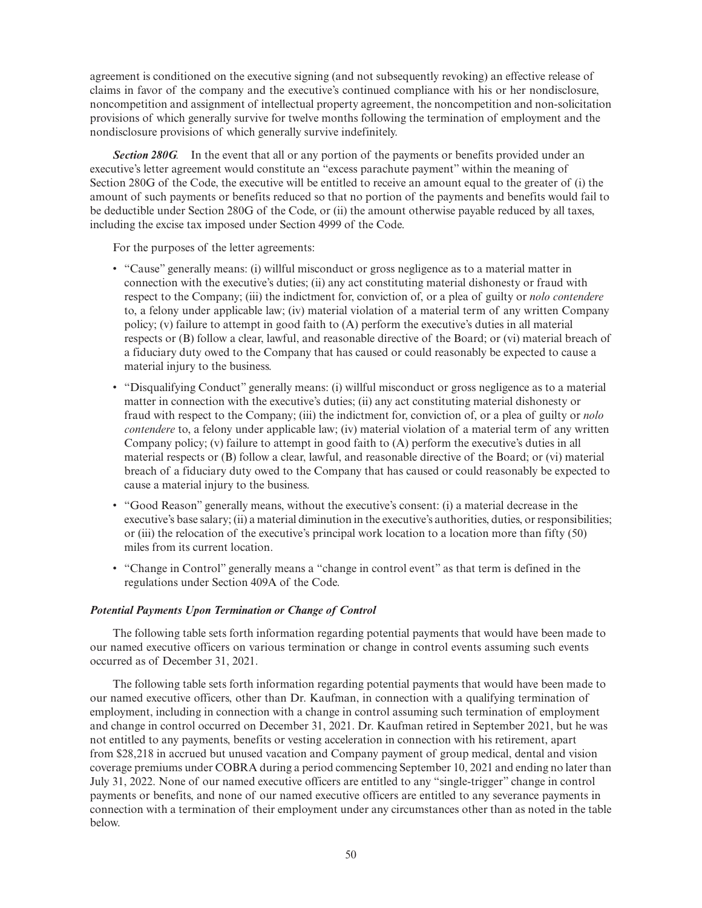agreement is conditioned on the executive signing (and not subsequently revoking) an effective release of claims in favor of the company and the executive's continued compliance with his or her nondisclosure, noncompetition and assignment of intellectual property agreement, the noncompetition and non-solicitation provisions of which generally survive for twelve months following the termination of employment and the nondisclosure provisions of which generally survive indefinitely.

***Section 280G.*** In the event that all or any portion of the payments or benefits provided under an executive's letter agreement would constitute an "excess parachute payment" within the meaning of Section 280G of the Code, the executive will be entitled to receive an amount equal to the greater of (i) the amount of such payments or benefits reduced so that no portion of the payments and benefits would fail to be deductible under Section 280G of the Code, or (ii) the amount otherwise payable reduced by all taxes, including the excise tax imposed under Section 4999 of the Code.

For the purposes of the letter agreements:

- "Cause" generally means: (i) willful misconduct or gross negligence as to a material matter in connection with the executive's duties; (ii) any act constituting material dishonesty or fraud with respect to the Company; (iii) the indictment for, conviction of, or a plea of guilty or *nolo contendere* to, a felony under applicable law; (iv) material violation of a material term of any written Company policy; (v) failure to attempt in good faith to (A) perform the executive's duties in all material respects or (B) follow a clear, lawful, and reasonable directive of the Board; or (vi) material breach of a fiduciary duty owed to the Company that has caused or could reasonably be expected to cause a material injury to the business.
- "Disqualifying Conduct" generally means: (i) willful misconduct or gross negligence as to a material matter in connection with the executive's duties; (ii) any act constituting material dishonesty or fraud with respect to the Company; (iii) the indictment for, conviction of, or a plea of guilty or *nolo contendere* to, a felony under applicable law; (iv) material violation of a material term of any written Company policy; (v) failure to attempt in good faith to (A) perform the executive's duties in all material respects or (B) follow a clear, lawful, and reasonable directive of the Board; or (vi) material breach of a fiduciary duty owed to the Company that has caused or could reasonably be expected to cause a material injury to the business.
- "Good Reason" generally means, without the executive's consent: (i) a material decrease in the executive's base salary; (ii) a material diminution in the executive's authorities, duties, or responsibilities; or (iii) the relocation of the executive's principal work location to a location more than fifty (50) miles from its current location.
- "Change in Control" generally means a "change in control event" as that term is defined in the regulations under Section 409A of the Code.

***Potential Payments Upon Termination or Change of Control***

The following table sets forth information regarding potential payments that would have been made to our named executive officers on various termination or change in control events assuming such events occurred as of December 31, 2021.

The following table sets forth information regarding potential payments that would have been made to our named executive officers, other than Dr. Kaufman, in connection with a qualifying termination of employment, including in connection with a change in control assuming such termination of employment and change in control occurred on December 31, 2021. Dr. Kaufman retired in September 2021, but he was not entitled to any payments, benefits or vesting acceleration in connection with his retirement, apart from $28,218 in accrued but unused vacation and Company payment of group medical, dental and vision coverage premiums under COBRA during a period commencing September 10, 2021 and ending no later than July 31, 2022. None of our named executive officers are entitled to any "single-trigger" change in control payments or benefits, and none of our named executive officers are entitled to any severance payments in connection with a termination of their employment under any circumstances other than as noted in the table below.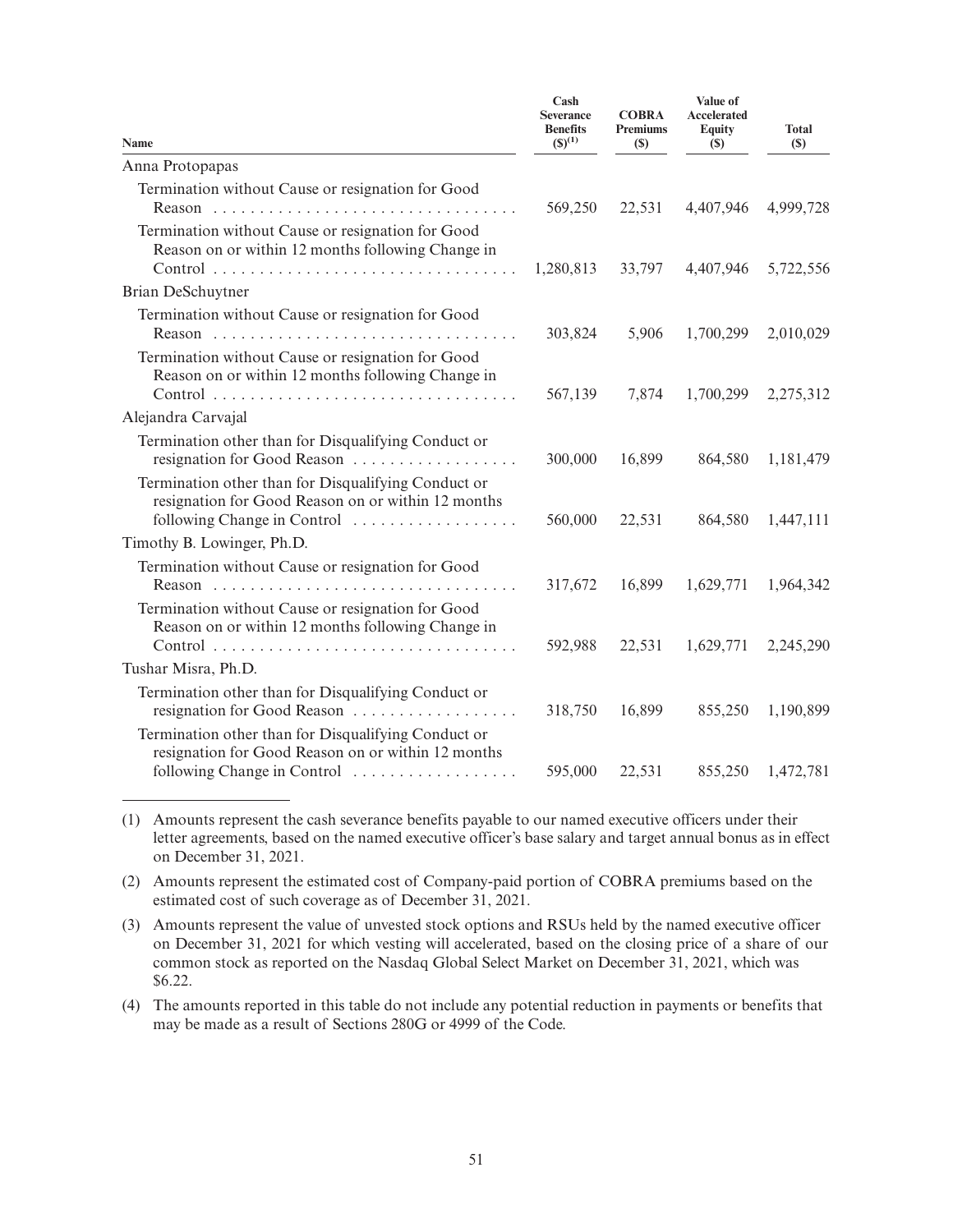| Name | Cash Severance Benefits ($)[1] | COBRA Premiums ($) | Value of Accelerated Equity ($) | Total ($) |
|---|---|---|---|---|
| Anna Protopapas | | | | |
| Termination without Cause or resignation for Good Reason | 569,250 | 22,531 | 4,407,946 | 4,999,728 |
| Termination without Cause or resignation for Good Reason on or within 12 months following Change in Control | 1,280,813 | 33,797 | 4,407,946 | 5,722,556 |
| Brian DeSchuytner | | | | |
| Termination without Cause or resignation for Good Reason | 303,824 | 5,906 | 1,700,299 | 2,010,029 |
| Termination without Cause or resignation for Good Reason on or within 12 months following Change in Control | 567,139 | 7,874 | 1,700,299 | 2,275,312 |
| Alejandra Carvajal | | | | |
| Termination other than for Disqualifying Conduct or resignation for Good Reason | 300,000 | 16,899 | 864,580 | 1,181,479 |
| Termination other than for Disqualifying Conduct or resignation for Good Reason on or within 12 months following Change in Control | 560,000 | 22,531 | 864,580 | 1,447,111 |
| Timothy B. Lowinger, Ph.D. | | | | |
| Termination without Cause or resignation for Good Reason | 317,672 | 16,899 | 1,629,771 | 1,964,342 |
| Termination without Cause or resignation for Good Reason on or within 12 months following Change in Control | 592,988 | 22,531 | 1,629,771 | 2,245,290 |
| Tushar Misra, Ph.D. | | | | |
| Termination other than for Disqualifying Conduct or resignation for Good Reason | 318,750 | 16,899 | 855,250 | 1,190,899 |
| Termination other than for Disqualifying Conduct or resignation for Good Reason on or within 12 months following Change in Control | 595,000 | 22,531 | 855,250 | 1,472,781 |

(1) Amounts represent the cash severance benefits payable to our named executive officers under their letter agreements, based on the named executive officer's base salary and target annual bonus as in effect on December 31, 2021.

(2) Amounts represent the estimated cost of Company-paid portion of COBRA premiums based on the estimated cost of such coverage as of December 31, 2021.

(3) Amounts represent the value of unvested stock options and RSUs held by the named executive officer on December 31, 2021 for which vesting will accelerated, based on the closing price of a share of our common stock as reported on the Nasdaq Global Select Market on December 31, 2021, which was $6.22.

(4) The amounts reported in this table do not include any potential reduction in payments or benefits that may be made as a result of Sections 280G or 4999 of the Code.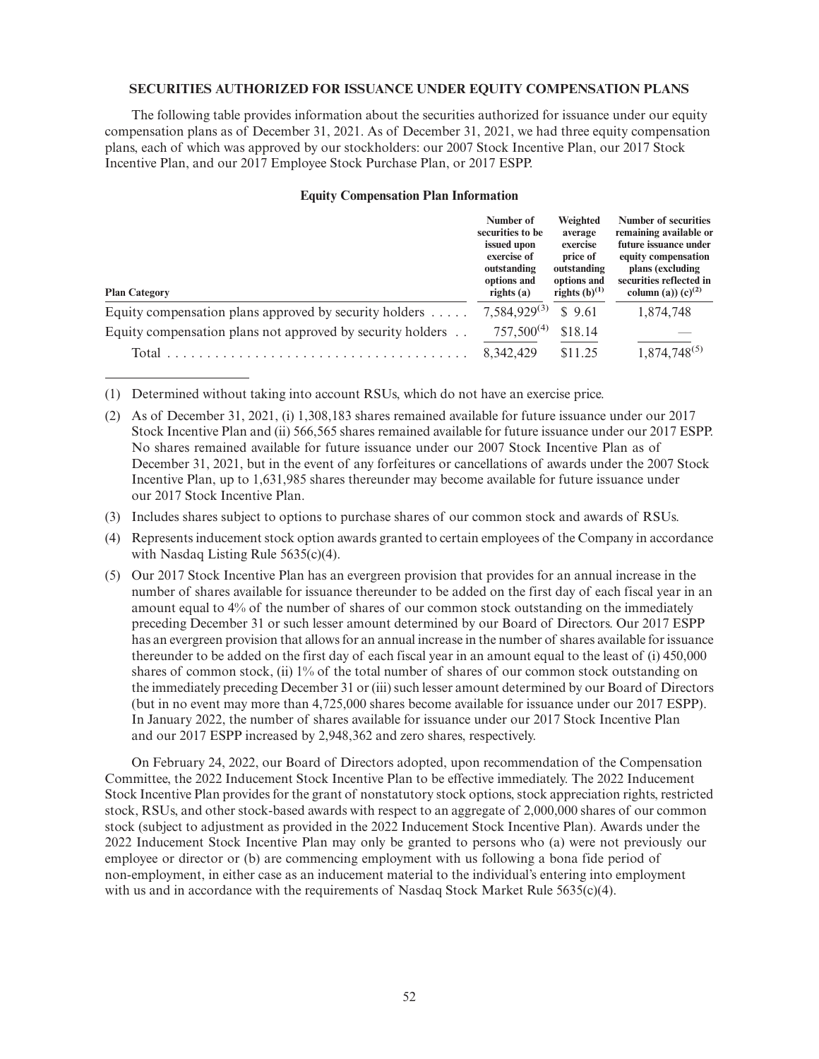### SECURITIES AUTHORIZED FOR ISSUANCE UNDER EQUITY COMPENSATION PLANS

The following table provides information about the securities authorized for issuance under our equity compensation plans as of December 31, 2021. As of December 31, 2021, we had three equity compensation plans, each of which was approved by our stockholders: our 2007 Stock Incentive Plan, our 2017 Stock Incentive Plan, and our 2017 Employee Stock Purchase Plan, or 2017 ESPP.

**Equity Compensation Plan Information**

| Plan Category | Number of securities to be issued upon exercise of outstanding options and rights (a) | Weighted average exercise price of outstanding options and rights (b)[1] | Number of securities remaining available or future issuance under equity compensation plans (excluding securities reflected in column (a)) (c)[2] |
|---|---|---|---|
| Equity compensation plans approved by security holders | 7,584,929[3] | $ 9.61 | 1,874,748 |
| Equity compensation plans not approved by security holders | 757,500[4] | $18.14 | — |
| Total | 8,342,429 | $11.25 | 1,874,748[5] |

(1) Determined without taking into account RSUs, which do not have an exercise price.

(2) As of December 31, 2021, (i) 1,308,183 shares remained available for future issuance under our 2017 Stock Incentive Plan and (ii) 566,565 shares remained available for future issuance under our 2017 ESPP. No shares remained available for future issuance under our 2007 Stock Incentive Plan as of December 31, 2021, but in the event of any forfeitures or cancellations of awards under the 2007 Stock Incentive Plan, up to 1,631,985 shares thereunder may become available for future issuance under our 2017 Stock Incentive Plan.

(3) Includes shares subject to options to purchase shares of our common stock and awards of RSUs.

(4) Represents inducement stock option awards granted to certain employees of the Company in accordance with Nasdaq Listing Rule 5635(c)(4).

(5) Our 2017 Stock Incentive Plan has an evergreen provision that provides for an annual increase in the number of shares available for issuance thereunder to be added on the first day of each fiscal year in an amount equal to 4% of the number of shares of our common stock outstanding on the immediately preceding December 31 or such lesser amount determined by our Board of Directors. Our 2017 ESPP has an evergreen provision that allows for an annual increase in the number of shares available for issuance thereunder to be added on the first day of each fiscal year in an amount equal to the least of (i) 450,000 shares of common stock, (ii) 1% of the total number of shares of our common stock outstanding on the immediately preceding December 31 or (iii) such lesser amount determined by our Board of Directors (but in no event may more than 4,725,000 shares become available for issuance under our 2017 ESPP). In January 2022, the number of shares available for issuance under our 2017 Stock Incentive Plan and our 2017 ESPP increased by 2,948,362 and zero shares, respectively.

On February 24, 2022, our Board of Directors adopted, upon recommendation of the Compensation Committee, the 2022 Inducement Stock Incentive Plan to be effective immediately. The 2022 Inducement Stock Incentive Plan provides for the grant of nonstatutory stock options, stock appreciation rights, restricted stock, RSUs, and other stock-based awards with respect to an aggregate of 2,000,000 shares of our common stock (subject to adjustment as provided in the 2022 Inducement Stock Incentive Plan). Awards under the 2022 Inducement Stock Incentive Plan may only be granted to persons who (a) were not previously our employee or director or (b) are commencing employment with us following a bona fide period of non-employment, in either case as an inducement material to the individual's entering into employment with us and in accordance with the requirements of Nasdaq Stock Market Rule 5635(c)(4).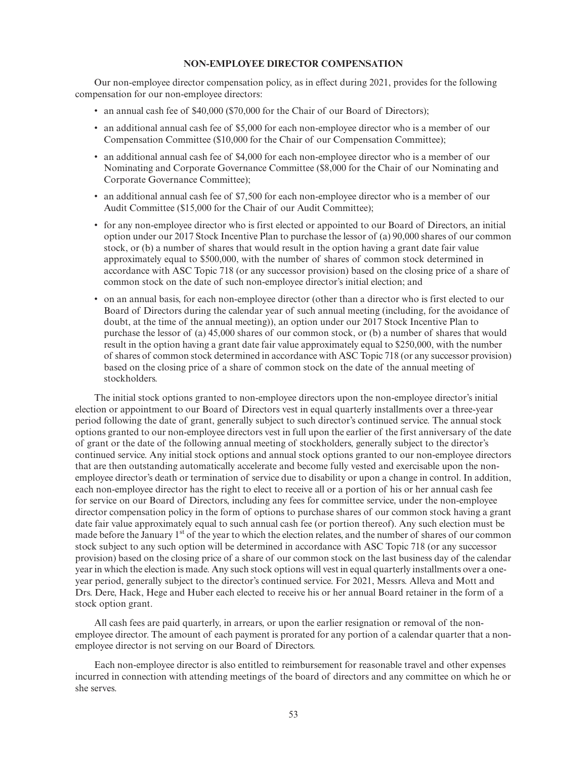## NON-EMPLOYEE DIRECTOR COMPENSATION

Our non-employee director compensation policy, as in effect during 2021, provides for the following compensation for our non-employee directors:

- an annual cash fee of $40,000 ($70,000 for the Chair of our Board of Directors);
- an additional annual cash fee of $5,000 for each non-employee director who is a member of our Compensation Committee ($10,000 for the Chair of our Compensation Committee);
- an additional annual cash fee of $4,000 for each non-employee director who is a member of our Nominating and Corporate Governance Committee ($8,000 for the Chair of our Nominating and Corporate Governance Committee);
- an additional annual cash fee of $7,500 for each non-employee director who is a member of our Audit Committee ($15,000 for the Chair of our Audit Committee);
- for any non-employee director who is first elected or appointed to our Board of Directors, an initial option under our 2017 Stock Incentive Plan to purchase the lessor of (a) 90,000 shares of our common stock, or (b) a number of shares that would result in the option having a grant date fair value approximately equal to $500,000, with the number of shares of common stock determined in accordance with ASC Topic 718 (or any successor provision) based on the closing price of a share of common stock on the date of such non-employee director's initial election; and
- on an annual basis, for each non-employee director (other than a director who is first elected to our Board of Directors during the calendar year of such annual meeting (including, for the avoidance of doubt, at the time of the annual meeting)), an option under our 2017 Stock Incentive Plan to purchase the lessor of (a) 45,000 shares of our common stock, or (b) a number of shares that would result in the option having a grant date fair value approximately equal to $250,000, with the number of shares of common stock determined in accordance with ASC Topic 718 (or any successor provision) based on the closing price of a share of common stock on the date of the annual meeting of stockholders.

The initial stock options granted to non-employee directors upon the non-employee director's initial election or appointment to our Board of Directors vest in equal quarterly installments over a three-year period following the date of grant, generally subject to such director's continued service. The annual stock options granted to our non-employee directors vest in full upon the earlier of the first anniversary of the date of grant or the date of the following annual meeting of stockholders, generally subject to the director's continued service. Any initial stock options and annual stock options granted to our non-employee directors that are then outstanding automatically accelerate and become fully vested and exercisable upon the non-employee director's death or termination of service due to disability or upon a change in control. In addition, each non-employee director has the right to elect to receive all or a portion of his or her annual cash fee for service on our Board of Directors, including any fees for committee service, under the non-employee director compensation policy in the form of options to purchase shares of our common stock having a grant date fair value approximately equal to such annual cash fee (or portion thereof). Any such election must be made before the January 1st of the year to which the election relates, and the number of shares of our common stock subject to any such option will be determined in accordance with ASC Topic 718 (or any successor provision) based on the closing price of a share of our common stock on the last business day of the calendar year in which the election is made. Any such stock options will vest in equal quarterly installments over a one-year period, generally subject to the director's continued service. For 2021, Messrs. Alleva and Mott and Drs. Dere, Hack, Hege and Huber each elected to receive his or her annual Board retainer in the form of a stock option grant.

All cash fees are paid quarterly, in arrears, or upon the earlier resignation or removal of the non-employee director. The amount of each payment is prorated for any portion of a calendar quarter that a non-employee director is not serving on our Board of Directors.

Each non-employee director is also entitled to reimbursement for reasonable travel and other expenses incurred in connection with attending meetings of the board of directors and any committee on which he or she serves.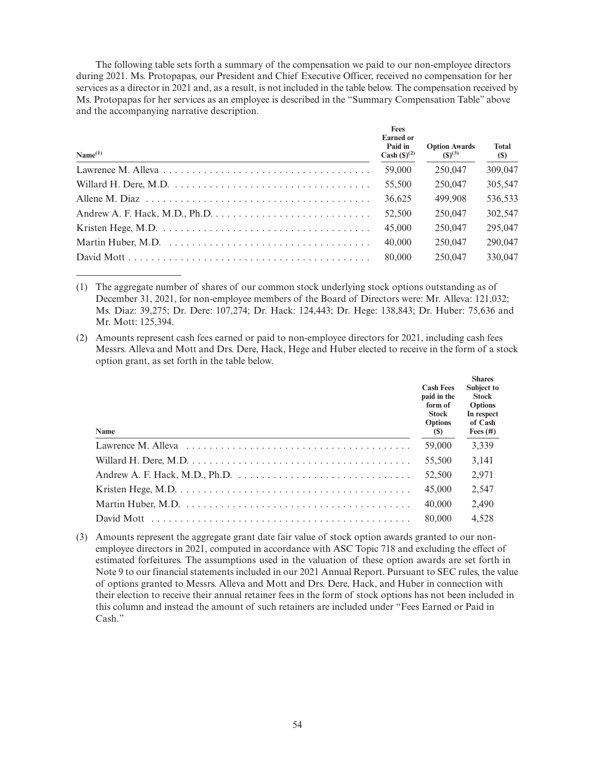The following table sets forth a summary of the compensation we paid to our non-employee directors during 2021. Ms. Protopapas, our President and Chief Executive Officer, received no compensation for her services as a director in 2021 and, as a result, is not included in the table below. The compensation received by Ms. Protopapas for her services as an employee is described in the "Summary Compensation Table" above and the accompanying narrative description.

| Name[(1)] | Fees Earned or Paid in Cash ($)[(2)] | Option Awards ($)[(3)] | Total ($) |
|---|---|---|---|
| Lawrence M. Alleva | 59,000 | 250,047 | 309,047 |
| Willard H. Dere, M.D. | 55,500 | 250,047 | 305,547 |
| Allene M. Diaz | 36,625 | 499,908 | 536,533 |
| Andrew A. F. Hack, M.D., Ph.D. | 52,500 | 250,047 | 302,547 |
| Kristen Hege, M.D. | 45,000 | 250,047 | 295,047 |
| Martin Huber, M.D. | 40,000 | 250,047 | 290,047 |
| David Mott | 80,000 | 250,047 | 330,047 |

(1) The aggregate number of shares of our common stock underlying stock options outstanding as of December 31, 2021, for non-employee members of the Board of Directors were: Mr. Alleva: 121,032; Ms. Diaz: 39,275; Dr. Dere: 107,274; Dr. Hack: 124,443; Dr. Hege: 138,843; Dr. Huber: 75,636 and Mr. Mott: 125,394.

(2) Amounts represent cash fees earned or paid to non-employee directors for 2021, including cash fees Messrs. Alleva and Mott and Drs. Dere, Hack, Hege and Huber elected to receive in the form of a stock option grant, as set forth in the table below.

| Name | Cash Fees paid in the form of Stock Options ($) | Shares Subject to Stock Options In respect of Cash Fees (#) |
|---|---|---|
| Lawrence M. Alleva | 59,000 | 3,339 |
| Willard H. Dere, M.D. | 55,500 | 3,141 |
| Andrew A. F. Hack, M.D., Ph.D. | 52,500 | 2,971 |
| Kristen Hege, M.D. | 45,000 | 2,547 |
| Martin Huber, M.D. | 40,000 | 2,490 |
| David Mott | 80,000 | 4,528 |

(3) Amounts represent the aggregate grant date fair value of stock option awards granted to our non-employee directors in 2021, computed in accordance with ASC Topic 718 and excluding the effect of estimated forfeitures. The assumptions used in the valuation of these option awards are set forth in Note 9 to our financial statements included in our 2021 Annual Report. Pursuant to SEC rules, the value of options granted to Messrs. Alleva and Mott and Drs. Dere, Hack, and Huber in connection with their election to receive their annual retainer fees in the form of stock options has not been included in this column and instead the amount of such retainers are included under "Fees Earned or Paid in Cash."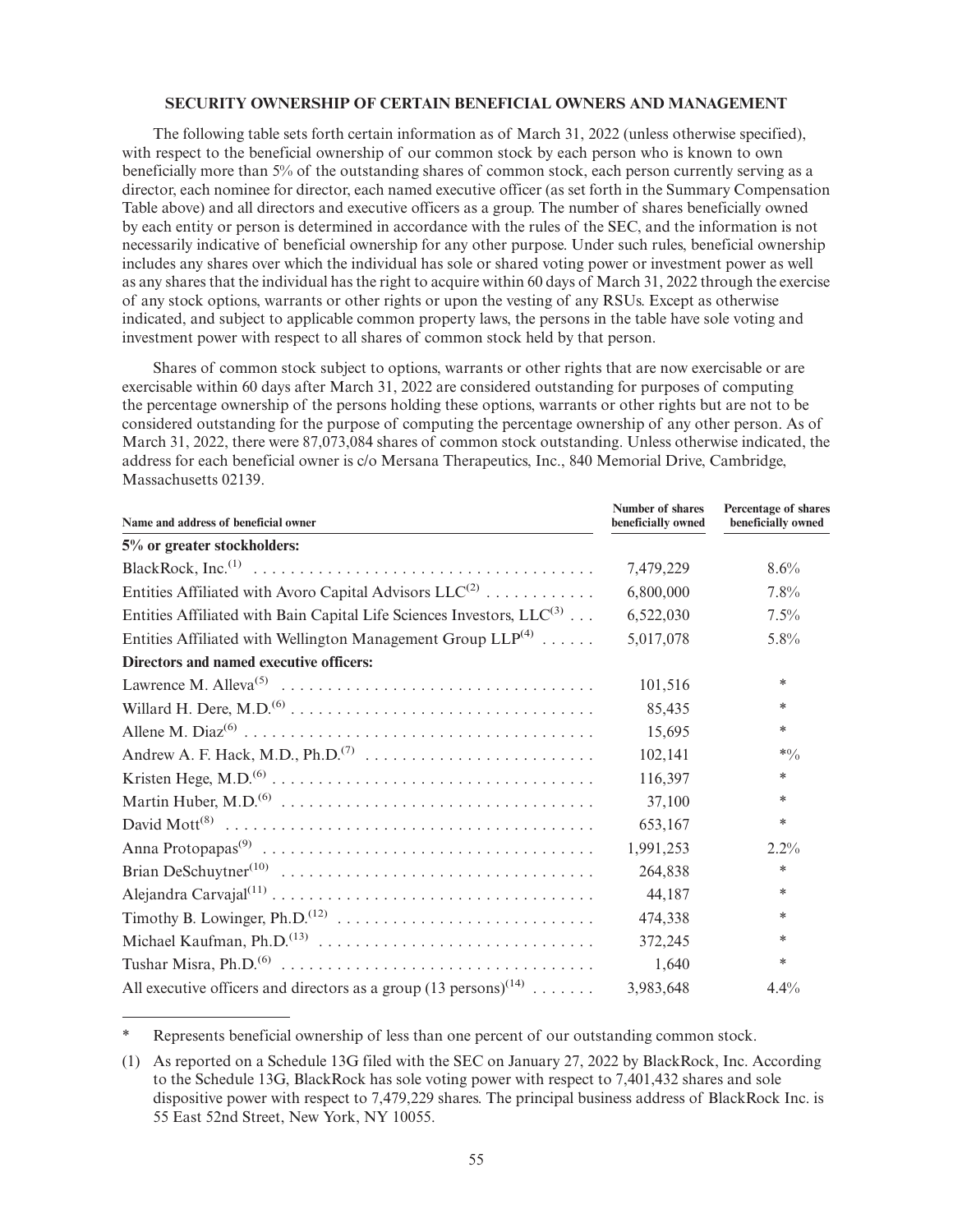## SECURITY OWNERSHIP OF CERTAIN BENEFICIAL OWNERS AND MANAGEMENT

The following table sets forth certain information as of March 31, 2022 (unless otherwise specified), with respect to the beneficial ownership of our common stock by each person who is known to own beneficially more than 5% of the outstanding shares of common stock, each person currently serving as a director, each nominee for director, each named executive officer (as set forth in the Summary Compensation Table above) and all directors and executive officers as a group. The number of shares beneficially owned by each entity or person is determined in accordance with the rules of the SEC, and the information is not necessarily indicative of beneficial ownership for any other purpose. Under such rules, beneficial ownership includes any shares over which the individual has sole or shared voting power or investment power as well as any shares that the individual has the right to acquire within 60 days of March 31, 2022 through the exercise of any stock options, warrants or other rights or upon the vesting of any RSUs. Except as otherwise indicated, and subject to applicable common property laws, the persons in the table have sole voting and investment power with respect to all shares of common stock held by that person.

Shares of common stock subject to options, warrants or other rights that are now exercisable or are exercisable within 60 days after March 31, 2022 are considered outstanding for purposes of computing the percentage ownership of the persons holding these options, warrants or other rights but are not to be considered outstanding for the purpose of computing the percentage ownership of any other person. As of March 31, 2022, there were 87,073,084 shares of common stock outstanding. Unless otherwise indicated, the address for each beneficial owner is c/o Mersana Therapeutics, Inc., 840 Memorial Drive, Cambridge, Massachusetts 02139.

| Name and address of beneficial owner | Number of shares beneficially owned | Percentage of shares beneficially owned |
|---|---|---|
| **5% or greater stockholders:** | | |
| BlackRock, Inc.[(1)] | 7,479,229 | 8.6% |
| Entities Affiliated with Avoro Capital Advisors LLC[(2)] | 6,800,000 | 7.8% |
| Entities Affiliated with Bain Capital Life Sciences Investors, LLC[(3)] | 6,522,030 | 7.5% |
| Entities Affiliated with Wellington Management Group LLP[(4)] | 5,017,078 | 5.8% |
| **Directors and named executive officers:** | | |
| Lawrence M. Alleva[(5)] | 101,516 | * |
| Willard H. Dere, M.D.[(6)] | 85,435 | * |
| Allene M. Diaz[(6)] | 15,695 | * |
| Andrew A. F. Hack, M.D., Ph.D.[(7)] | 102,141 | *% |
| Kristen Hege, M.D.[(6)] | 116,397 | * |
| Martin Huber, M.D.[(6)] | 37,100 | * |
| David Mott[(8)] | 653,167 | * |
| Anna Protopapas[(9)] | 1,991,253 | 2.2% |
| Brian DeSchuytner[(10)] | 264,838 | * |
| Alejandra Carvajal[(11)] | 44,187 | * |
| Timothy B. Lowinger, Ph.D.[(12)] | 474,338 | * |
| Michael Kaufman, Ph.D.[(13)] | 372,245 | * |
| Tushar Misra, Ph.D.[(6)] | 1,640 | * |
| All executive officers and directors as a group (13 persons)[(14)] | 3,983,648 | 4.4% |

\* Represents beneficial ownership of less than one percent of our outstanding common stock.

(1) As reported on a Schedule 13G filed with the SEC on January 27, 2022 by BlackRock, Inc. According to the Schedule 13G, BlackRock has sole voting power with respect to 7,401,432 shares and sole dispositive power with respect to 7,479,229 shares. The principal business address of BlackRock Inc. is 55 East 52nd Street, New York, NY 10055.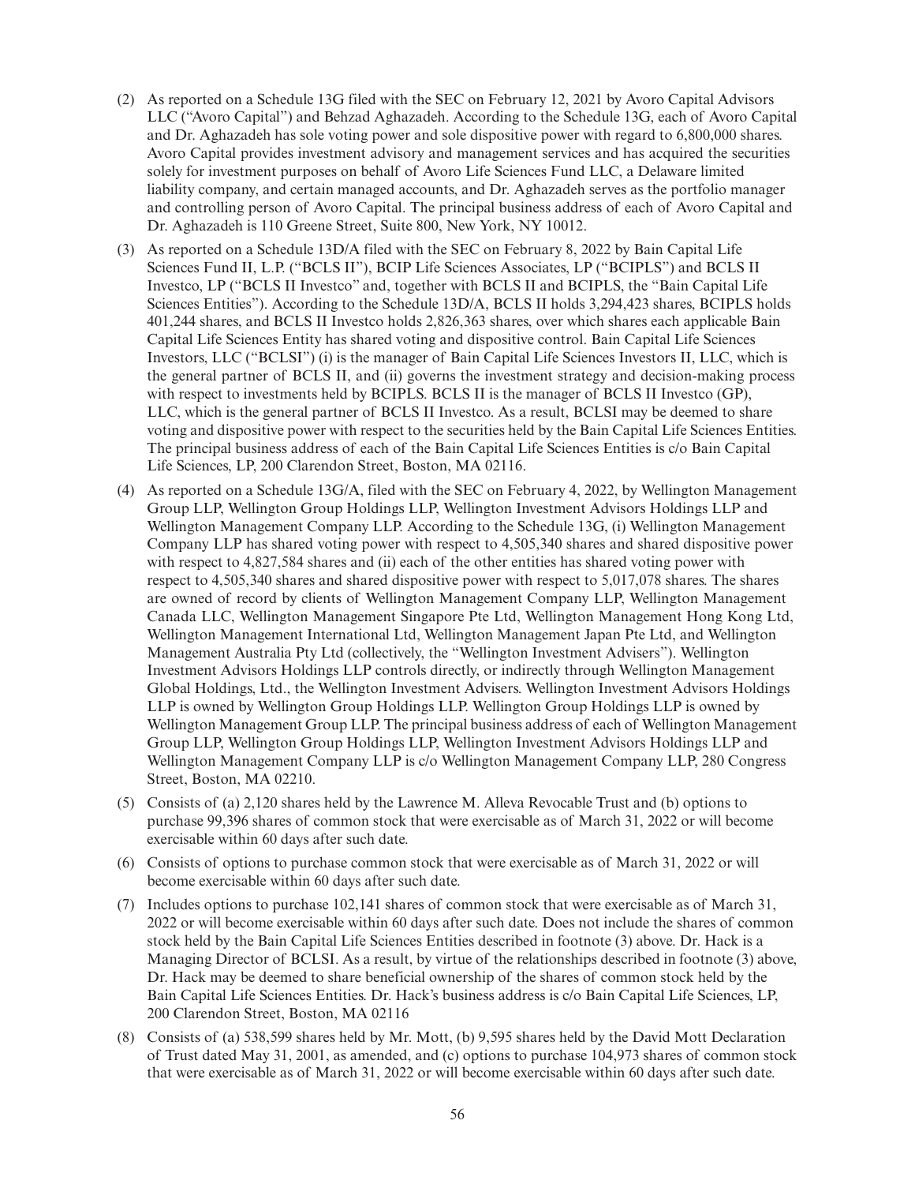(2) As reported on a Schedule 13G filed with the SEC on February 12, 2021 by Avoro Capital Advisors LLC ("Avoro Capital") and Behzad Aghazadeh. According to the Schedule 13G, each of Avoro Capital and Dr. Aghazadeh has sole voting power and sole dispositive power with regard to 6,800,000 shares. Avoro Capital provides investment advisory and management services and has acquired the securities solely for investment purposes on behalf of Avoro Life Sciences Fund LLC, a Delaware limited liability company, and certain managed accounts, and Dr. Aghazadeh serves as the portfolio manager and controlling person of Avoro Capital. The principal business address of each of Avoro Capital and Dr. Aghazadeh is 110 Greene Street, Suite 800, New York, NY 10012.

(3) As reported on a Schedule 13D/A filed with the SEC on February 8, 2022 by Bain Capital Life Sciences Fund II, L.P. ("BCLS II"), BCIP Life Sciences Associates, LP ("BCIPLS") and BCLS II Investco, LP ("BCLS II Investco" and, together with BCLS II and BCIPLS, the "Bain Capital Life Sciences Entities"). According to the Schedule 13D/A, BCLS II holds 3,294,423 shares, BCIPLS holds 401,244 shares, and BCLS II Investco holds 2,826,363 shares, over which shares each applicable Bain Capital Life Sciences Entity has shared voting and dispositive control. Bain Capital Life Sciences Investors, LLC ("BCLSI") (i) is the manager of Bain Capital Life Sciences Investors II, LLC, which is the general partner of BCLS II, and (ii) governs the investment strategy and decision-making process with respect to investments held by BCIPLS. BCLS II is the manager of BCLS II Investco (GP), LLC, which is the general partner of BCLS II Investco. As a result, BCLSI may be deemed to share voting and dispositive power with respect to the securities held by the Bain Capital Life Sciences Entities. The principal business address of each of the Bain Capital Life Sciences Entities is c/o Bain Capital Life Sciences, LP, 200 Clarendon Street, Boston, MA 02116.

(4) As reported on a Schedule 13G/A, filed with the SEC on February 4, 2022, by Wellington Management Group LLP, Wellington Group Holdings LLP, Wellington Investment Advisors Holdings LLP and Wellington Management Company LLP. According to the Schedule 13G, (i) Wellington Management Company LLP has shared voting power with respect to 4,505,340 shares and shared dispositive power with respect to 4,827,584 shares and (ii) each of the other entities has shared voting power with respect to 4,505,340 shares and shared dispositive power with respect to 5,017,078 shares. The shares are owned of record by clients of Wellington Management Company LLP, Wellington Management Canada LLC, Wellington Management Singapore Pte Ltd, Wellington Management Hong Kong Ltd, Wellington Management International Ltd, Wellington Management Japan Pte Ltd, and Wellington Management Australia Pty Ltd (collectively, the "Wellington Investment Advisers"). Wellington Investment Advisors Holdings LLP controls directly, or indirectly through Wellington Management Global Holdings, Ltd., the Wellington Investment Advisers. Wellington Investment Advisors Holdings LLP is owned by Wellington Group Holdings LLP. Wellington Group Holdings LLP is owned by Wellington Management Group LLP. The principal business address of each of Wellington Management Group LLP, Wellington Group Holdings LLP, Wellington Investment Advisors Holdings LLP and Wellington Management Company LLP is c/o Wellington Management Company LLP, 280 Congress Street, Boston, MA 02210.

(5) Consists of (a) 2,120 shares held by the Lawrence M. Alleva Revocable Trust and (b) options to purchase 99,396 shares of common stock that were exercisable as of March 31, 2022 or will become exercisable within 60 days after such date.

(6) Consists of options to purchase common stock that were exercisable as of March 31, 2022 or will become exercisable within 60 days after such date.

(7) Includes options to purchase 102,141 shares of common stock that were exercisable as of March 31, 2022 or will become exercisable within 60 days after such date. Does not include the shares of common stock held by the Bain Capital Life Sciences Entities described in footnote (3) above. Dr. Hack is a Managing Director of BCLSI. As a result, by virtue of the relationships described in footnote (3) above, Dr. Hack may be deemed to share beneficial ownership of the shares of common stock held by the Bain Capital Life Sciences Entities. Dr. Hack's business address is c/o Bain Capital Life Sciences, LP, 200 Clarendon Street, Boston, MA 02116

(8) Consists of (a) 538,599 shares held by Mr. Mott, (b) 9,595 shares held by the David Mott Declaration of Trust dated May 31, 2001, as amended, and (c) options to purchase 104,973 shares of common stock that were exercisable as of March 31, 2022 or will become exercisable within 60 days after such date.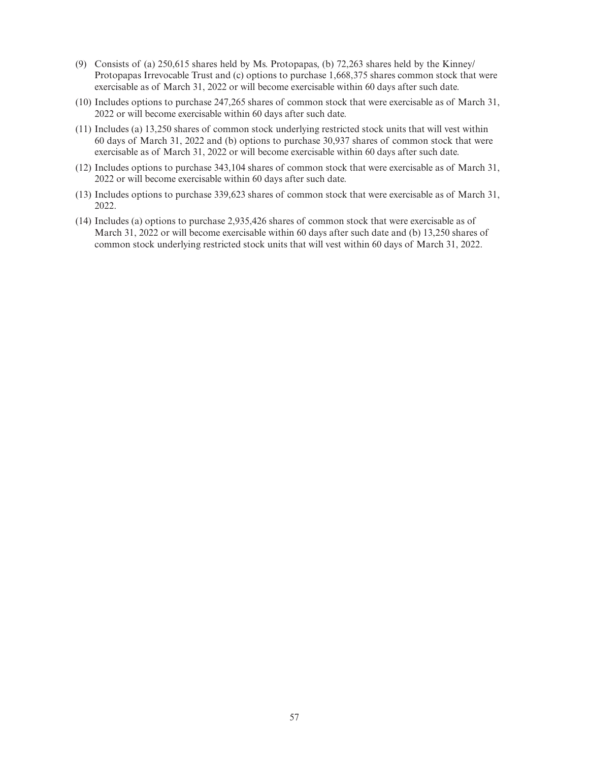(9) Consists of (a) 250,615 shares held by Ms. Protopapas, (b) 72,263 shares held by the Kinney/Protopapas Irrevocable Trust and (c) options to purchase 1,668,375 shares common stock that were exercisable as of March 31, 2022 or will become exercisable within 60 days after such date.

(10) Includes options to purchase 247,265 shares of common stock that were exercisable as of March 31, 2022 or will become exercisable within 60 days after such date.

(11) Includes (a) 13,250 shares of common stock underlying restricted stock units that will vest within 60 days of March 31, 2022 and (b) options to purchase 30,937 shares of common stock that were exercisable as of March 31, 2022 or will become exercisable within 60 days after such date.

(12) Includes options to purchase 343,104 shares of common stock that were exercisable as of March 31, 2022 or will become exercisable within 60 days after such date.

(13) Includes options to purchase 339,623 shares of common stock that were exercisable as of March 31, 2022.

(14) Includes (a) options to purchase 2,935,426 shares of common stock that were exercisable as of March 31, 2022 or will become exercisable within 60 days after such date and (b) 13,250 shares of common stock underlying restricted stock units that will vest within 60 days of March 31, 2022.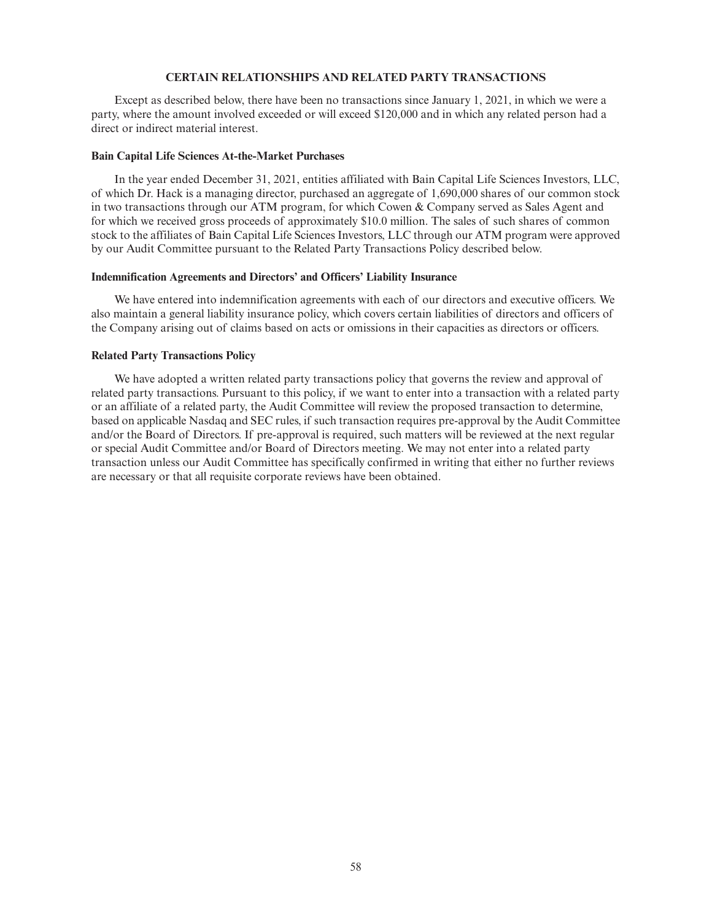## CERTAIN RELATIONSHIPS AND RELATED PARTY TRANSACTIONS

Except as described below, there have been no transactions since January 1, 2021, in which we were a party, where the amount involved exceeded or will exceed $120,000 and in which any related person had a direct or indirect material interest.

### Bain Capital Life Sciences At-the-Market Purchases

In the year ended December 31, 2021, entities affiliated with Bain Capital Life Sciences Investors, LLC, of which Dr. Hack is a managing director, purchased an aggregate of 1,690,000 shares of our common stock in two transactions through our ATM program, for which Cowen & Company served as Sales Agent and for which we received gross proceeds of approximately $10.0 million. The sales of such shares of common stock to the affiliates of Bain Capital Life Sciences Investors, LLC through our ATM program were approved by our Audit Committee pursuant to the Related Party Transactions Policy described below.

### Indemnification Agreements and Directors' and Officers' Liability Insurance

We have entered into indemnification agreements with each of our directors and executive officers. We also maintain a general liability insurance policy, which covers certain liabilities of directors and officers of the Company arising out of claims based on acts or omissions in their capacities as directors or officers.

### Related Party Transactions Policy

We have adopted a written related party transactions policy that governs the review and approval of related party transactions. Pursuant to this policy, if we want to enter into a transaction with a related party or an affiliate of a related party, the Audit Committee will review the proposed transaction to determine, based on applicable Nasdaq and SEC rules, if such transaction requires pre-approval by the Audit Committee and/or the Board of Directors. If pre-approval is required, such matters will be reviewed at the next regular or special Audit Committee and/or Board of Directors meeting. We may not enter into a related party transaction unless our Audit Committee has specifically confirmed in writing that either no further reviews are necessary or that all requisite corporate reviews have been obtained.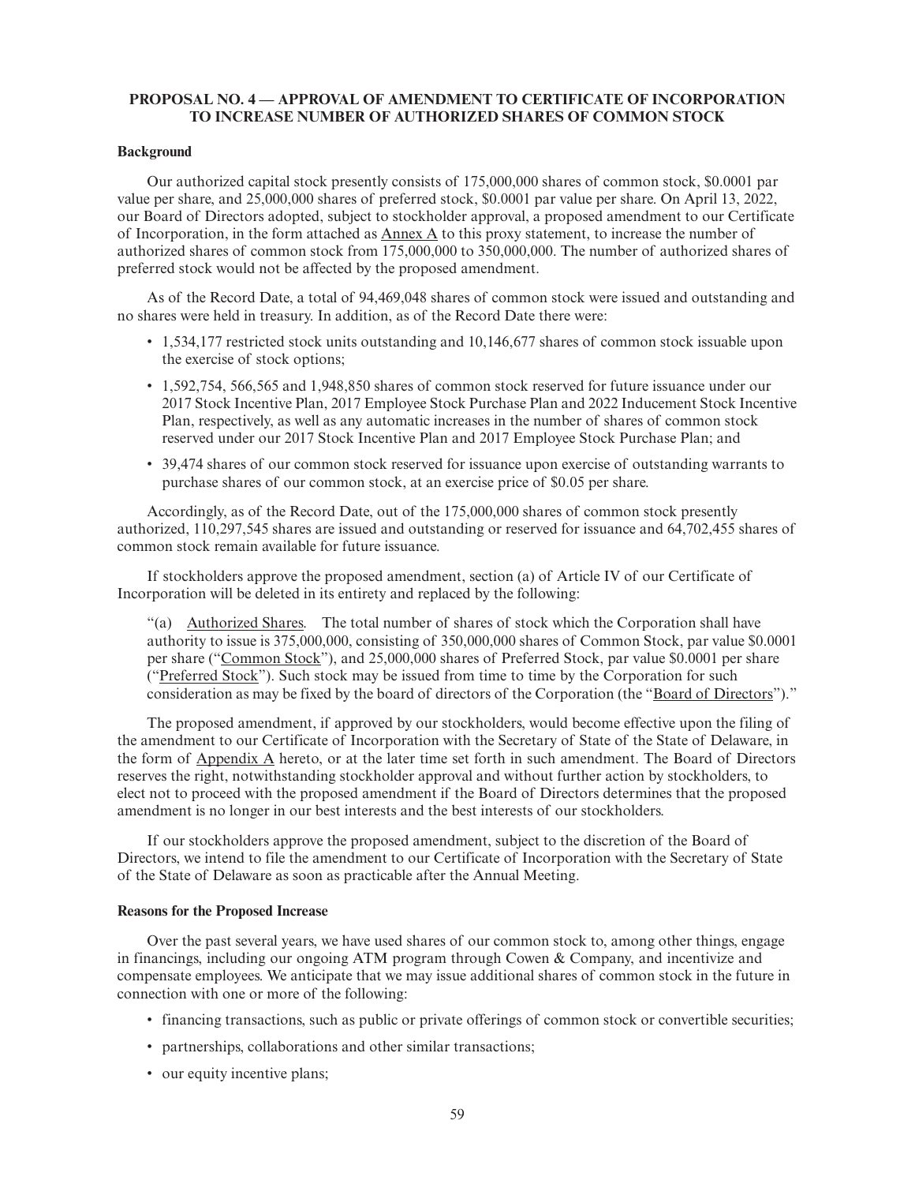## PROPOSAL NO. 4 — APPROVAL OF AMENDMENT TO CERTIFICATE OF INCORPORATION TO INCREASE NUMBER OF AUTHORIZED SHARES OF COMMON STOCK

### Background

Our authorized capital stock presently consists of 175,000,000 shares of common stock, $0.0001 par value per share, and 25,000,000 shares of preferred stock, $0.0001 par value per share. On April 13, 2022, our Board of Directors adopted, subject to stockholder approval, a proposed amendment to our Certificate of Incorporation, in the form attached as Annex A to this proxy statement, to increase the number of authorized shares of common stock from 175,000,000 to 350,000,000. The number of authorized shares of preferred stock would not be affected by the proposed amendment.

As of the Record Date, a total of 94,469,048 shares of common stock were issued and outstanding and no shares were held in treasury. In addition, as of the Record Date there were:

- 1,534,177 restricted stock units outstanding and 10,146,677 shares of common stock issuable upon the exercise of stock options;
- 1,592,754, 566,565 and 1,948,850 shares of common stock reserved for future issuance under our 2017 Stock Incentive Plan, 2017 Employee Stock Purchase Plan and 2022 Inducement Stock Incentive Plan, respectively, as well as any automatic increases in the number of shares of common stock reserved under our 2017 Stock Incentive Plan and 2017 Employee Stock Purchase Plan; and
- 39,474 shares of our common stock reserved for issuance upon exercise of outstanding warrants to purchase shares of our common stock, at an exercise price of $0.05 per share.

Accordingly, as of the Record Date, out of the 175,000,000 shares of common stock presently authorized, 110,297,545 shares are issued and outstanding or reserved for issuance and 64,702,455 shares of common stock remain available for future issuance.

If stockholders approve the proposed amendment, section (a) of Article IV of our Certificate of Incorporation will be deleted in its entirety and replaced by the following:

> "(a) Authorized Shares. The total number of shares of stock which the Corporation shall have authority to issue is 375,000,000, consisting of 350,000,000 shares of Common Stock, par value $0.0001 per share ("Common Stock"), and 25,000,000 shares of Preferred Stock, par value $0.0001 per share ("Preferred Stock"). Such stock may be issued from time to time by the Corporation for such consideration as may be fixed by the board of directors of the Corporation (the "Board of Directors")."

The proposed amendment, if approved by our stockholders, would become effective upon the filing of the amendment to our Certificate of Incorporation with the Secretary of State of the State of Delaware, in the form of Appendix A hereto, or at the later time set forth in such amendment. The Board of Directors reserves the right, notwithstanding stockholder approval and without further action by stockholders, to elect not to proceed with the proposed amendment if the Board of Directors determines that the proposed amendment is no longer in our best interests and the best interests of our stockholders.

If our stockholders approve the proposed amendment, subject to the discretion of the Board of Directors, we intend to file the amendment to our Certificate of Incorporation with the Secretary of State of the State of Delaware as soon as practicable after the Annual Meeting.

### Reasons for the Proposed Increase

Over the past several years, we have used shares of our common stock to, among other things, engage in financings, including our ongoing ATM program through Cowen & Company, and incentivize and compensate employees. We anticipate that we may issue additional shares of common stock in the future in connection with one or more of the following:

- financing transactions, such as public or private offerings of common stock or convertible securities;
- partnerships, collaborations and other similar transactions;
- our equity incentive plans;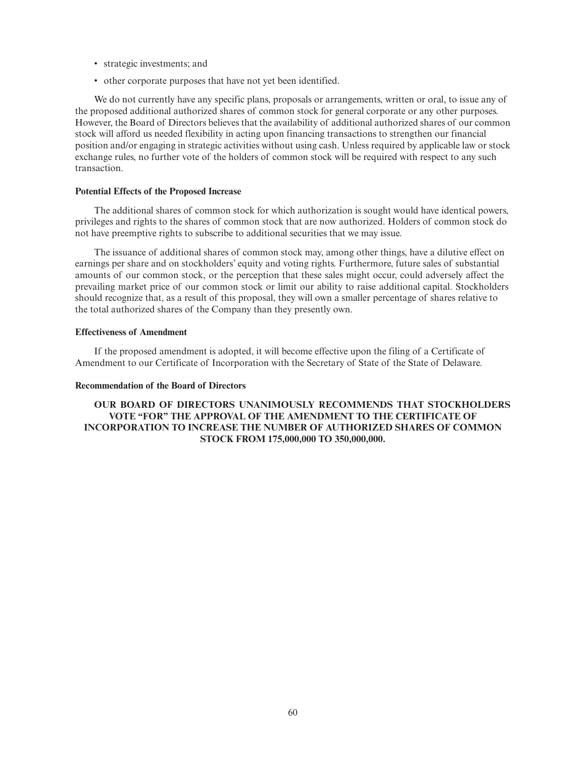- strategic investments; and
- other corporate purposes that have not yet been identified.

We do not currently have any specific plans, proposals or arrangements, written or oral, to issue any of the proposed additional authorized shares of common stock for general corporate or any other purposes. However, the Board of Directors believes that the availability of additional authorized shares of our common stock will afford us needed flexibility in acting upon financing transactions to strengthen our financial position and/or engaging in strategic activities without using cash. Unless required by applicable law or stock exchange rules, no further vote of the holders of common stock will be required with respect to any such transaction.

**Potential Effects of the Proposed Increase**

The additional shares of common stock for which authorization is sought would have identical powers, privileges and rights to the shares of common stock that are now authorized. Holders of common stock do not have preemptive rights to subscribe to additional securities that we may issue.

The issuance of additional shares of common stock may, among other things, have a dilutive effect on earnings per share and on stockholders' equity and voting rights. Furthermore, future sales of substantial amounts of our common stock, or the perception that these sales might occur, could adversely affect the prevailing market price of our common stock or limit our ability to raise additional capital. Stockholders should recognize that, as a result of this proposal, they will own a smaller percentage of shares relative to the total authorized shares of the Company than they presently own.

**Effectiveness of Amendment**

If the proposed amendment is adopted, it will become effective upon the filing of a Certificate of Amendment to our Certificate of Incorporation with the Secretary of State of the State of Delaware.

**Recommendation of the Board of Directors**

**OUR BOARD OF DIRECTORS UNANIMOUSLY RECOMMENDS THAT STOCKHOLDERS VOTE "FOR" THE APPROVAL OF THE AMENDMENT TO THE CERTIFICATE OF INCORPORATION TO INCREASE THE NUMBER OF AUTHORIZED SHARES OF COMMON STOCK FROM 175,000,000 TO 350,000,000.**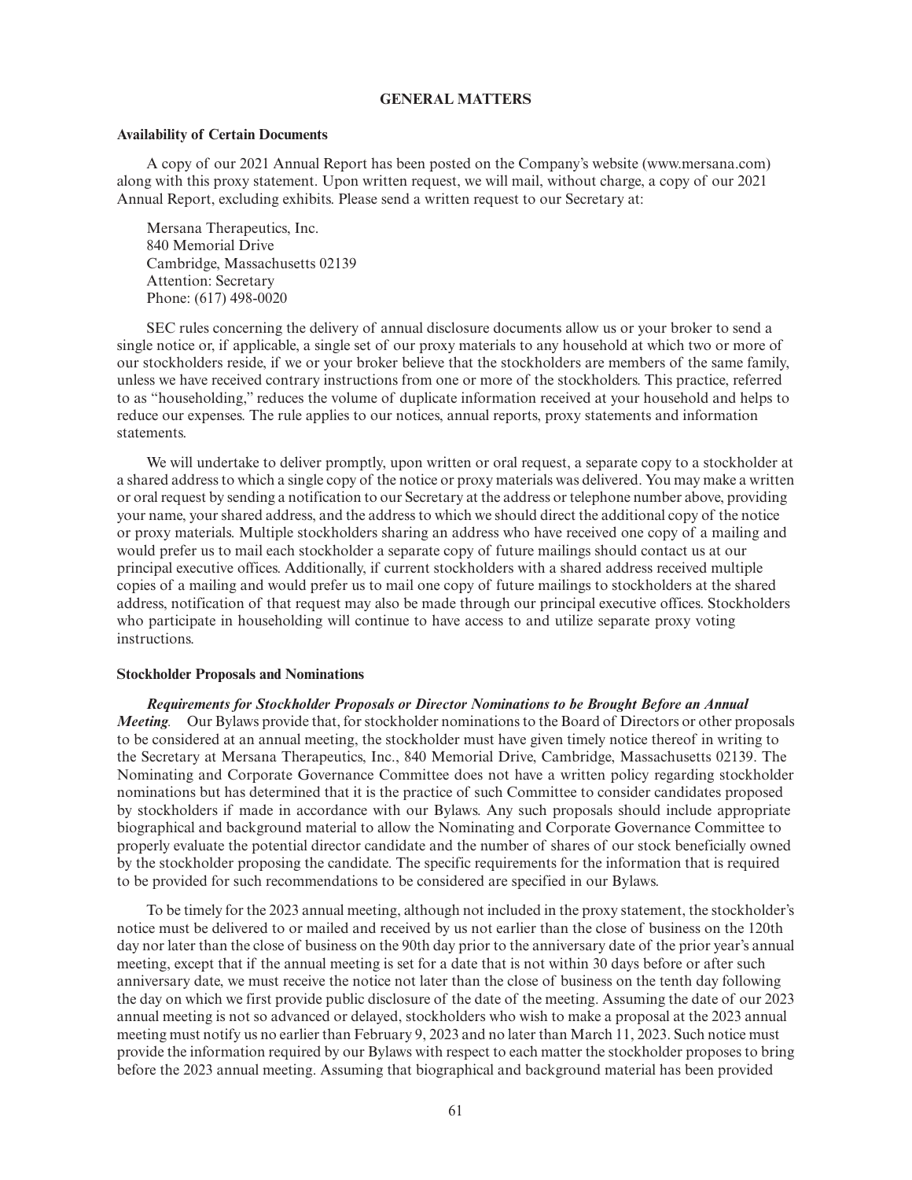## GENERAL MATTERS

### Availability of Certain Documents

A copy of our 2021 Annual Report has been posted on the Company's website (www.mersana.com) along with this proxy statement. Upon written request, we will mail, without charge, a copy of our 2021 Annual Report, excluding exhibits. Please send a written request to our Secretary at:

Mersana Therapeutics, Inc.
840 Memorial Drive
Cambridge, Massachusetts 02139
Attention: Secretary
Phone: (617) 498-0020

SEC rules concerning the delivery of annual disclosure documents allow us or your broker to send a single notice or, if applicable, a single set of our proxy materials to any household at which two or more of our stockholders reside, if we or your broker believe that the stockholders are members of the same family, unless we have received contrary instructions from one or more of the stockholders. This practice, referred to as "householding," reduces the volume of duplicate information received at your household and helps to reduce our expenses. The rule applies to our notices, annual reports, proxy statements and information statements.

We will undertake to deliver promptly, upon written or oral request, a separate copy to a stockholder at a shared address to which a single copy of the notice or proxy materials was delivered. You may make a written or oral request by sending a notification to our Secretary at the address or telephone number above, providing your name, your shared address, and the address to which we should direct the additional copy of the notice or proxy materials. Multiple stockholders sharing an address who have received one copy of a mailing and would prefer us to mail each stockholder a separate copy of future mailings should contact us at our principal executive offices. Additionally, if current stockholders with a shared address received multiple copies of a mailing and would prefer us to mail one copy of future mailings to stockholders at the shared address, notification of that request may also be made through our principal executive offices. Stockholders who participate in householding will continue to have access to and utilize separate proxy voting instructions.

### Stockholder Proposals and Nominations

***Requirements for Stockholder Proposals or Director Nominations to be Brought Before an Annual Meeting.*** Our Bylaws provide that, for stockholder nominations to the Board of Directors or other proposals to be considered at an annual meeting, the stockholder must have given timely notice thereof in writing to the Secretary at Mersana Therapeutics, Inc., 840 Memorial Drive, Cambridge, Massachusetts 02139. The Nominating and Corporate Governance Committee does not have a written policy regarding stockholder nominations but has determined that it is the practice of such Committee to consider candidates proposed by stockholders if made in accordance with our Bylaws. Any such proposals should include appropriate biographical and background material to allow the Nominating and Corporate Governance Committee to properly evaluate the potential director candidate and the number of shares of our stock beneficially owned by the stockholder proposing the candidate. The specific requirements for the information that is required to be provided for such recommendations to be considered are specified in our Bylaws.

To be timely for the 2023 annual meeting, although not included in the proxy statement, the stockholder's notice must be delivered to or mailed and received by us not earlier than the close of business on the 120th day nor later than the close of business on the 90th day prior to the anniversary date of the prior year's annual meeting, except that if the annual meeting is set for a date that is not within 30 days before or after such anniversary date, we must receive the notice not later than the close of business on the tenth day following the day on which we first provide public disclosure of the date of the meeting. Assuming the date of our 2023 annual meeting is not so advanced or delayed, stockholders who wish to make a proposal at the 2023 annual meeting must notify us no earlier than February 9, 2023 and no later than March 11, 2023. Such notice must provide the information required by our Bylaws with respect to each matter the stockholder proposes to bring before the 2023 annual meeting. Assuming that biographical and background material has been provided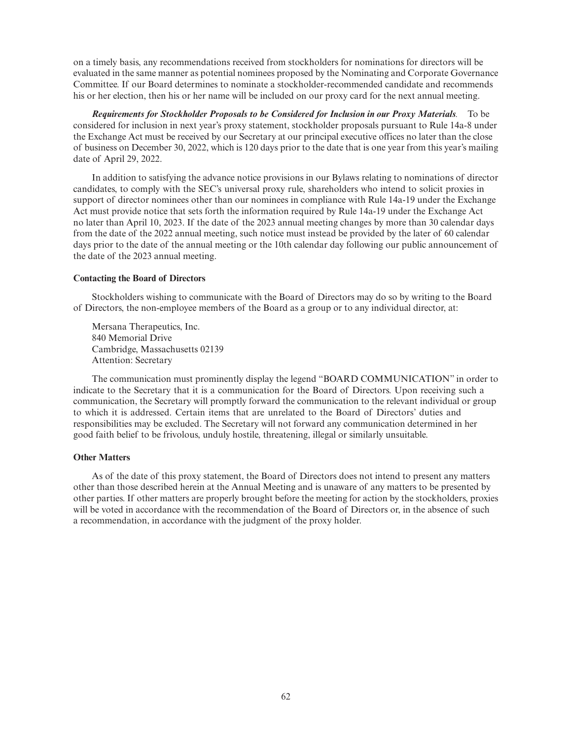on a timely basis, any recommendations received from stockholders for nominations for directors will be evaluated in the same manner as potential nominees proposed by the Nominating and Corporate Governance Committee. If our Board determines to nominate a stockholder-recommended candidate and recommends his or her election, then his or her name will be included on our proxy card for the next annual meeting.

***Requirements for Stockholder Proposals to be Considered for Inclusion in our Proxy Materials.*** To be considered for inclusion in next year's proxy statement, stockholder proposals pursuant to Rule 14a-8 under the Exchange Act must be received by our Secretary at our principal executive offices no later than the close of business on December 30, 2022, which is 120 days prior to the date that is one year from this year's mailing date of April 29, 2022.

In addition to satisfying the advance notice provisions in our Bylaws relating to nominations of director candidates, to comply with the SEC's universal proxy rule, shareholders who intend to solicit proxies in support of director nominees other than our nominees in compliance with Rule 14a-19 under the Exchange Act must provide notice that sets forth the information required by Rule 14a-19 under the Exchange Act no later than April 10, 2023. If the date of the 2023 annual meeting changes by more than 30 calendar days from the date of the 2022 annual meeting, such notice must instead be provided by the later of 60 calendar days prior to the date of the annual meeting or the 10th calendar day following our public announcement of the date of the 2023 annual meeting.

**Contacting the Board of Directors**

Stockholders wishing to communicate with the Board of Directors may do so by writing to the Board of Directors, the non-employee members of the Board as a group or to any individual director, at:

Mersana Therapeutics, Inc.
840 Memorial Drive
Cambridge, Massachusetts 02139
Attention: Secretary

The communication must prominently display the legend "BOARD COMMUNICATION" in order to indicate to the Secretary that it is a communication for the Board of Directors. Upon receiving such a communication, the Secretary will promptly forward the communication to the relevant individual or group to which it is addressed. Certain items that are unrelated to the Board of Directors' duties and responsibilities may be excluded. The Secretary will not forward any communication determined in her good faith belief to be frivolous, unduly hostile, threatening, illegal or similarly unsuitable.

**Other Matters**

As of the date of this proxy statement, the Board of Directors does not intend to present any matters other than those described herein at the Annual Meeting and is unaware of any matters to be presented by other parties. If other matters are properly brought before the meeting for action by the stockholders, proxies will be voted in accordance with the recommendation of the Board of Directors or, in the absence of such a recommendation, in accordance with the judgment of the proxy holder.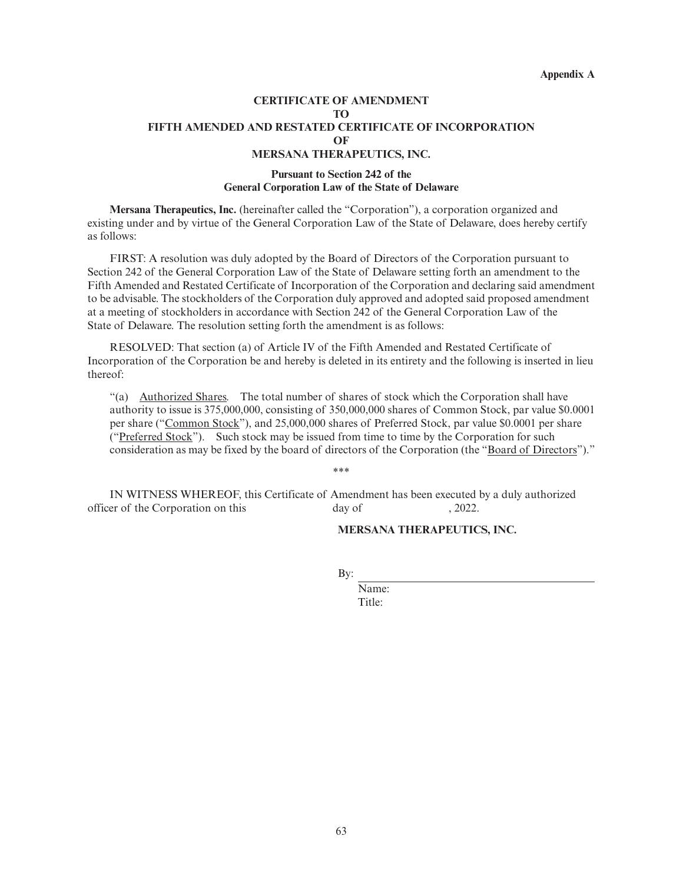Appendix A

# CERTIFICATE OF AMENDMENT
# TO
# FIFTH AMENDED AND RESTATED CERTIFICATE OF INCORPORATION
# OF
# MERSANA THERAPEUTICS, INC.

**Pursuant to Section 242 of the General Corporation Law of the State of Delaware**

**Mersana Therapeutics, Inc.** (hereinafter called the "Corporation"), a corporation organized and existing under and by virtue of the General Corporation Law of the State of Delaware, does hereby certify as follows:

FIRST: A resolution was duly adopted by the Board of Directors of the Corporation pursuant to Section 242 of the General Corporation Law of the State of Delaware setting forth an amendment to the Fifth Amended and Restated Certificate of Incorporation of the Corporation and declaring said amendment to be advisable. The stockholders of the Corporation duly approved and adopted said proposed amendment at a meeting of stockholders in accordance with Section 242 of the General Corporation Law of the State of Delaware. The resolution setting forth the amendment is as follows:

RESOLVED: That section (a) of Article IV of the Fifth Amended and Restated Certificate of Incorporation of the Corporation be and hereby is deleted in its entirety and the following is inserted in lieu thereof:

"(a) Authorized Shares. The total number of shares of stock which the Corporation shall have authority to issue is 375,000,000, consisting of 350,000,000 shares of Common Stock, par value $0.0001 per share ("Common Stock"), and 25,000,000 shares of Preferred Stock, par value $0.0001 per share ("Preferred Stock"). Such stock may be issued from time to time by the Corporation for such consideration as may be fixed by the board of directors of the Corporation (the "Board of Directors")."

***

IN WITNESS WHEREOF, this Certificate of Amendment has been executed by a duly authorized officer of the Corporation on this \_\_\_\_\_\_ day of \_\_\_\_\_\_\_\_\_\_, 2022.

**MERSANA THERAPEUTICS, INC.**

By: \_\_\_\_\_\_\_\_\_\_\_\_\_\_\_\_\_\_\_\_\_\_\_\_\_\_\_\_\_\_

Name:

Title: